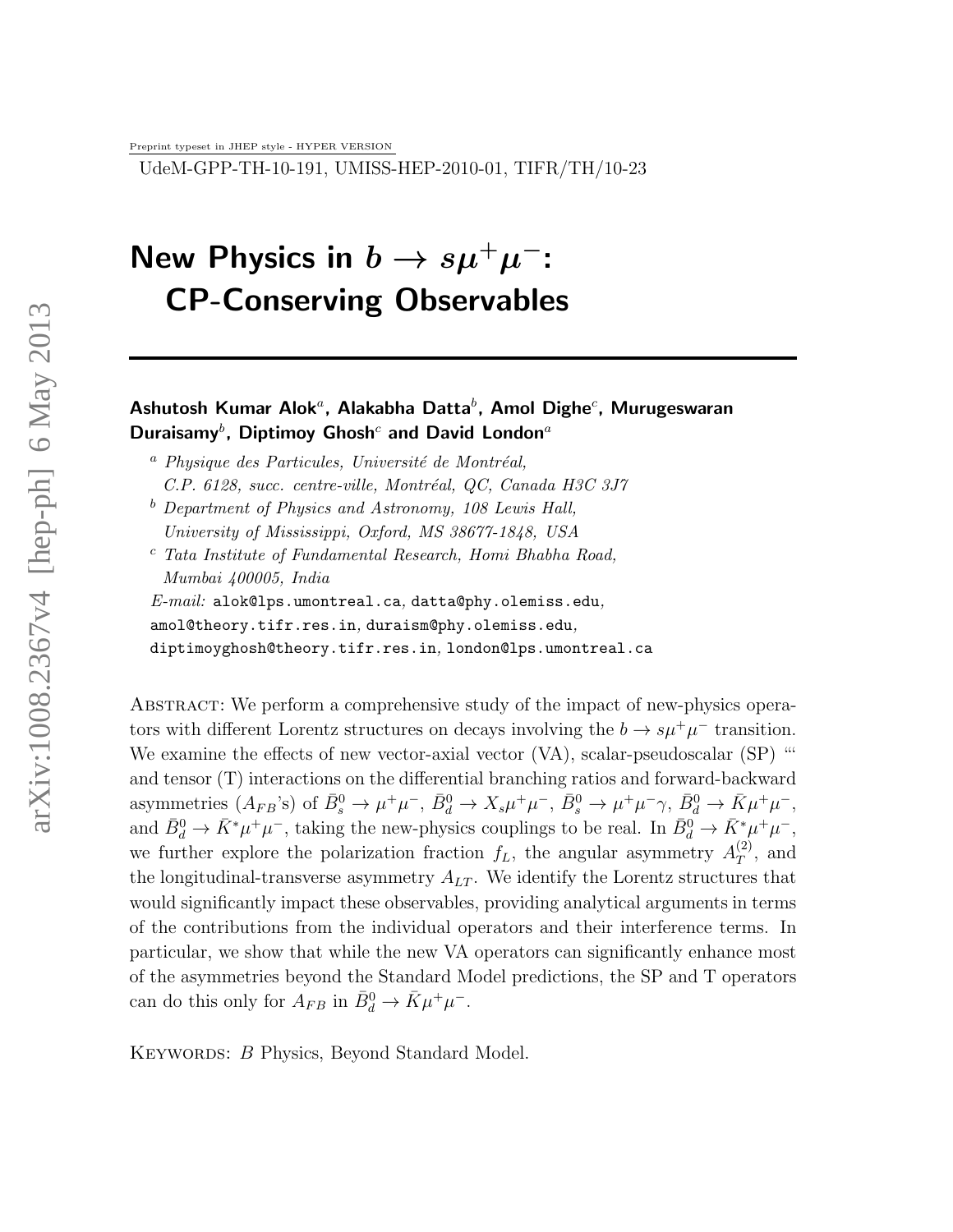Preprint typeset in JHEP style - HYPER VERSION

UdeM-GPP-TH-10-191, UMISS-HEP-2010-01, TIFR/TH/10-23

# New Physics in $b \to s\mu^+\mu^-$: CP-Conserving Observables

**Ashutosh Kumar Alok[a], Alakabha Datta[b], Amol Dighe[c], Murugeswaran Duraisamy[b], Diptimoy Ghosh[c] and David London[a]**

[a] *Physique des Particules, Université de Montréal, C.P. 6128, succ. centre-ville, Montréal, QC, Canada H3C 3J7*

[b] *Department of Physics and Astronomy, 108 Lewis Hall, University of Mississippi, Oxford, MS 38677-1848, USA*

[c] *Tata Institute of Fundamental Research, Homi Bhabha Road, Mumbai 400005, India*

*E-mail:* alok@lps.umontreal.ca, datta@phy.olemiss.edu, amol@theory.tifr.res.in, duraism@phy.olemiss.edu, diptimoyghosh@theory.tifr.res.in, london@lps.umontreal.ca

Abstract: We perform a comprehensive study of the impact of new-physics operators with different Lorentz structures on decays involving the $b \to s\mu^+\mu^-$ transition. We examine the effects of new vector-axial vector (VA), scalar-pseudoscalar (SP) "' and tensor (T) interactions on the differential branching ratios and forward-backward asymmetries ($A_{FB}$'s) of $\bar{B}_s^0 \to \mu^+\mu^-$, $\bar{B}_d^0 \to X_s\mu^+\mu^-$, $\bar{B}_s^0 \to \mu^+\mu^-\gamma$, $\bar{B}_d^0 \to \bar{K}\mu^+\mu^-$, and $\bar{B}_d^0 \to \bar{K}^*\mu^+\mu^-$, taking the new-physics couplings to be real. In $\bar{B}_d^0 \to \bar{K}^*\mu^+\mu^-$, we further explore the polarization fraction $f_L$, the angular asymmetry $A_T^{(2)}$, and the longitudinal-transverse asymmetry $A_{LT}$. We identify the Lorentz structures that would significantly impact these observables, providing analytical arguments in terms of the contributions from the individual operators and their interference terms. In particular, we show that while the new VA operators can significantly enhance most of the asymmetries beyond the Standard Model predictions, the SP and T operators can do this only for $A_{FB}$ in $\bar{B}_d^0 \to \bar{K}\mu^+\mu^-$.

Keywords: $B$ Physics, Beyond Standard Model.

arXiv:1008.2367v4 [hep-ph] 6 May 2013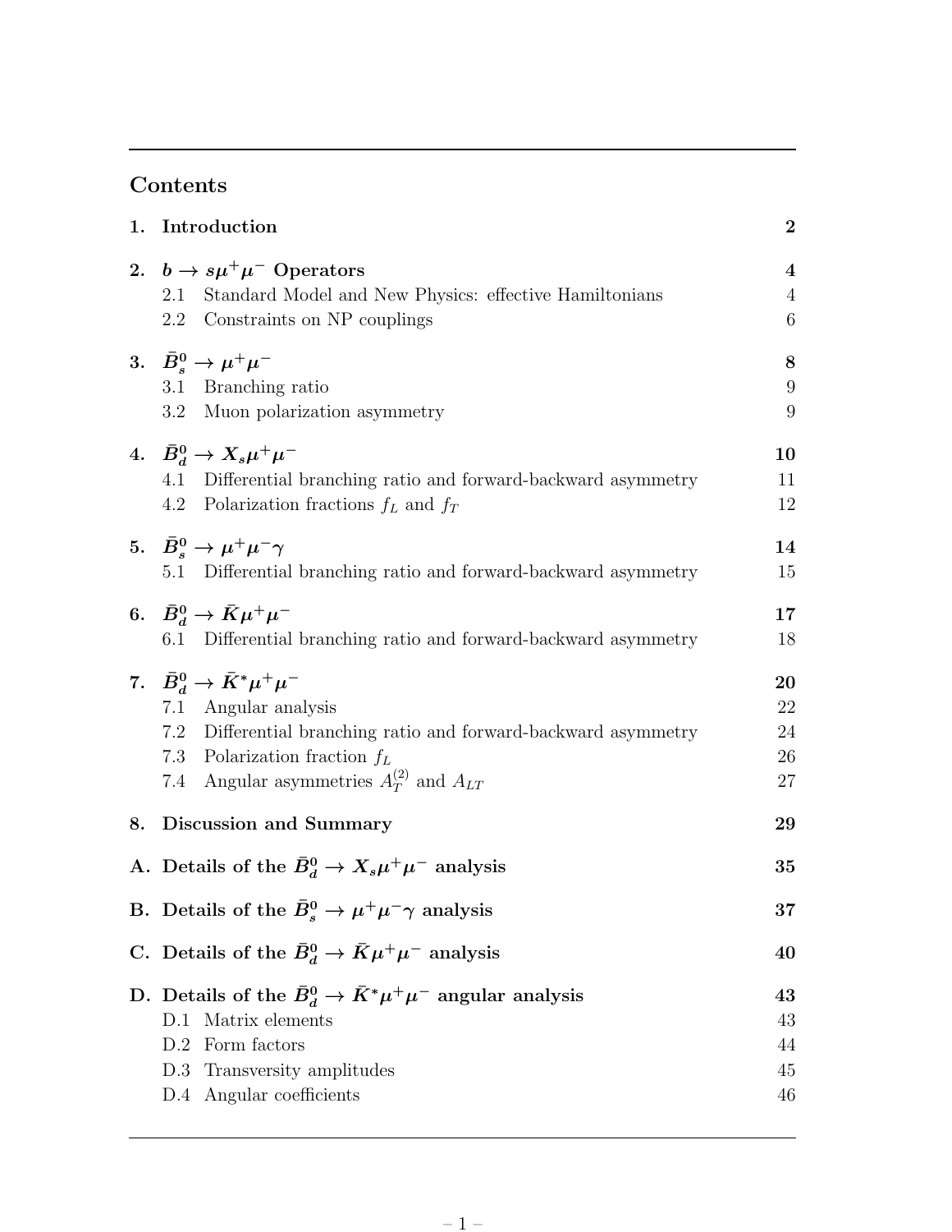## Contents

| | | |
|---|---|---|
| **1.** | **Introduction** | **2** |
| **2.** | **$b \to s\mu^+\mu^-$ Operators** | **4** |
| | 2.1 Standard Model and New Physics: effective Hamiltonians | 4 |
| | 2.2 Constraints on NP couplings | 6 |
| **3.** | **$\bar{B}_s^0 \to \mu^+\mu^-$** | **8** |
| | 3.1 Branching ratio | 9 |
| | 3.2 Muon polarization asymmetry | 9 |
| **4.** | **$\bar{B}_d^0 \to X_s\mu^+\mu^-$** | **10** |
| | 4.1 Differential branching ratio and forward-backward asymmetry | 11 |
| | 4.2 Polarization fractions $f_L$ and $f_T$ | 12 |
| **5.** | **$\bar{B}_s^0 \to \mu^+\mu^-\gamma$** | **14** |
| | 5.1 Differential branching ratio and forward-backward asymmetry | 15 |
| **6.** | **$\bar{B}_d^0 \to \bar{K}\mu^+\mu^-$** | **17** |
| | 6.1 Differential branching ratio and forward-backward asymmetry | 18 |
| **7.** | **$\bar{B}_d^0 \to \bar{K}^*\mu^+\mu^-$** | **20** |
| | 7.1 Angular analysis | 22 |
| | 7.2 Differential branching ratio and forward-backward asymmetry | 24 |
| | 7.3 Polarization fraction $f_L$ | 26 |
| | 7.4 Angular asymmetries $A_T^{(2)}$ and $A_{LT}$ | 27 |
| **8.** | **Discussion and Summary** | **29** |
| **A.** | **Details of the $\bar{B}_d^0 \to X_s\mu^+\mu^-$ analysis** | **35** |
| **B.** | **Details of the $\bar{B}_s^0 \to \mu^+\mu^-\gamma$ analysis** | **37** |
| **C.** | **Details of the $\bar{B}_d^0 \to \bar{K}\mu^+\mu^-$ analysis** | **40** |
| **D.** | **Details of the $\bar{B}_d^0 \to \bar{K}^*\mu^+\mu^-$ angular analysis** | **43** |
| | D.1 Matrix elements | 43 |
| | D.2 Form factors | 44 |
| | D.3 Transversity amplitudes | 45 |
| | D.4 Angular coefficients | 46 |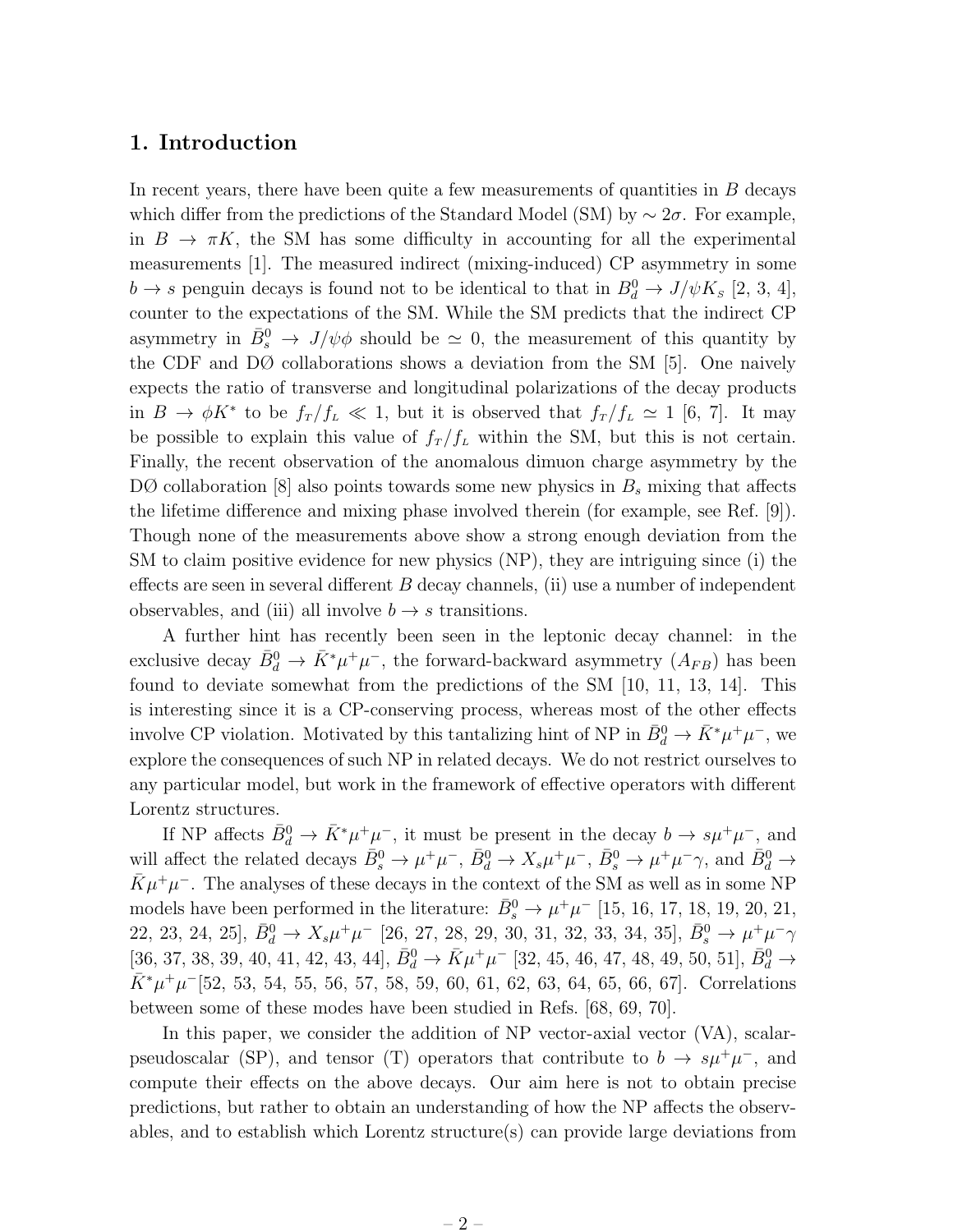## 1. Introduction

In recent years, there have been quite a few measurements of quantities in $B$ decays which differ from the predictions of the Standard Model (SM) by $\sim 2\sigma$. For example, in $B \to \pi K$, the SM has some difficulty in accounting for all the experimental measurements [1]. The measured indirect (mixing-induced) CP asymmetry in some $b \to s$ penguin decays is found not to be identical to that in $B_d^0 \to J/\psi K_S$ [2, 3, 4], counter to the expectations of the SM. While the SM predicts that the indirect CP asymmetry in $\bar{B}_s^0 \to J/\psi\phi$ should be $\simeq 0$, the measurement of this quantity by the CDF and DØ collaborations shows a deviation from the SM [5]. One naively expects the ratio of transverse and longitudinal polarizations of the decay products in $B \to \phi K^*$ to be $f_T/f_L \ll 1$, but it is observed that $f_T/f_L \simeq 1$ [6, 7]. It may be possible to explain this value of $f_T/f_L$ within the SM, but this is not certain. Finally, the recent observation of the anomalous dimuon charge asymmetry by the DØ collaboration [8] also points towards some new physics in $B_s$ mixing that affects the lifetime difference and mixing phase involved therein (for example, see Ref. [9]). Though none of the measurements above show a strong enough deviation from the SM to claim positive evidence for new physics (NP), they are intriguing since (i) the effects are seen in several different $B$ decay channels, (ii) use a number of independent observables, and (iii) all involve $b \to s$ transitions.

A further hint has recently been seen in the leptonic decay channel: in the exclusive decay $\bar{B}_d^0 \to \bar{K}^*\mu^+\mu^-$, the forward-backward asymmetry ($A_{FB}$) has been found to deviate somewhat from the predictions of the SM [10, 11, 13, 14]. This is interesting since it is a CP-conserving process, whereas most of the other effects involve CP violation. Motivated by this tantalizing hint of NP in $\bar{B}_d^0 \to \bar{K}^*\mu^+\mu^-$, we explore the consequences of such NP in related decays. We do not restrict ourselves to any particular model, but work in the framework of effective operators with different Lorentz structures.

If NP affects $\bar{B}_d^0 \to \bar{K}^*\mu^+\mu^-$, it must be present in the decay $b \to s\mu^+\mu^-$, and will affect the related decays $\bar{B}_s^0 \to \mu^+\mu^-$, $\bar{B}_d^0 \to X_s\mu^+\mu^-$, $\bar{B}_s^0 \to \mu^+\mu^-\gamma$, and $\bar{B}_d^0 \to \bar{K}\mu^+\mu^-$. The analyses of these decays in the context of the SM as well as in some NP models have been performed in the literature: $\bar{B}_s^0 \to \mu^+\mu^-$ [15, 16, 17, 18, 19, 20, 21, 22, 23, 24, 25], $\bar{B}_d^0 \to X_s\mu^+\mu^-$ [26, 27, 28, 29, 30, 31, 32, 33, 34, 35], $\bar{B}_s^0 \to \mu^+\mu^-\gamma$ [36, 37, 38, 39, 40, 41, 42, 43, 44], $\bar{B}_d^0 \to \bar{K}\mu^+\mu^-$ [32, 45, 46, 47, 48, 49, 50, 51], $\bar{B}_d^0 \to \bar{K}^*\mu^+\mu^-$[52, 53, 54, 55, 56, 57, 58, 59, 60, 61, 62, 63, 64, 65, 66, 67]. Correlations between some of these modes have been studied in Refs. [68, 69, 70].

In this paper, we consider the addition of NP vector-axial vector (VA), scalar-pseudoscalar (SP), and tensor (T) operators that contribute to $b \to s\mu^+\mu^-$, and compute their effects on the above decays. Our aim here is not to obtain precise predictions, but rather to obtain an understanding of how the NP affects the observables, and to establish which Lorentz structure(s) can provide large deviations from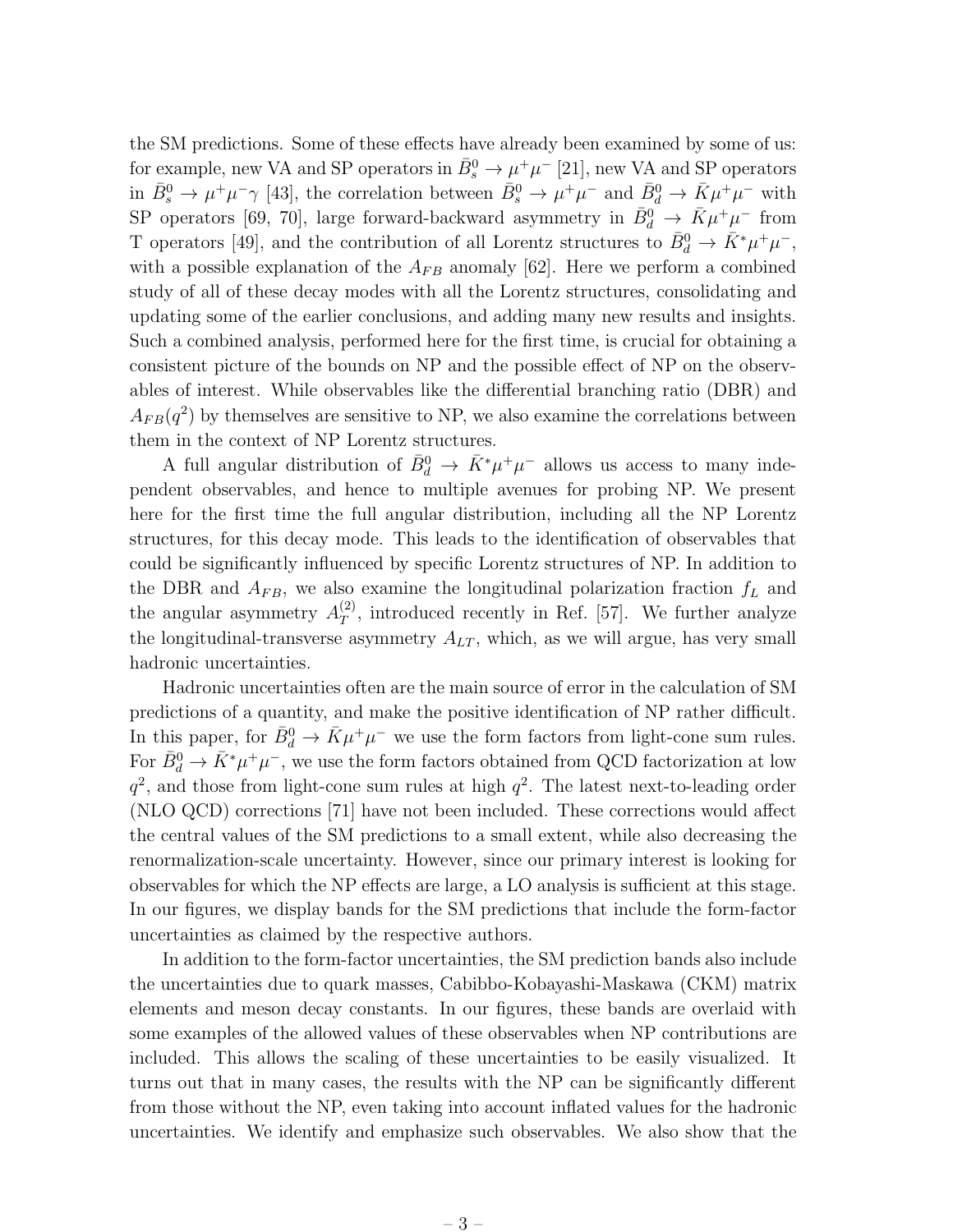the SM predictions. Some of these effects have already been examined by some of us: for example, new VA and SP operators in $\bar{B}_s^0 \to \mu^+\mu^-$ [21], new VA and SP operators in $\bar{B}_s^0 \to \mu^+\mu^-\gamma$ [43], the correlation between $\bar{B}_s^0 \to \mu^+\mu^-$ and $\bar{B}_d^0 \to \bar{K}\mu^+\mu^-$ with SP operators [69, 70], large forward-backward asymmetry in $\bar{B}_d^0 \to \bar{K}\mu^+\mu^-$ from T operators [49], and the contribution of all Lorentz structures to $\bar{B}_d^0 \to \bar{K}^*\mu^+\mu^-$, with a possible explanation of the $A_{FB}$ anomaly [62]. Here we perform a combined study of all of these decay modes with all the Lorentz structures, consolidating and updating some of the earlier conclusions, and adding many new results and insights. Such a combined analysis, performed here for the first time, is crucial for obtaining a consistent picture of the bounds on NP and the possible effect of NP on the observables of interest. While observables like the differential branching ratio (DBR) and $A_{FB}(q^2)$ by themselves are sensitive to NP, we also examine the correlations between them in the context of NP Lorentz structures.

A full angular distribution of $\bar{B}_d^0 \to \bar{K}^*\mu^+\mu^-$ allows us access to many independent observables, and hence to multiple avenues for probing NP. We present here for the first time the full angular distribution, including all the NP Lorentz structures, for this decay mode. This leads to the identification of observables that could be significantly influenced by specific Lorentz structures of NP. In addition to the DBR and $A_{FB}$, we also examine the longitudinal polarization fraction $f_L$ and the angular asymmetry $A_T^{(2)}$, introduced recently in Ref. [57]. We further analyze the longitudinal-transverse asymmetry $A_{LT}$, which, as we will argue, has very small hadronic uncertainties.

Hadronic uncertainties often are the main source of error in the calculation of SM predictions of a quantity, and make the positive identification of NP rather difficult. In this paper, for $\bar{B}_d^0 \to \bar{K}\mu^+\mu^-$ we use the form factors from light-cone sum rules. For $\bar{B}_d^0 \to \bar{K}^*\mu^+\mu^-$, we use the form factors obtained from QCD factorization at low $q^2$, and those from light-cone sum rules at high $q^2$. The latest next-to-leading order (NLO QCD) corrections [71] have not been included. These corrections would affect the central values of the SM predictions to a small extent, while also decreasing the renormalization-scale uncertainty. However, since our primary interest is looking for observables for which the NP effects are large, a LO analysis is sufficient at this stage. In our figures, we display bands for the SM predictions that include the form-factor uncertainties as claimed by the respective authors.

In addition to the form-factor uncertainties, the SM prediction bands also include the uncertainties due to quark masses, Cabibbo-Kobayashi-Maskawa (CKM) matrix elements and meson decay constants. In our figures, these bands are overlaid with some examples of the allowed values of these observables when NP contributions are included. This allows the scaling of these uncertainties to be easily visualized. It turns out that in many cases, the results with the NP can be significantly different from those without the NP, even taking into account inflated values for the hadronic uncertainties. We identify and emphasize such observables. We also show that the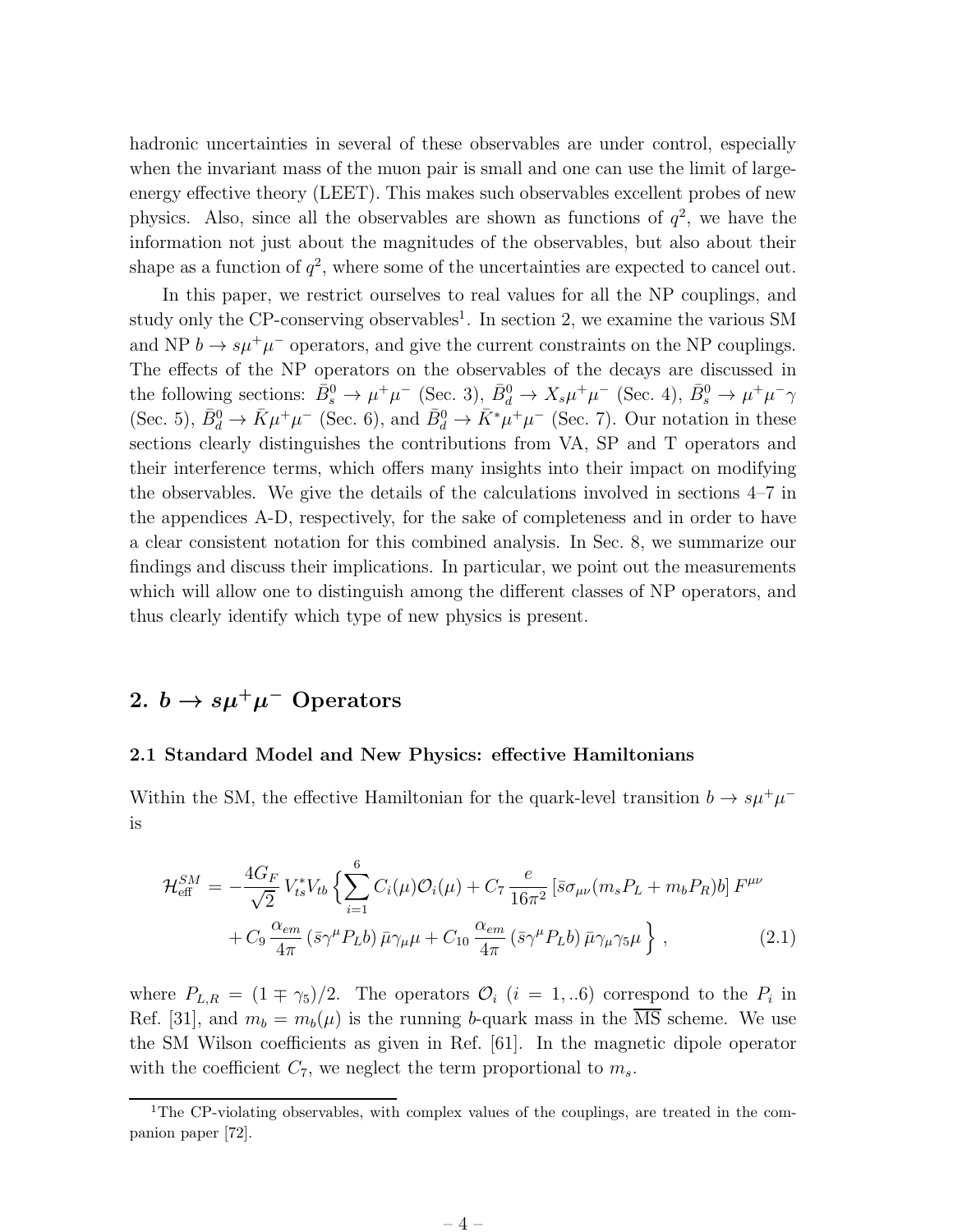hadronic uncertainties in several of these observables are under control, especially when the invariant mass of the muon pair is small and one can use the limit of large-energy effective theory (LEET). This makes such observables excellent probes of new physics. Also, since all the observables are shown as functions of $q^2$, we have the information not just about the magnitudes of the observables, but also about their shape as a function of $q^2$, where some of the uncertainties are expected to cancel out.

In this paper, we restrict ourselves to real values for all the NP couplings, and study only the CP-conserving observables[1]. In section 2, we examine the various SM and NP $b \to s\mu^+\mu^-$ operators, and give the current constraints on the NP couplings. The effects of the NP operators on the observables of the decays are discussed in the following sections: $\bar{B}^0_s \to \mu^+\mu^-$ (Sec. 3), $\bar{B}^0_d \to X_s\mu^+\mu^-$ (Sec. 4), $\bar{B}^0_s \to \mu^+\mu^-\gamma$ (Sec. 5), $\bar{B}^0_d \to \bar{K}\mu^+\mu^-$ (Sec. 6), and $\bar{B}^0_d \to \bar{K}^*\mu^+\mu^-$ (Sec. 7). Our notation in these sections clearly distinguishes the contributions from VA, SP and T operators and their interference terms, which offers many insights into their impact on modifying the observables. We give the details of the calculations involved in sections 4–7 in the appendices A-D, respectively, for the sake of completeness and in order to have a clear consistent notation for this combined analysis. In Sec. 8, we summarize our findings and discuss their implications. In particular, we point out the measurements which will allow one to distinguish among the different classes of NP operators, and thus clearly identify which type of new physics is present.

## 2. $b \to s\mu^+\mu^-$ Operators

### 2.1 Standard Model and New Physics: effective Hamiltonians

Within the SM, the effective Hamiltonian for the quark-level transition $b \to s\mu^+\mu^-$ is

$$
\begin{aligned}
\mathcal{H}_{\rm eff}^{SM} = -\frac{4G_F}{\sqrt{2}}\, V_{ts}^* V_{tb} \Big\{ & \sum_{i=1}^{6} C_i(\mu)\mathcal{O}_i(\mu) + C_7\, \frac{e}{16\pi^2}\, [\bar{s}\sigma_{\mu\nu}(m_s P_L + m_b P_R)b]\, F^{\mu\nu} \\
& + C_9\, \frac{\alpha_{em}}{4\pi}\, (\bar{s}\gamma^\mu P_L b)\, \bar{\mu}\gamma_\mu\mu + C_{10}\, \frac{\alpha_{em}}{4\pi}\, (\bar{s}\gamma^\mu P_L b)\, \bar{\mu}\gamma_\mu\gamma_5\mu \Big\} \,, \qquad (2.1)
\end{aligned}
$$

where $P_{L,R} = (1 \mp \gamma_5)/2$. The operators $\mathcal{O}_i$ ($i = 1,..6$) correspond to the $P_i$ in Ref. [31], and $m_b = m_b(\mu)$ is the running $b$-quark mass in the $\overline{\rm MS}$ scheme. We use the SM Wilson coefficients as given in Ref. [61]. In the magnetic dipole operator with the coefficient $C_7$, we neglect the term proportional to $m_s$.

[1] The CP-violating observables, with complex values of the couplings, are treated in the companion paper [72].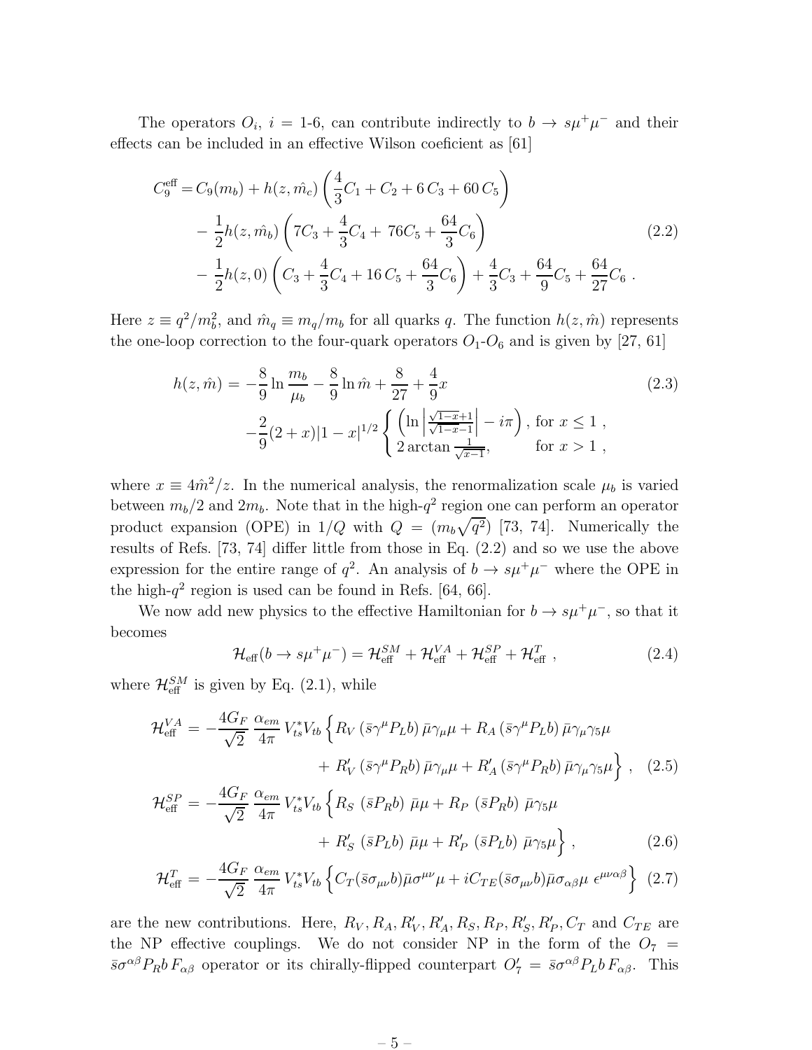The operators $O_i$, $i$ = 1-6, can contribute indirectly to $b \to s\mu^+\mu^-$ and their effects can be included in an effective Wilson coeficient as [61]

$$
\begin{aligned}
C_9^{\rm eff} = & \, C_9(m_b) + h(z, \hat{m_c}) \left( \frac{4}{3} C_1 + C_2 + 6\, C_3 + 60\, C_5 \right) \\
& - \frac{1}{2} h(z, \hat{m_b}) \left( 7 C_3 + \frac{4}{3} C_4 + 76 C_5 + \frac{64}{3} C_6 \right) \\
& - \frac{1}{2} h(z, 0) \left( C_3 + \frac{4}{3} C_4 + 16\, C_5 + \frac{64}{3} C_6 \right) + \frac{4}{3} C_3 + \frac{64}{9} C_5 + \frac{64}{27} C_6 \; .
\end{aligned}
\tag{2.2}
$$

Here $z \equiv q^2/m_b^2$, and $\hat{m}_q \equiv m_q/m_b$ for all quarks $q$. The function $h(z, \hat{m})$ represents the one-loop correction to the four-quark operators $O_1$-$O_6$ and is given by [27, 61]

$$
\begin{aligned}
h(z, \hat{m}) = & -\frac{8}{9} \ln \frac{m_b}{\mu_b} - \frac{8}{9} \ln \hat{m} + \frac{8}{27} + \frac{4}{9} x \\
& -\frac{2}{9} (2 + x) |1 - x|^{1/2} \begin{cases} \left( \ln \left| \frac{\sqrt{1-x}+1}{\sqrt{1-x}-1} \right| - i\pi \right), & \text{for } x \le 1 \; , \\ 2 \arctan \frac{1}{\sqrt{x-1}}, & \text{for } x > 1 \; , \end{cases}
\end{aligned}
\tag{2.3}
$$

where $x \equiv 4\hat{m}^2/z$. In the numerical analysis, the renormalization scale $\mu_b$ is varied between $m_b/2$ and $2m_b$. Note that in the high-$q^2$ region one can perform an operator product expansion (OPE) in $1/Q$ with $Q = (m_b \sqrt{q^2})$ [73, 74]. Numerically the results of Refs. [73, 74] differ little from those in Eq. (2.2) and so we use the above expression for the entire range of $q^2$. An analysis of $b \to s\mu^+\mu^-$ where the OPE in the high-$q^2$ region is used can be found in Refs. [64, 66].

We now add new physics to the effective Hamiltonian for $b \to s\mu^+\mu^-$, so that it becomes

$$
\mathcal{H}_{\rm eff}(b \to s\mu^+\mu^-) = \mathcal{H}_{\rm eff}^{SM} + \mathcal{H}_{\rm eff}^{VA} + \mathcal{H}_{\rm eff}^{SP} + \mathcal{H}_{\rm eff}^{T} \; , \tag{2.4}
$$

where $\mathcal{H}_{\rm eff}^{SM}$ is given by Eq. (2.1), while

$$
\begin{aligned}
\mathcal{H}_{\rm eff}^{VA} = & -\frac{4G_F}{\sqrt{2}} \frac{\alpha_{em}}{4\pi} V_{ts}^* V_{tb} \Big\{ R_V \, (\bar{s}\gamma^\mu P_L b) \, \bar{\mu}\gamma_\mu \mu + R_A \, (\bar{s}\gamma^\mu P_L b) \, \bar{\mu}\gamma_\mu\gamma_5 \mu \\
& \qquad + R_V' \, (\bar{s}\gamma^\mu P_R b) \, \bar{\mu}\gamma_\mu \mu + R_A' \, (\bar{s}\gamma^\mu P_R b) \, \bar{\mu}\gamma_\mu\gamma_5 \mu \Big\} \; , \quad (2.5) \\
\mathcal{H}_{\rm eff}^{SP} = & -\frac{4G_F}{\sqrt{2}} \frac{\alpha_{em}}{4\pi} V_{ts}^* V_{tb} \Big\{ R_S \, (\bar{s} P_R b) \, \bar{\mu}\mu + R_P \, (\bar{s} P_R b) \, \bar{\mu}\gamma_5 \mu \\
& \qquad + R_S' \, (\bar{s} P_L b) \, \bar{\mu}\mu + R_P' \, (\bar{s} P_L b) \, \bar{\mu}\gamma_5 \mu \Big\} \; , \quad (2.6) \\
\mathcal{H}_{\rm eff}^{T} = & -\frac{4G_F}{\sqrt{2}} \frac{\alpha_{em}}{4\pi} V_{ts}^* V_{tb} \Big\{ C_T (\bar{s}\sigma_{\mu\nu} b) \bar{\mu}\sigma^{\mu\nu}\mu + i C_{TE} (\bar{s}\sigma_{\mu\nu} b) \bar{\mu}\sigma_{\alpha\beta}\mu \; \epsilon^{\mu\nu\alpha\beta} \Big\} \quad (2.7)
\end{aligned}
$$

are the new contributions. Here, $R_V, R_A, R_V', R_A', R_S, R_P, R_S', R_P', C_T$ and $C_{TE}$ are the NP effective couplings. We do not consider NP in the form of the $O_7 = \bar{s}\sigma^{\alpha\beta} P_R b \, F_{\alpha\beta}$ operator or its chirally-flipped counterpart $O_7' = \bar{s}\sigma^{\alpha\beta} P_L b \, F_{\alpha\beta}$. This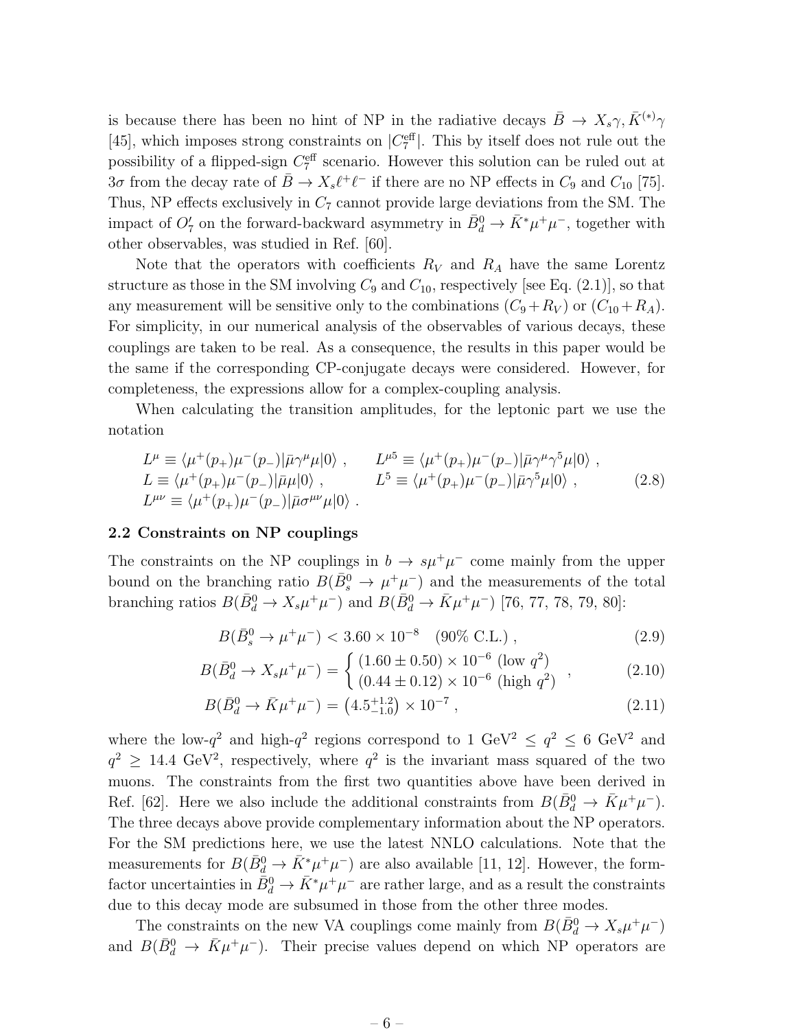is because there has been no hint of NP in the radiative decays $\bar{B} \to X_s\gamma, \bar{K}^{(*)}\gamma$ [45], which imposes strong constraints on $|C_7^{\rm eff}|$. This by itself does not rule out the possibility of a flipped-sign $C_7^{\rm eff}$ scenario. However this solution can be ruled out at $3\sigma$ from the decay rate of $\bar{B} \to X_s\ell^+\ell^-$ if there are no NP effects in $C_9$ and $C_{10}$ [75]. Thus, NP effects exclusively in $C_7$ cannot provide large deviations from the SM. The impact of $O_7'$ on the forward-backward asymmetry in $\bar{B}_d^0 \to \bar{K}^*\mu^+\mu^-$, together with other observables, was studied in Ref. [60].

Note that the operators with coefficients $R_V$ and $R_A$ have the same Lorentz structure as those in the SM involving $C_9$ and $C_{10}$, respectively [see Eq. (2.1)], so that any measurement will be sensitive only to the combinations $(C_9+R_V)$ or $(C_{10}+R_A)$. For simplicity, in our numerical analysis of the observables of various decays, these couplings are taken to be real. As a consequence, the results in this paper would be the same if the corresponding CP-conjugate decays were considered. However, for completeness, the expressions allow for a complex-coupling analysis.

When calculating the transition amplitudes, for the leptonic part we use the notation

$$
\begin{aligned}
&L^\mu \equiv \langle \mu^+(p_+)\mu^-(p_-)|\bar{\mu}\gamma^\mu\mu|0\rangle \,, &&L^{\mu 5} \equiv \langle \mu^+(p_+)\mu^-(p_-)|\bar{\mu}\gamma^\mu\gamma^5\mu|0\rangle \,, \\
&L \equiv \langle \mu^+(p_+)\mu^-(p_-)|\bar{\mu}\mu|0\rangle \,, &&L^5 \equiv \langle \mu^+(p_+)\mu^-(p_-)|\bar{\mu}\gamma^5\mu|0\rangle \,, \\
&L^{\mu\nu} \equiv \langle \mu^+(p_+)\mu^-(p_-)|\bar{\mu}\sigma^{\mu\nu}\mu|0\rangle \,. &&
\end{aligned}
\tag{2.8}
$$

### 2.2 Constraints on NP couplings

The constraints on the NP couplings in $b \to s\mu^+\mu^-$ come mainly from the upper bound on the branching ratio $B(\bar{B}_s^0 \to \mu^+\mu^-)$ and the measurements of the total branching ratios $B(\bar{B}_d^0 \to X_s\mu^+\mu^-)$ and $B(\bar{B}_d^0 \to \bar{K}\mu^+\mu^-)$ [76, 77, 78, 79, 80]:

$$
B(\bar{B}_s^0 \to \mu^+\mu^-) < 3.60 \times 10^{-8} \quad (90\%\ \text{C.L.}) \,, \tag{2.9}
$$

$$
B(\bar{B}_d^0 \to X_s\mu^+\mu^-) = \begin{cases} (1.60 \pm 0.50) \times 10^{-6}\ (\text{low}\ q^2) \\ (0.44 \pm 0.12) \times 10^{-6}\ (\text{high}\ q^2) \end{cases} , \tag{2.10}
$$

$$
B(\bar{B}_d^0 \to \bar{K}\mu^+\mu^-) = \left(4.5^{+1.2}_{-1.0}\right) \times 10^{-7} \,, \tag{2.11}
$$

where the low-$q^2$ and high-$q^2$ regions correspond to 1 GeV$^2 \le q^2 \le 6$ GeV$^2$ and $q^2 \ge 14.4$ GeV$^2$, respectively, where $q^2$ is the invariant mass squared of the two muons. The constraints from the first two quantities above have been derived in Ref. [62]. Here we also include the additional constraints from $B(\bar{B}_d^0 \to \bar{K}\mu^+\mu^-)$. The three decays above provide complementary information about the NP operators. For the SM predictions here, we use the latest NNLO calculations. Note that the measurements for $B(\bar{B}_d^0 \to \bar{K}^*\mu^+\mu^-)$ are also available [11, 12]. However, the form-factor uncertainties in $\bar{B}_d^0 \to \bar{K}^*\mu^+\mu^-$ are rather large, and as a result the constraints due to this decay mode are subsumed in those from the other three modes.

The constraints on the new VA couplings come mainly from $B(\bar{B}_d^0 \to X_s\mu^+\mu^-)$ and $B(\bar{B}_d^0 \to \bar{K}\mu^+\mu^-)$. Their precise values depend on which NP operators are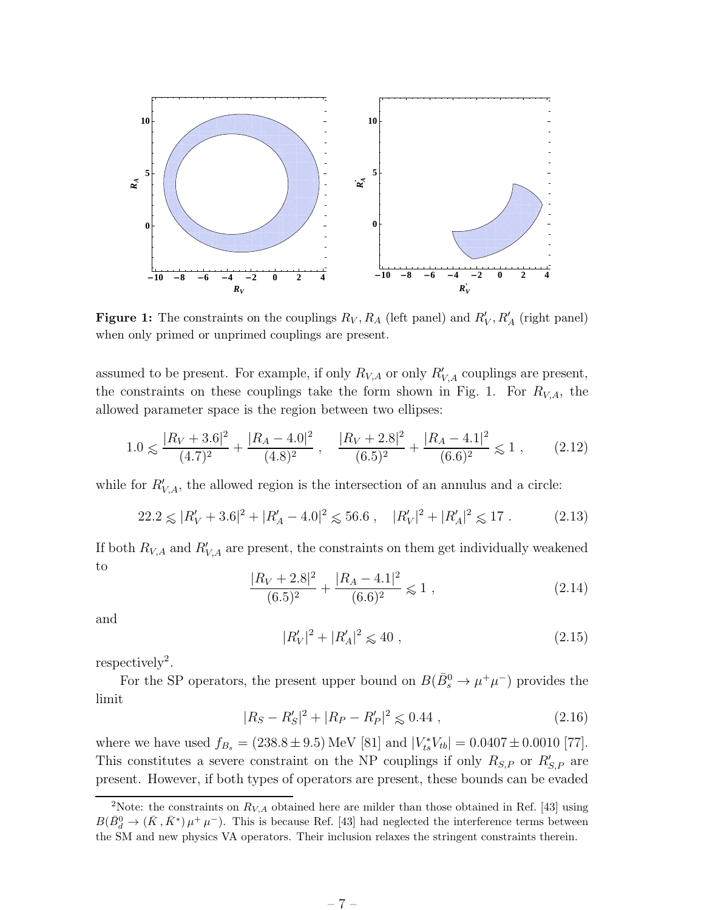**Figure 1:** The constraints on the couplings $R_V, R_A$ (left panel) and $R'_V, R'_A$ (right panel) when only primed or unprimed couplings are present.

assumed to be present. For example, if only $R_{V,A}$ or only $R'_{V,A}$ couplings are present, the constraints on these couplings take the form shown in Fig. 1. For $R_{V,A}$, the allowed parameter space is the region between two ellipses:

$$1.0 \lesssim \frac{|R_V + 3.6|^2}{(4.7)^2} + \frac{|R_A - 4.0|^2}{(4.8)^2} \,, \quad \frac{|R_V + 2.8|^2}{(6.5)^2} + \frac{|R_A - 4.1|^2}{(6.6)^2} \lesssim 1 \,, \tag{2.12}$$

while for $R'_{V,A}$, the allowed region is the intersection of an annulus and a circle:

$$22.2 \lesssim |R'_V + 3.6|^2 + |R'_A - 4.0|^2 \lesssim 56.6 \,, \quad |R'_V|^2 + |R'_A|^2 \lesssim 17 \,. \tag{2.13}$$

If both $R_{V,A}$ and $R'_{V,A}$ are present, the constraints on them get individually weakened to

$$\frac{|R_V + 2.8|^2}{(6.5)^2} + \frac{|R_A - 4.1|^2}{(6.6)^2} \lesssim 1 \,, \tag{2.14}$$

and

$$|R'_V|^2 + |R'_A|^2 \lesssim 40 \,, \tag{2.15}$$

respectively[2].

For the SP operators, the present upper bound on $B(\bar{B}^0_s \to \mu^+\mu^-)$ provides the limit

$$|R_S - R'_S|^2 + |R_P - R'_P|^2 \lesssim 0.44 \,, \tag{2.16}$$

where we have used $f_{B_s} = (238.8 \pm 9.5)$ MeV [81] and $|V^*_{ts}V_{tb}| = 0.0407 \pm 0.0010$ [77]. This constitutes a severe constraint on the NP couplings if only $R_{S,P}$ or $R'_{S,P}$ are present. However, if both types of operators are present, these bounds can be evaded

[2]Note: the constraints on $R_{V,A}$ obtained here are milder than those obtained in Ref. [43] using $B(\bar{B}^0_d \to (\bar{K}, \bar{K}^*)\,\mu^+\,\mu^-)$. This is because Ref. [43] had neglected the interference terms between the SM and new physics VA operators. Their inclusion relaxes the stringent constraints therein.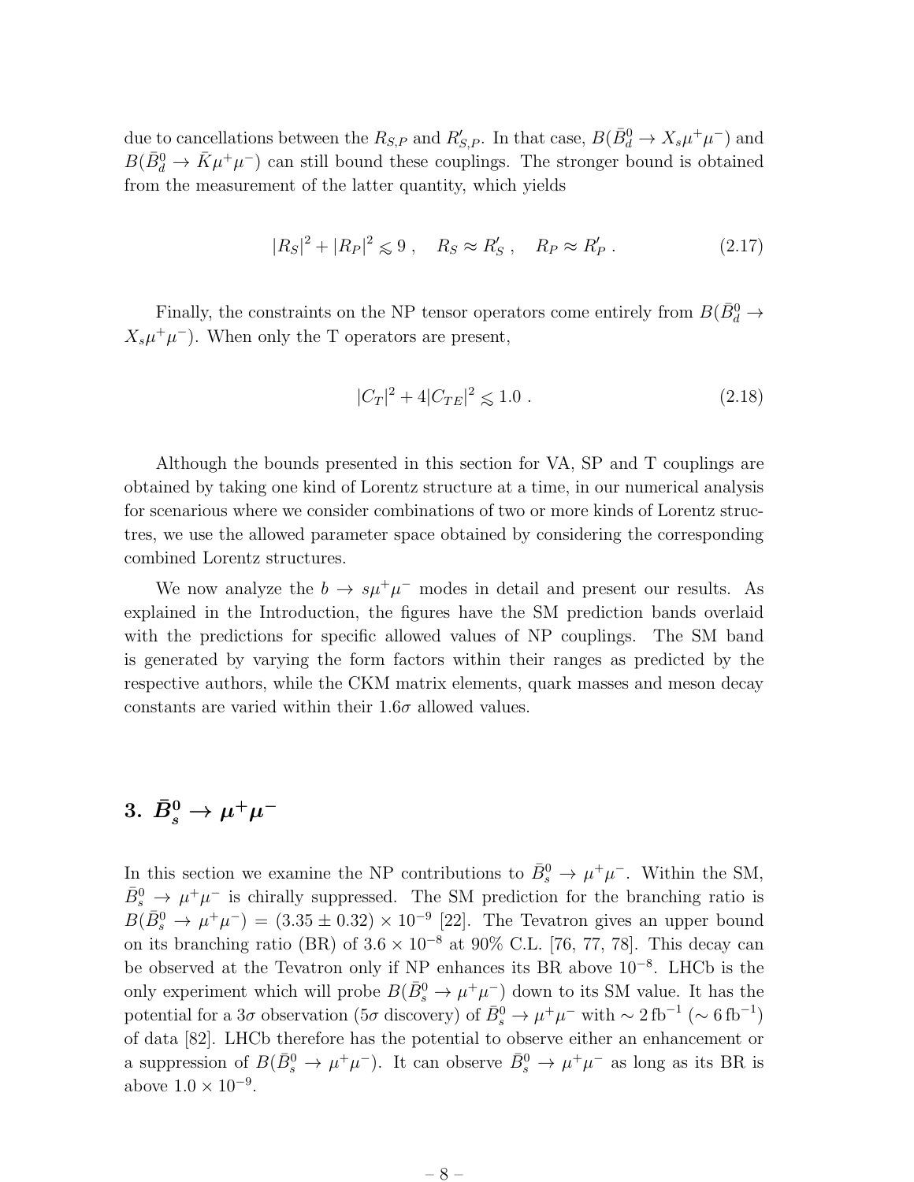due to cancellations between the $R_{S,P}$ and $R'_{S,P}$. In that case, $B(\bar{B}^0_d \to X_s \mu^+\mu^-)$ and $B(\bar{B}^0_d \to \bar{K}\mu^+\mu^-)$ can still bound these couplings. The stronger bound is obtained from the measurement of the latter quantity, which yields

$$|R_S|^2 + |R_P|^2 \lesssim 9 \;, \quad R_S \approx R'_S \;, \quad R_P \approx R'_P \;. \tag{2.17}$$

Finally, the constraints on the NP tensor operators come entirely from $B(\bar{B}^0_d \to X_s \mu^+\mu^-)$. When only the T operators are present,

$$|C_T|^2 + 4|C_{TE}|^2 \lesssim 1.0 \;. \tag{2.18}$$

Although the bounds presented in this section for VA, SP and T couplings are obtained by taking one kind of Lorentz structure at a time, in our numerical analysis for scenarious where we consider combinations of two or more kinds of Lorentz structres, we use the allowed parameter space obtained by considering the corresponding combined Lorentz structures.

We now analyze the $b \to s\mu^+\mu^-$ modes in detail and present our results. As explained in the Introduction, the figures have the SM prediction bands overlaid with the predictions for specific allowed values of NP couplings. The SM band is generated by varying the form factors within their ranges as predicted by the respective authors, while the CKM matrix elements, quark masses and meson decay constants are varied within their $1.6\sigma$ allowed values.

## 3. $\bar{B}^0_s \to \mu^+\mu^-$

In this section we examine the NP contributions to $\bar{B}^0_s \to \mu^+\mu^-$. Within the SM, $\bar{B}^0_s \to \mu^+\mu^-$ is chirally suppressed. The SM prediction for the branching ratio is $B(\bar{B}^0_s \to \mu^+\mu^-) = (3.35 \pm 0.32) \times 10^{-9}$ [22]. The Tevatron gives an upper bound on its branching ratio (BR) of $3.6 \times 10^{-8}$ at 90% C.L. [76, 77, 78]. This decay can be observed at the Tevatron only if NP enhances its BR above $10^{-8}$. LHCb is the only experiment which will probe $B(\bar{B}^0_s \to \mu^+\mu^-)$ down to its SM value. It has the potential for a $3\sigma$ observation ($5\sigma$ discovery) of $\bar{B}^0_s \to \mu^+\mu^-$ with $\sim 2\,\text{fb}^{-1}$ ($\sim 6\,\text{fb}^{-1}$) of data [82]. LHCb therefore has the potential to observe either an enhancement or a suppression of $B(\bar{B}^0_s \to \mu^+\mu^-)$. It can observe $\bar{B}^0_s \to \mu^+\mu^-$ as long as its BR is above $1.0 \times 10^{-9}$.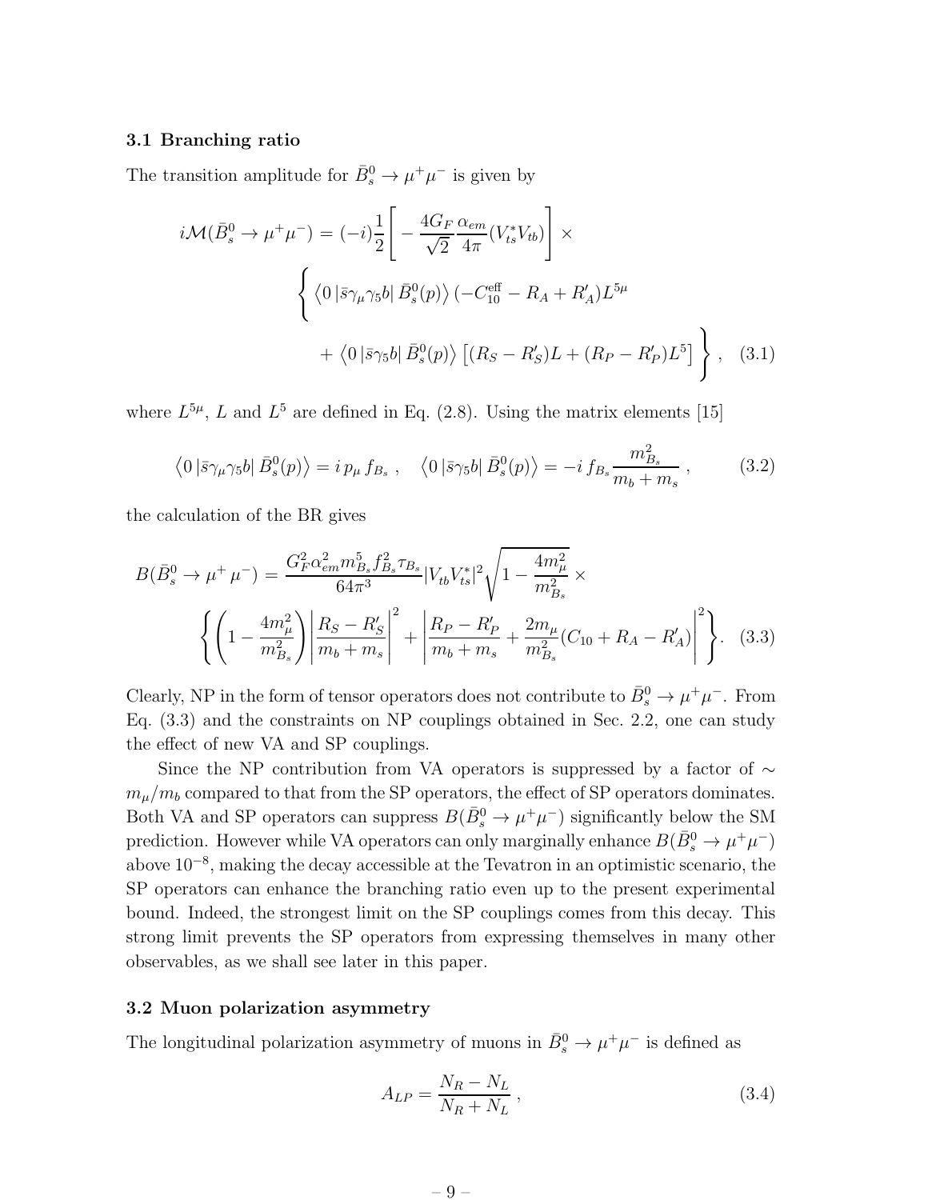### 3.1 Branching ratio

The transition amplitude for $\bar{B}_s^0 \to \mu^+\mu^-$ is given by

$$
\begin{aligned}
i\mathcal{M}(\bar{B}_s^0 \to \mu^+\mu^-) = (-i)\frac{1}{2}\left[ -\frac{4G_F}{\sqrt{2}}\frac{\alpha_{em}}{4\pi}(V_{ts}^* V_{tb})\right] \times \\
\Bigg\{ \left\langle 0 \left| \bar{s}\gamma_\mu\gamma_5 b \right| \bar{B}_s^0(p) \right\rangle (-C_{10}^{\rm eff} - R_A + R'_A) L^{5\mu} \\
+ \left\langle 0 \left| \bar{s}\gamma_5 b \right| \bar{B}_s^0(p) \right\rangle \left[ (R_S - R'_S) L + (R_P - R'_P) L^5 \right] \Bigg\} ,
\end{aligned}
\tag{3.1}
$$

where $L^{5\mu}$, $L$ and $L^5$ are defined in Eq. (2.8). Using the matrix elements [15]

$$
\left\langle 0 \left| \bar{s}\gamma_\mu\gamma_5 b \right| \bar{B}_s^0(p) \right\rangle = i\, p_\mu\, f_{B_s} , \quad \left\langle 0 \left| \bar{s}\gamma_5 b \right| \bar{B}_s^0(p) \right\rangle = -i\, f_{B_s}\frac{m_{B_s}^2}{m_b + m_s} ,
\tag{3.2}
$$

the calculation of the BR gives

$$
\begin{aligned}
B(\bar{B}_s^0 \to \mu^+\mu^-) = \frac{G_F^2 \alpha_{em}^2 m_{B_s}^5 f_{B_s}^2 \tau_{B_s}}{64\pi^3} |V_{tb}V_{ts}^*|^2 \sqrt{1 - \frac{4m_\mu^2}{m_{B_s}^2}} \times \\
\left\{ \left(1 - \frac{4m_\mu^2}{m_{B_s}^2}\right) \left| \frac{R_S - R'_S}{m_b + m_s} \right|^2 + \left| \frac{R_P - R'_P}{m_b + m_s} + \frac{2m_\mu}{m_{B_s}^2}(C_{10} + R_A - R'_A) \right|^2 \right\} .
\end{aligned}
\tag{3.3}
$$

Clearly, NP in the form of tensor operators does not contribute to $\bar{B}_s^0 \to \mu^+\mu^-$. From Eq. (3.3) and the constraints on NP couplings obtained in Sec. 2.2, one can study the effect of new VA and SP couplings.

Since the NP contribution from VA operators is suppressed by a factor of $\sim m_\mu/m_b$ compared to that from the SP operators, the effect of SP operators dominates. Both VA and SP operators can suppress $B(\bar{B}_s^0 \to \mu^+\mu^-)$ significantly below the SM prediction. However while VA operators can only marginally enhance $B(\bar{B}_s^0 \to \mu^+\mu^-)$ above $10^{-8}$, making the decay accessible at the Tevatron in an optimistic scenario, the SP operators can enhance the branching ratio even up to the present experimental bound. Indeed, the strongest limit on the SP couplings comes from this decay. This strong limit prevents the SP operators from expressing themselves in many other observables, as we shall see later in this paper.

### 3.2 Muon polarization asymmetry

The longitudinal polarization asymmetry of muons in $\bar{B}_s^0 \to \mu^+\mu^-$ is defined as

$$
A_{LP} = \frac{N_R - N_L}{N_R + N_L} ,
\tag{3.4}
$$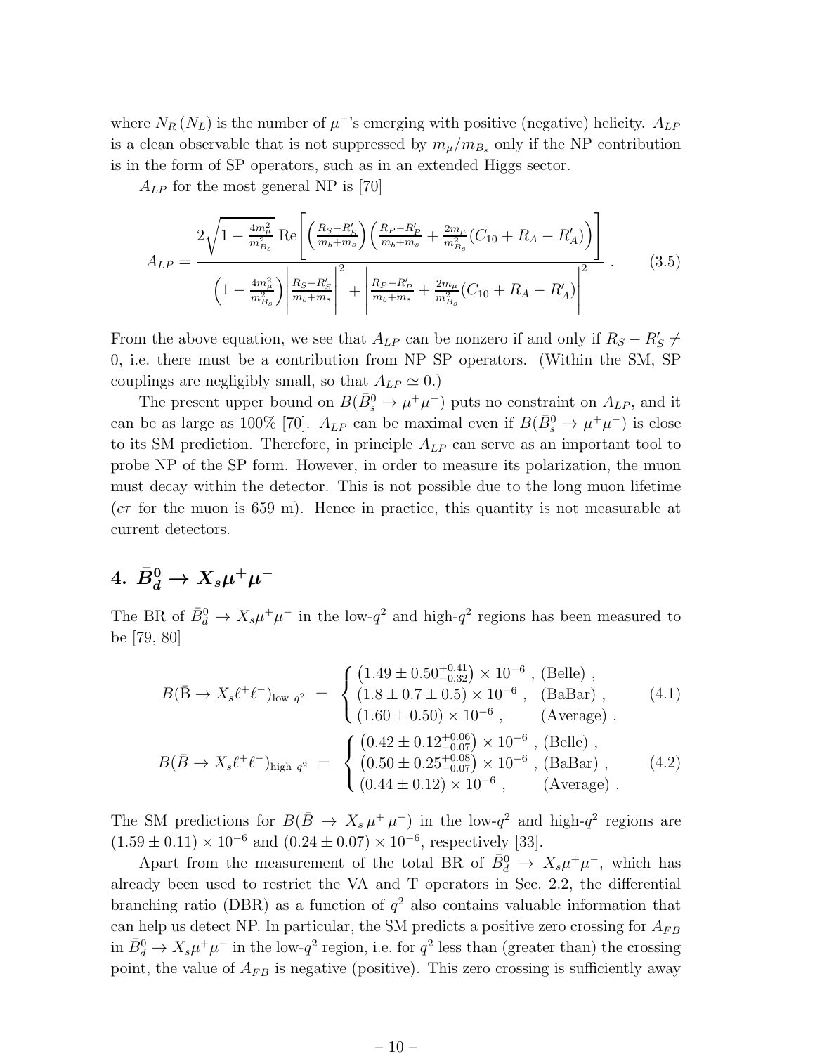where $N_R\,(N_L)$ is the number of $\mu^-$'s emerging with positive (negative) helicity. $A_{LP}$ is a clean observable that is not suppressed by $m_\mu/m_{B_s}$ only if the NP contribution is in the form of SP operators, such as in an extended Higgs sector.

$A_{LP}$ for the most general NP is [70]

$$
A_{LP} = \frac{2\sqrt{1-\frac{4m_\mu^2}{m_{B_s}^2}}\;\mathrm{Re}\left[\left(\frac{R_S-R_S'}{m_b+m_s}\right)\left(\frac{R_P-R_P'}{m_b+m_s}+\frac{2m_\mu}{m_{B_s}^2}(C_{10}+R_A-R_A')\right)\right]}{\left(1-\frac{4m_\mu^2}{m_{B_s}^2}\right)\left|\frac{R_S-R_S'}{m_b+m_s}\right|^2+\left|\frac{R_P-R_P'}{m_b+m_s}+\frac{2m_\mu}{m_{B_s}^2}(C_{10}+R_A-R_A')\right|^2}\,. \tag{3.5}
$$

From the above equation, we see that $A_{LP}$ can be nonzero if and only if $R_S - R_S' \neq 0$, i.e. there must be a contribution from NP SP operators. (Within the SM, SP couplings are negligibly small, so that $A_{LP} \simeq 0$.)

The present upper bound on $B(\bar{B}_s^0 \to \mu^+\mu^-)$ puts no constraint on $A_{LP}$, and it can be as large as 100% [70]. $A_{LP}$ can be maximal even if $B(\bar{B}_s^0 \to \mu^+\mu^-)$ is close to its SM prediction. Therefore, in principle $A_{LP}$ can serve as an important tool to probe NP of the SP form. However, in order to measure its polarization, the muon must decay within the detector. This is not possible due to the long muon lifetime ($c\tau$ for the muon is 659 m). Hence in practice, this quantity is not measurable at current detectors.

# 4. $\bar{B}_d^0 \to X_s\mu^+\mu^-$

The BR of $\bar{B}_d^0 \to X_s\mu^+\mu^-$ in the low-$q^2$ and high-$q^2$ regions has been measured to be [79, 80]

$$
B(\bar{\mathrm{B}} \to X_s\ell^+\ell^-)_{\mathrm{low}\ q^2} = \begin{cases} \left(1.49 \pm 0.50^{+0.41}_{-0.32}\right) \times 10^{-6}\ , & \text{(Belle)}\ , \\ (1.8 \pm 0.7 \pm 0.5) \times 10^{-6}\ , & \text{(BaBar)}\ , \\ (1.60 \pm 0.50) \times 10^{-6}\ , & \text{(Average)}\ . \end{cases} \tag{4.1}
$$

$$
B(\bar{B} \to X_s\ell^+\ell^-)_{\mathrm{high}\ q^2} = \begin{cases} \left(0.42 \pm 0.12^{+0.06}_{-0.07}\right) \times 10^{-6}\ , & \text{(Belle)}\ , \\ \left(0.50 \pm 0.25^{+0.08}_{-0.07}\right) \times 10^{-6}\ , & \text{(BaBar)}\ , \\ (0.44 \pm 0.12) \times 10^{-6}\ , & \text{(Average)}\ . \end{cases} \tag{4.2}
$$

The SM predictions for $B(\bar{B} \to X_s\,\mu^+\,\mu^-)$ in the low-$q^2$ and high-$q^2$ regions are $(1.59 \pm 0.11) \times 10^{-6}$ and $(0.24 \pm 0.07) \times 10^{-6}$, respectively [33].

Apart from the measurement of the total BR of $\bar{B}_d^0 \to X_s\mu^+\mu^-$, which has already been used to restrict the VA and T operators in Sec. 2.2, the differential branching ratio (DBR) as a function of $q^2$ also contains valuable information that can help us detect NP. In particular, the SM predicts a positive zero crossing for $A_{FB}$ in $\bar{B}_d^0 \to X_s\mu^+\mu^-$ in the low-$q^2$ region, i.e. for $q^2$ less than (greater than) the crossing point, the value of $A_{FB}$ is negative (positive). This zero crossing is sufficiently away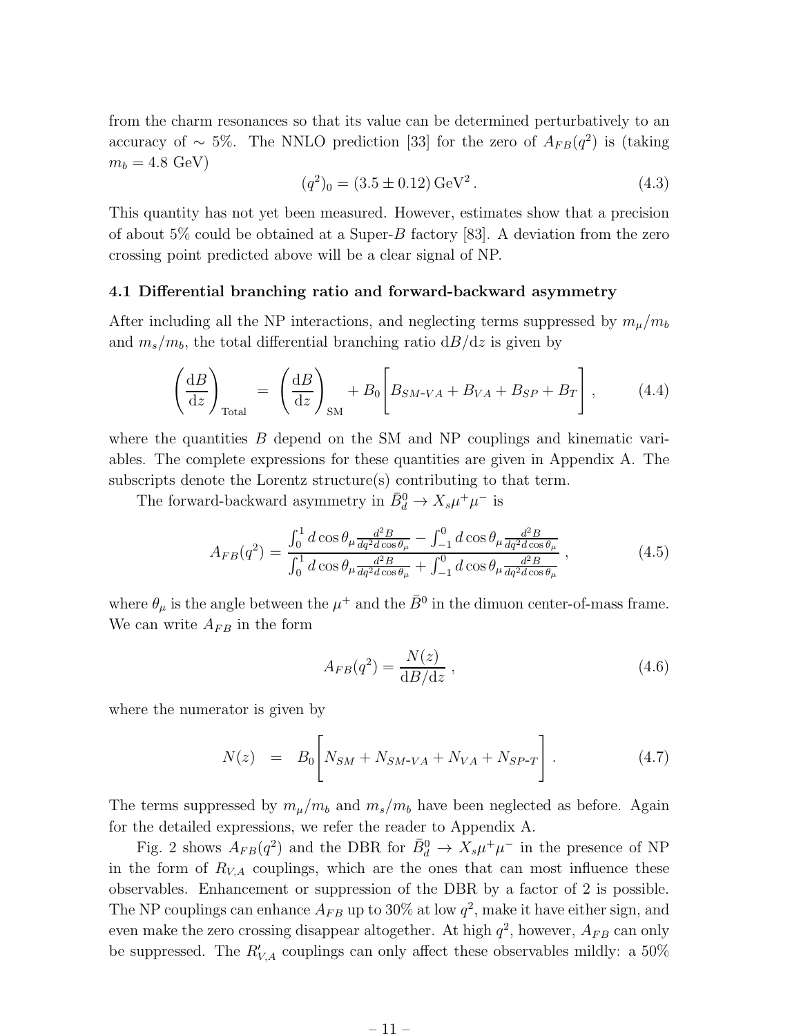from the charm resonances so that its value can be determined perturbatively to an accuracy of $\sim 5\%$. The NNLO prediction [33] for the zero of $A_{FB}(q^2)$ is (taking $m_b = 4.8$ GeV)

$$(q^2)_0 = (3.5 \pm 0.12)\,\mathrm{GeV}^2\,. \tag{4.3}$$

This quantity has not yet been measured. However, estimates show that a precision of about 5% could be obtained at a Super-$B$ factory [83]. A deviation from the zero crossing point predicted above will be a clear signal of NP.

### 4.1 Differential branching ratio and forward-backward asymmetry

After including all the NP interactions, and neglecting terms suppressed by $m_\mu/m_b$ and $m_s/m_b$, the total differential branching ratio $\mathrm{d}B/\mathrm{d}z$ is given by

$$\left(\frac{\mathrm{d}B}{\mathrm{d}z}\right)_{\mathrm{Total}} = \left(\frac{\mathrm{d}B}{\mathrm{d}z}\right)_{\mathrm{SM}} + B_0\Bigg[B_{SM\text{-}VA} + B_{VA} + B_{SP} + B_T\Bigg]\,, \tag{4.4}$$

where the quantities $B$ depend on the SM and NP couplings and kinematic variables. The complete expressions for these quantities are given in Appendix A. The subscripts denote the Lorentz structure(s) contributing to that term.

The forward-backward asymmetry in $\bar{B}_d^0 \to X_s \mu^+ \mu^-$ is

$$A_{FB}(q^2) = \frac{\int_0^1 d\cos\theta_\mu \frac{d^2B}{dq^2 d\cos\theta_\mu} - \int_{-1}^0 d\cos\theta_\mu \frac{d^2B}{dq^2 d\cos\theta_\mu}}{\int_0^1 d\cos\theta_\mu \frac{d^2B}{dq^2 d\cos\theta_\mu} + \int_{-1}^0 d\cos\theta_\mu \frac{d^2B}{dq^2 d\cos\theta_\mu}}\,, \tag{4.5}$$

where $\theta_\mu$ is the angle between the $\mu^+$ and the $\bar{B}^0$ in the dimuon center-of-mass frame. We can write $A_{FB}$ in the form

$$A_{FB}(q^2) = \frac{N(z)}{\mathrm{d}B/\mathrm{d}z}\,, \tag{4.6}$$

where the numerator is given by

$$N(z) = B_0\Bigg[N_{SM} + N_{SM\text{-}VA} + N_{VA} + N_{SP\text{-}T}\Bigg]\,. \tag{4.7}$$

The terms suppressed by $m_\mu/m_b$ and $m_s/m_b$ have been neglected as before. Again for the detailed expressions, we refer the reader to Appendix A.

Fig. 2 shows $A_{FB}(q^2)$ and the DBR for $\bar{B}_d^0 \to X_s \mu^+ \mu^-$ in the presence of NP in the form of $R_{V,A}$ couplings, which are the ones that can most influence these observables. Enhancement or suppression of the DBR by a factor of 2 is possible. The NP couplings can enhance $A_{FB}$ up to 30% at low $q^2$, make it have either sign, and even make the zero crossing disappear altogether. At high $q^2$, however, $A_{FB}$ can only be suppressed. The $R'_{V,A}$ couplings can only affect these observables mildly: a 50%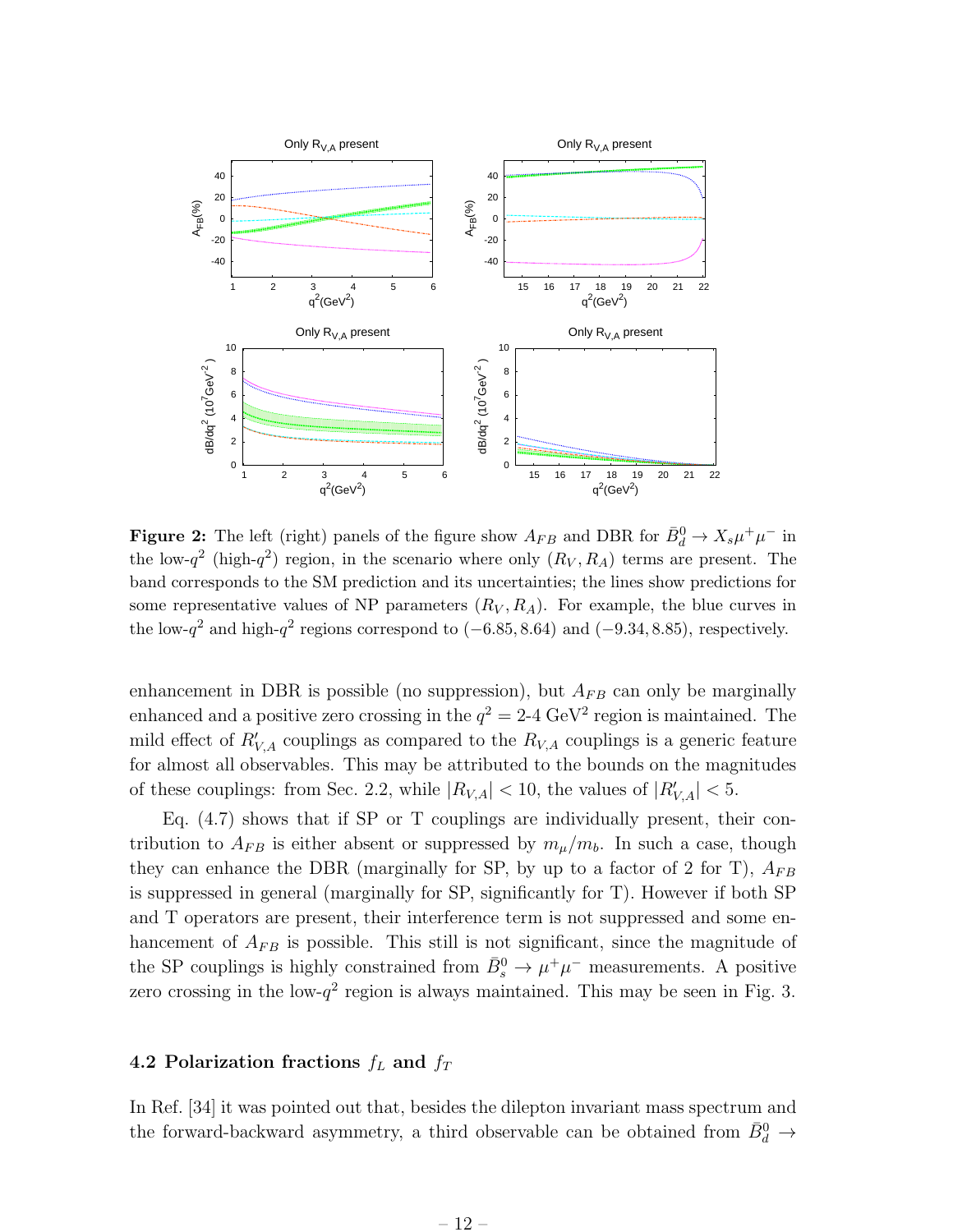**Figure 2:** The left (right) panels of the figure show $A_{FB}$ and DBR for $\bar{B}_d^0 \to X_s \mu^+\mu^-$ in the low-$q^2$ (high-$q^2$) region, in the scenario where only $(R_V, R_A)$ terms are present. The band corresponds to the SM prediction and its uncertainties; the lines show predictions for some representative values of NP parameters $(R_V, R_A)$. For example, the blue curves in the low-$q^2$ and high-$q^2$ regions correspond to $(-6.85, 8.64)$ and $(-9.34, 8.85)$, respectively.

enhancement in DBR is possible (no suppression), but $A_{FB}$ can only be marginally enhanced and a positive zero crossing in the $q^2 =$ 2-4 GeV$^2$ region is maintained. The mild effect of $R'_{V,A}$ couplings as compared to the $R_{V,A}$ couplings is a generic feature for almost all observables. This may be attributed to the bounds on the magnitudes of these couplings: from Sec. 2.2, while $|R_{V,A}| < 10$, the values of $|R'_{V,A}| < 5$.

Eq. (4.7) shows that if SP or T couplings are individually present, their contribution to $A_{FB}$ is either absent or suppressed by $m_\mu/m_b$. In such a case, though they can enhance the DBR (marginally for SP, by up to a factor of 2 for T), $A_{FB}$ is suppressed in general (marginally for SP, significantly for T). However if both SP and T operators are present, their interference term is not suppressed and some enhancement of $A_{FB}$ is possible. This still is not significant, since the magnitude of the SP couplings is highly constrained from $\bar{B}_s^0 \to \mu^+\mu^-$ measurements. A positive zero crossing in the low-$q^2$ region is always maintained. This may be seen in Fig. 3.

### 4.2 Polarization fractions $f_L$ and $f_T$

In Ref. [34] it was pointed out that, besides the dilepton invariant mass spectrum and the forward-backward asymmetry, a third observable can be obtained from $\bar{B}_d^0 \to$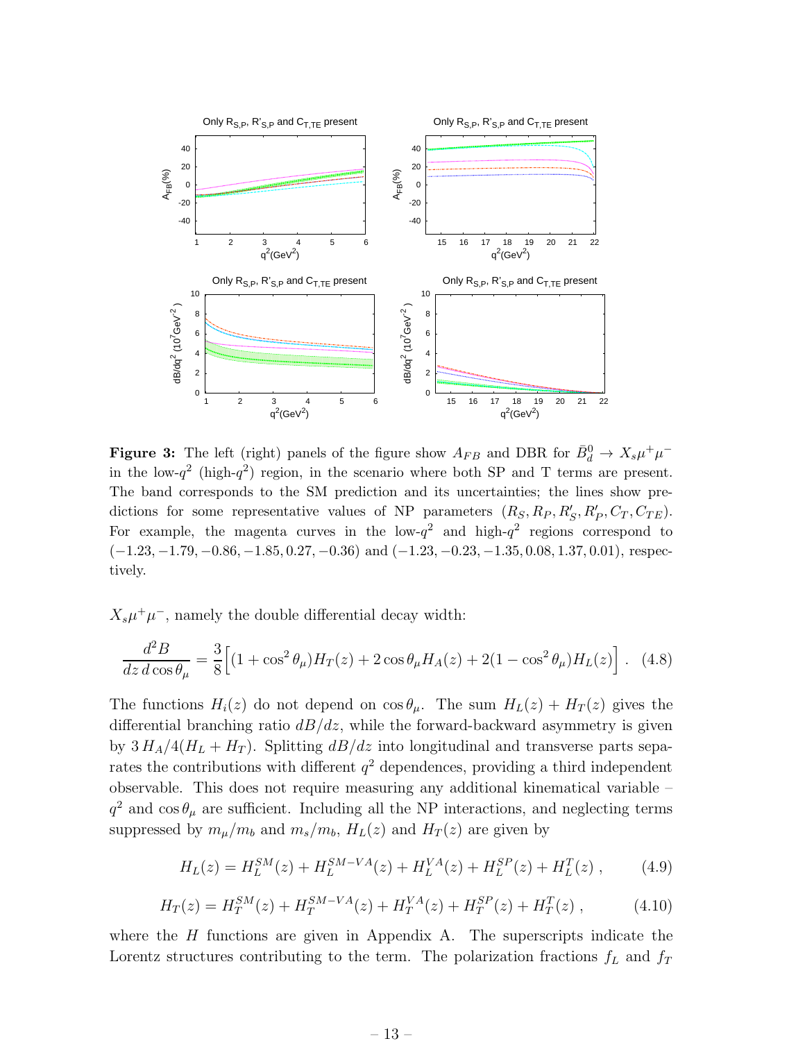**Figure 3:** The left (right) panels of the figure show $A_{FB}$ and DBR for $\bar{B}_d^0 \to X_s \mu^+ \mu^-$ in the low-$q^2$ (high-$q^2$) region, in the scenario where both SP and T terms are present. The band corresponds to the SM prediction and its uncertainties; the lines show predictions for some representative values of NP parameters $(R_S, R_P, R'_S, R'_P, C_T, C_{TE})$. For example, the magenta curves in the low-$q^2$ and high-$q^2$ regions correspond to $(-1.23, -1.79, -0.86, -1.85, 0.27, -0.36)$ and $(-1.23, -0.23, -1.35, 0.08, 1.37, 0.01)$, respectively.

$X_s \mu^+ \mu^-$, namely the double differential decay width:

$$\frac{d^2 B}{dz\, d\cos\theta_\mu} = \frac{3}{8}\Big[(1+\cos^2\theta_\mu) H_T(z) + 2\cos\theta_\mu H_A(z) + 2(1-\cos^2\theta_\mu) H_L(z)\Big] \, . \quad (4.8)$$

The functions $H_i(z)$ do not depend on $\cos\theta_\mu$. The sum $H_L(z) + H_T(z)$ gives the differential branching ratio $dB/dz$, while the forward-backward asymmetry is given by $3\, H_A/4(H_L + H_T)$. Splitting $dB/dz$ into longitudinal and transverse parts separates the contributions with different $q^2$ dependences, providing a third independent observable. This does not require measuring any additional kinematical variable – $q^2$ and $\cos\theta_\mu$ are sufficient. Including all the NP interactions, and neglecting terms suppressed by $m_\mu/m_b$ and $m_s/m_b$, $H_L(z)$ and $H_T(z)$ are given by

$$H_L(z) = H_L^{SM}(z) + H_L^{SM-VA}(z) + H_L^{VA}(z) + H_L^{SP}(z) + H_L^{T}(z) \, , \quad (4.9)$$

$$H_T(z) = H_T^{SM}(z) + H_T^{SM-VA}(z) + H_T^{VA}(z) + H_T^{SP}(z) + H_T^{T}(z) \, , \quad (4.10)$$

where the $H$ functions are given in Appendix A. The superscripts indicate the Lorentz structures contributing to the term. The polarization fractions $f_L$ and $f_T$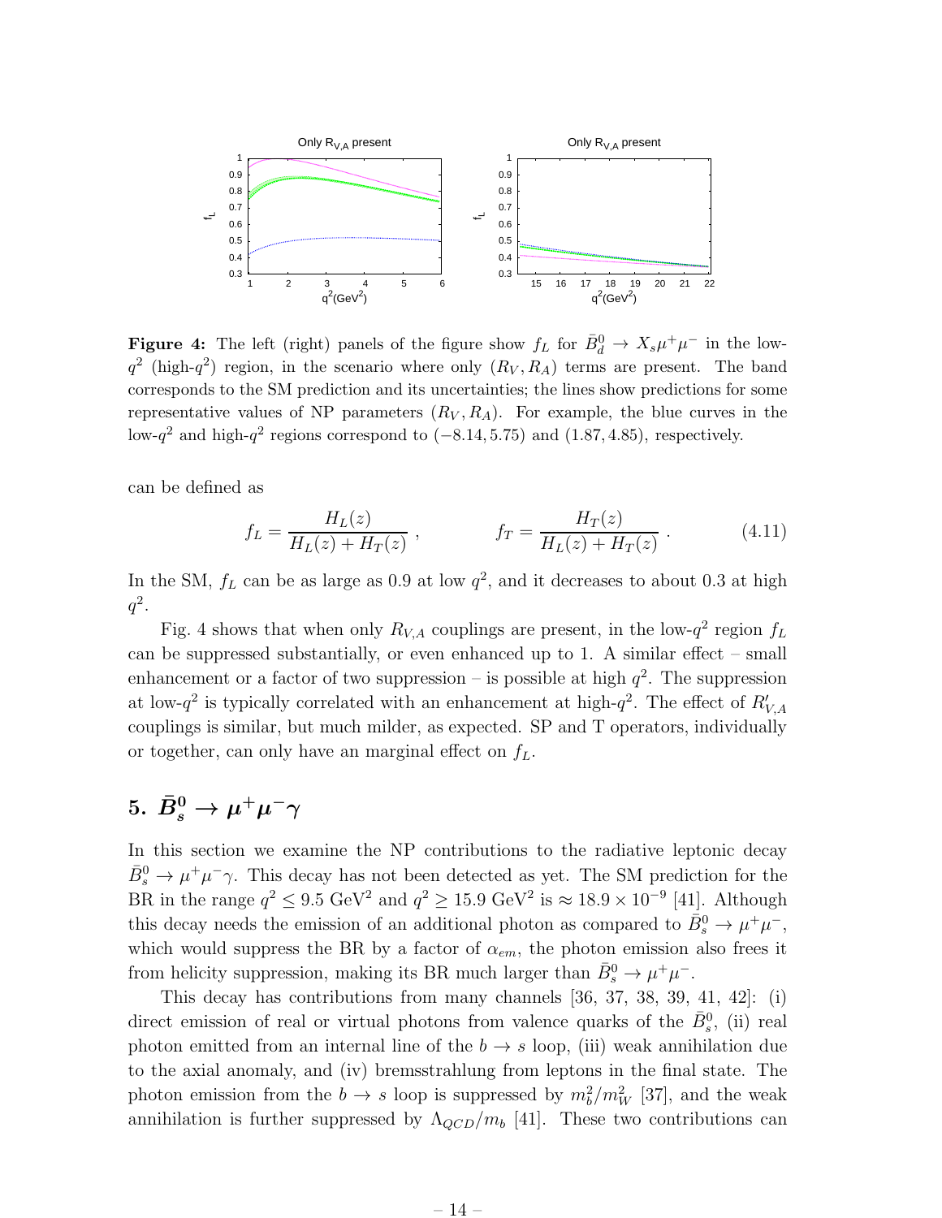**Figure 4:** The left (right) panels of the figure show $f_L$ for $\bar{B}_d^0 \to X_s \mu^+\mu^-$ in the low-$q^2$ (high-$q^2$) region, in the scenario where only $(R_V, R_A)$ terms are present. The band corresponds to the SM prediction and its uncertainties; the lines show predictions for some representative values of NP parameters $(R_V, R_A)$. For example, the blue curves in the low-$q^2$ and high-$q^2$ regions correspond to $(-8.14, 5.75)$ and $(1.87, 4.85)$, respectively.

can be defined as

$$f_L = \frac{H_L(z)}{H_L(z) + H_T(z)} \ , \qquad\qquad f_T = \frac{H_T(z)}{H_L(z) + H_T(z)} \ . \tag{4.11}$$

In the SM, $f_L$ can be as large as 0.9 at low $q^2$, and it decreases to about 0.3 at high $q^2$.

Fig. 4 shows that when only $R_{V,A}$ couplings are present, in the low-$q^2$ region $f_L$ can be suppressed substantially, or even enhanced up to 1. A similar effect – small enhancement or a factor of two suppression – is possible at high $q^2$. The suppression at low-$q^2$ is typically correlated with an enhancement at high-$q^2$. The effect of $R'_{V,A}$ couplings is similar, but much milder, as expected. SP and T operators, individually or together, can only have an marginal effect on $f_L$.

## 5. $\bar{B}_s^0 \to \mu^+\mu^-\gamma$

In this section we examine the NP contributions to the radiative leptonic decay $\bar{B}_s^0 \to \mu^+\mu^-\gamma$. This decay has not been detected as yet. The SM prediction for the BR in the range $q^2 \leq 9.5$ GeV$^2$ and $q^2 \geq 15.9$ GeV$^2$ is $\approx 18.9 \times 10^{-9}$ [41]. Although this decay needs the emission of an additional photon as compared to $\bar{B}_s^0 \to \mu^+\mu^-$, which would suppress the BR by a factor of $\alpha_{em}$, the photon emission also frees it from helicity suppression, making its BR much larger than $\bar{B}_s^0 \to \mu^+\mu^-$.

This decay has contributions from many channels [36, 37, 38, 39, 41, 42]: (i) direct emission of real or virtual photons from valence quarks of the $\bar{B}_s^0$, (ii) real photon emitted from an internal line of the $b \to s$ loop, (iii) weak annihilation due to the axial anomaly, and (iv) bremsstrahlung from leptons in the final state. The photon emission from the $b \to s$ loop is suppressed by $m_b^2/m_W^2$ [37], and the weak annihilation is further suppressed by $\Lambda_{QCD}/m_b$ [41]. These two contributions can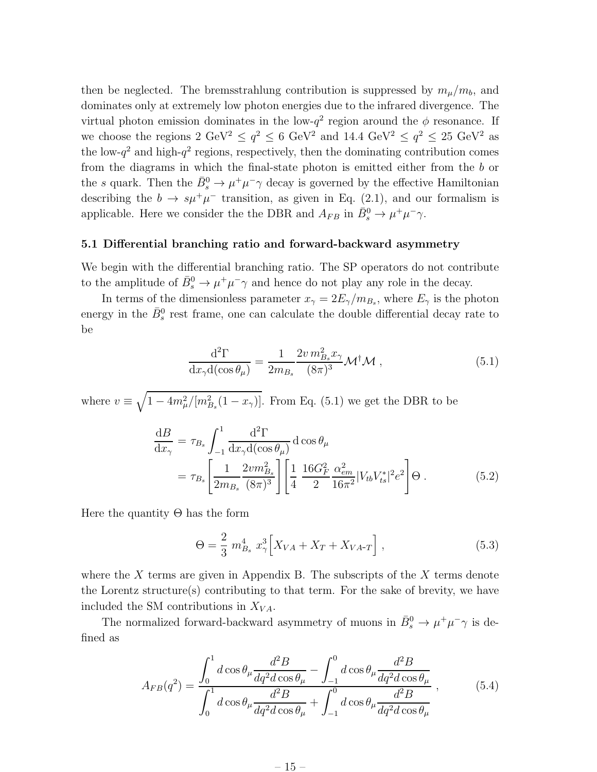then be neglected. The bremsstrahlung contribution is suppressed by $m_\mu/m_b$, and dominates only at extremely low photon energies due to the infrared divergence. The virtual photon emission dominates in the low-$q^2$ region around the $\phi$ resonance. If we choose the regions 2 GeV$^2$ $\leq q^2 \leq$ 6 GeV$^2$ and 14.4 GeV$^2$ $\leq q^2 \leq$ 25 GeV$^2$ as the low-$q^2$ and high-$q^2$ regions, respectively, then the dominating contribution comes from the diagrams in which the final-state photon is emitted either from the $b$ or the $s$ quark. Then the $\bar{B}_s^0 \to \mu^+\mu^-\gamma$ decay is governed by the effective Hamiltonian describing the $b \to s\mu^+\mu^-$ transition, as given in Eq. (2.1), and our formalism is applicable. Here we consider the the DBR and $A_{FB}$ in $\bar{B}_s^0 \to \mu^+\mu^-\gamma$.

### 5.1 Differential branching ratio and forward-backward asymmetry

We begin with the differential branching ratio. The SP operators do not contribute to the amplitude of $\bar{B}_s^0 \to \mu^+\mu^-\gamma$ and hence do not play any role in the decay.

In terms of the dimensionless parameter $x_\gamma = 2E_\gamma/m_{B_s}$, where $E_\gamma$ is the photon energy in the $\bar{B}_s^0$ rest frame, one can calculate the double differential decay rate to be

$$\frac{\mathrm{d}^2\Gamma}{\mathrm{d}x_\gamma \mathrm{d}(\cos\theta_\mu)} = \frac{1}{2m_{B_s}} \frac{2v\, m_{B_s}^2 x_\gamma}{(8\pi)^3} \mathcal{M}^\dagger \mathcal{M} \,, \tag{5.1}$$

where $v \equiv \sqrt{1 - 4m_\mu^2/[m_{B_s}^2(1-x_\gamma)]}$. From Eq. (5.1) we get the DBR to be

$$\begin{aligned}\frac{\mathrm{d}B}{\mathrm{d}x_\gamma} &= \tau_{B_s} \int_{-1}^{1} \frac{\mathrm{d}^2\Gamma}{\mathrm{d}x_\gamma \mathrm{d}(\cos\theta_\mu)} \,\mathrm{d}\cos\theta_\mu \\ &= \tau_{B_s} \left[\frac{1}{2m_{B_s}} \frac{2v m_{B_s}^2}{(8\pi)^3}\right] \left[\frac{1}{4}\, \frac{16 G_F^2}{2} \frac{\alpha_{em}^2}{16\pi^2} |V_{tb}V_{ts}^*|^2 e^2\right] \Theta \,.\end{aligned} \tag{5.2}$$

Here the quantity $\Theta$ has the form

$$\Theta = \frac{2}{3}\, m_{B_s}^4\, x_\gamma^3 \Big[X_{VA} + X_T + X_{VA\text{-}T}\Big] \,, \tag{5.3}$$

where the $X$ terms are given in Appendix B. The subscripts of the $X$ terms denote the Lorentz structure(s) contributing to that term. For the sake of brevity, we have included the SM contributions in $X_{VA}$.

The normalized forward-backward asymmetry of muons in $\bar{B}_s^0 \to \mu^+\mu^-\gamma$ is defined as

$$A_{FB}(q^2) = \frac{\displaystyle\int_0^1 d\cos\theta_\mu \frac{d^2B}{dq^2 d\cos\theta_\mu} - \int_{-1}^0 d\cos\theta_\mu \frac{d^2B}{dq^2 d\cos\theta_\mu}}{\displaystyle\int_0^1 d\cos\theta_\mu \frac{d^2B}{dq^2 d\cos\theta_\mu} + \int_{-1}^0 d\cos\theta_\mu \frac{d^2B}{dq^2 d\cos\theta_\mu}} \,, \tag{5.4}$$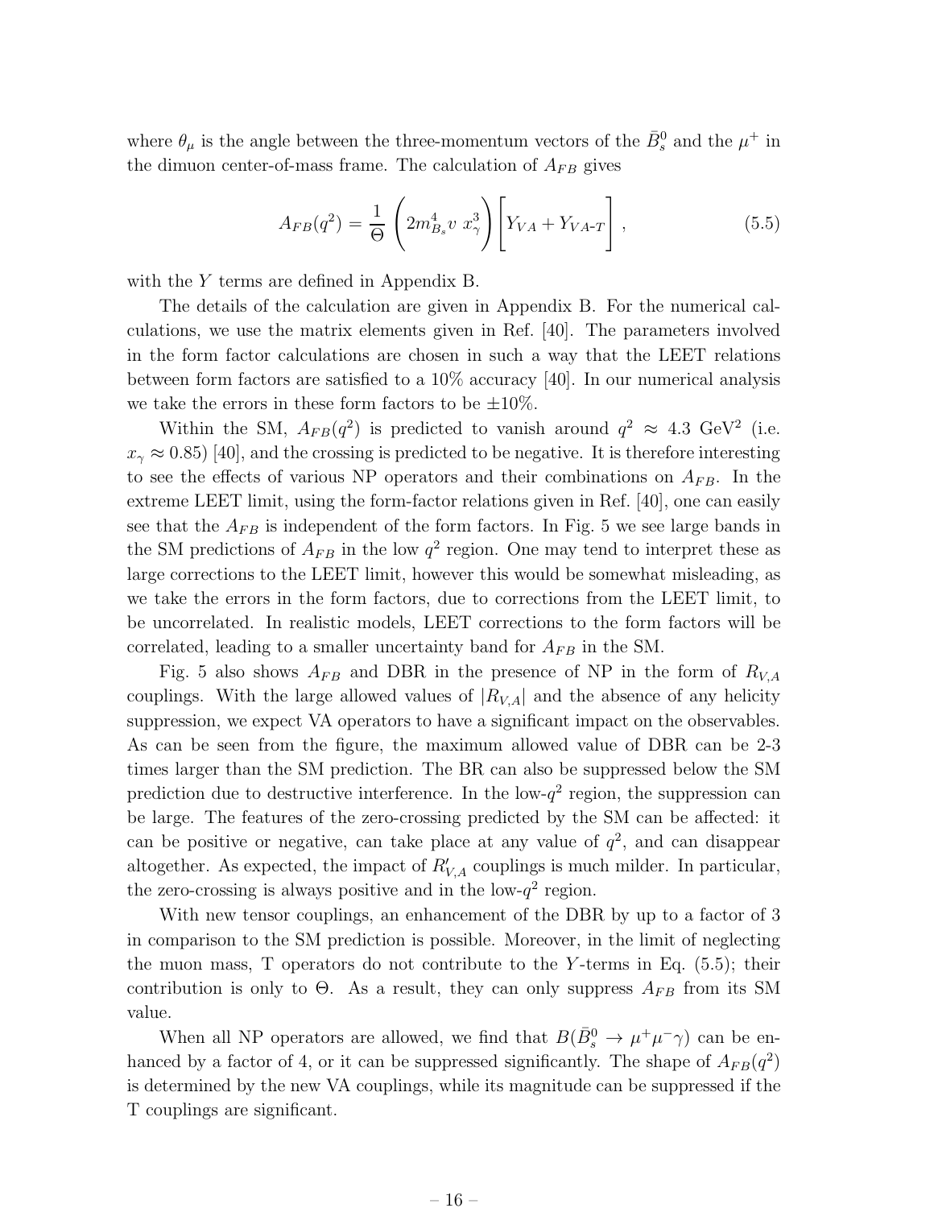where $\theta_\mu$ is the angle between the three-momentum vectors of the $\bar{B}_s^0$ and the $\mu^+$ in the dimuon center-of-mass frame. The calculation of $A_{FB}$ gives

$$A_{FB}(q^2) = \frac{1}{\Theta}\left(2m_{B_s}^4 v\ x_\gamma^3\right)\Bigg[Y_{VA} + Y_{VA\text{-}T}\Bigg]\,, \tag{5.5}$$

with the $Y$ terms are defined in Appendix B.

The details of the calculation are given in Appendix B. For the numerical calculations, we use the matrix elements given in Ref. [40]. The parameters involved in the form factor calculations are chosen in such a way that the LEET relations between form factors are satisfied to a 10% accuracy [40]. In our numerical analysis we take the errors in these form factors to be $\pm 10\%$.

Within the SM, $A_{FB}(q^2)$ is predicted to vanish around $q^2 \approx 4.3$ GeV$^2$ (i.e. $x_\gamma \approx 0.85$) [40], and the crossing is predicted to be negative. It is therefore interesting to see the effects of various NP operators and their combinations on $A_{FB}$. In the extreme LEET limit, using the form-factor relations given in Ref. [40], one can easily see that the $A_{FB}$ is independent of the form factors. In Fig. 5 we see large bands in the SM predictions of $A_{FB}$ in the low $q^2$ region. One may tend to interpret these as large corrections to the LEET limit, however this would be somewhat misleading, as we take the errors in the form factors, due to corrections from the LEET limit, to be uncorrelated. In realistic models, LEET corrections to the form factors will be correlated, leading to a smaller uncertainty band for $A_{FB}$ in the SM.

Fig. 5 also shows $A_{FB}$ and DBR in the presence of NP in the form of $R_{V,A}$ couplings. With the large allowed values of $|R_{V,A}|$ and the absence of any helicity suppression, we expect VA operators to have a significant impact on the observables. As can be seen from the figure, the maximum allowed value of DBR can be 2-3 times larger than the SM prediction. The BR can also be suppressed below the SM prediction due to destructive interference. In the low-$q^2$ region, the suppression can be large. The features of the zero-crossing predicted by the SM can be affected: it can be positive or negative, can take place at any value of $q^2$, and can disappear altogether. As expected, the impact of $R'_{V,A}$ couplings is much milder. In particular, the zero-crossing is always positive and in the low-$q^2$ region.

With new tensor couplings, an enhancement of the DBR by up to a factor of 3 in comparison to the SM prediction is possible. Moreover, in the limit of neglecting the muon mass, T operators do not contribute to the $Y$-terms in Eq. (5.5); their contribution is only to $\Theta$. As a result, they can only suppress $A_{FB}$ from its SM value.

When all NP operators are allowed, we find that $B(\bar{B}_s^0 \to \mu^+\mu^-\gamma)$ can be enhanced by a factor of 4, or it can be suppressed significantly. The shape of $A_{FB}(q^2)$ is determined by the new VA couplings, while its magnitude can be suppressed if the T couplings are significant.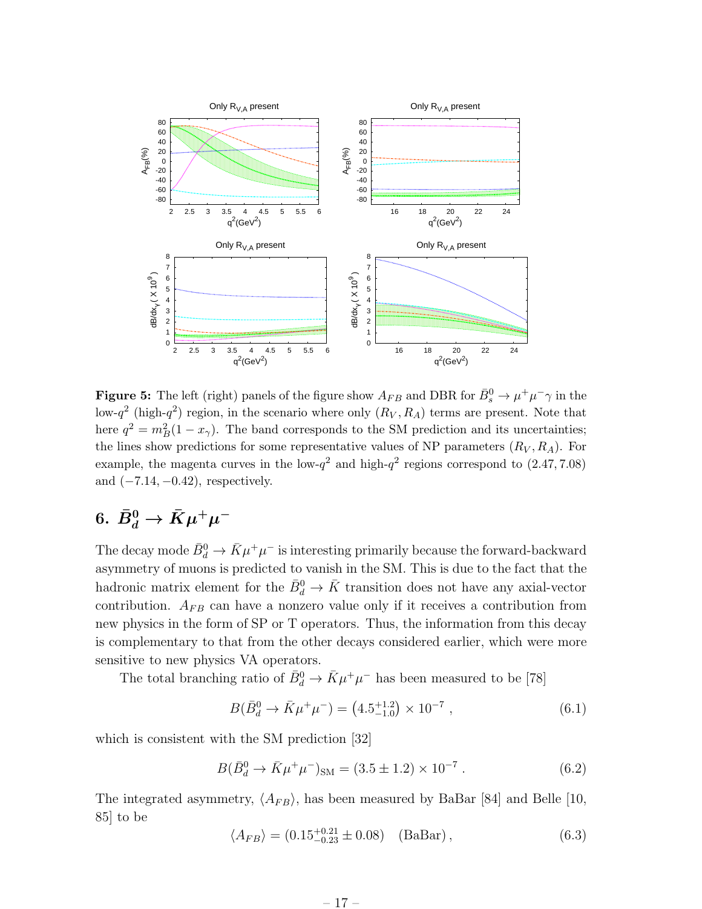**Figure 5:** The left (right) panels of the figure show $A_{FB}$ and DBR for $\bar{B}_s^0 \to \mu^+\mu^-\gamma$ in the low-$q^2$ (high-$q^2$) region, in the scenario where only $(R_V, R_A)$ terms are present. Note that here $q^2 = m_B^2(1 - x_\gamma)$. The band corresponds to the SM prediction and its uncertainties; the lines show predictions for some representative values of NP parameters $(R_V, R_A)$. For example, the magenta curves in the low-$q^2$ and high-$q^2$ regions correspond to $(2.47, 7.08)$ and $(-7.14, -0.42)$, respectively.

## 6. $\bar{B}_d^0 \to \bar{K}\mu^+\mu^-$

The decay mode $\bar{B}_d^0 \to \bar{K}\mu^+\mu^-$ is interesting primarily because the forward-backward asymmetry of muons is predicted to vanish in the SM. This is due to the fact that the hadronic matrix element for the $\bar{B}_d^0 \to \bar{K}$ transition does not have any axial-vector contribution. $A_{FB}$ can have a nonzero value only if it receives a contribution from new physics in the form of SP or T operators. Thus, the information from this decay is complementary to that from the other decays considered earlier, which were more sensitive to new physics VA operators.

The total branching ratio of $\bar{B}_d^0 \to \bar{K}\mu^+\mu^-$ has been measured to be [78]

$$B(\bar{B}_d^0 \to \bar{K}\mu^+\mu^-) = \left(4.5^{+1.2}_{-1.0}\right) \times 10^{-7} , \tag{6.1}$$

which is consistent with the SM prediction [32]

$$B(\bar{B}_d^0 \to \bar{K}\mu^+\mu^-)_{\rm SM} = (3.5 \pm 1.2) \times 10^{-7} . \tag{6.2}$$

The integrated asymmetry, $\langle A_{FB} \rangle$, has been measured by BaBar [84] and Belle [10, 85] to be

$$\langle A_{FB} \rangle = (0.15^{+0.21}_{-0.23} \pm 0.08) \quad ({\rm BaBar}) , \tag{6.3}$$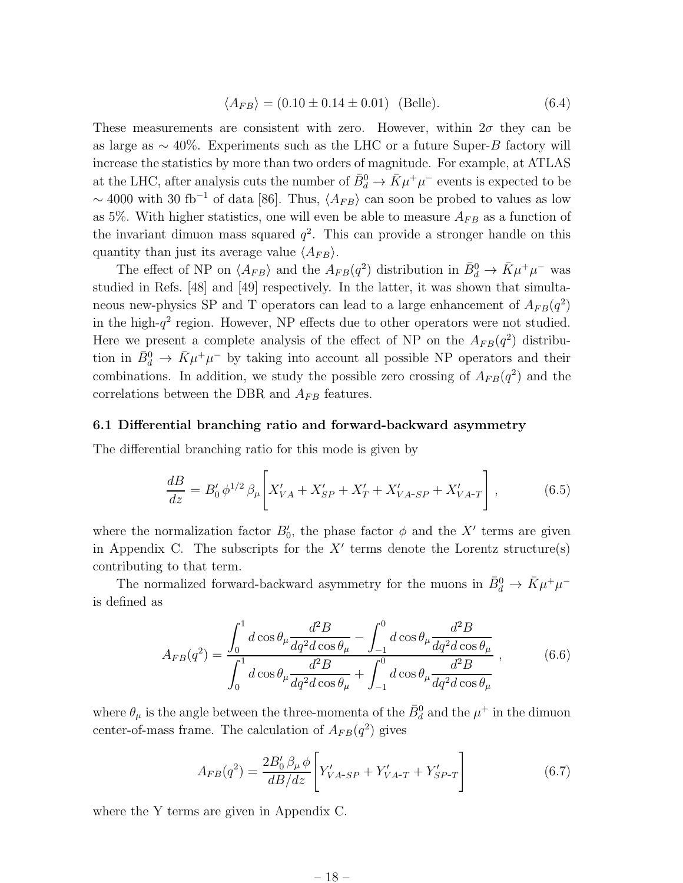$$\langle A_{FB} \rangle = (0.10 \pm 0.14 \pm 0.01) \;\; \text{(Belle)}. \tag{6.4}$$

These measurements are consistent with zero. However, within $2\sigma$ they can be as large as $\sim 40\%$. Experiments such as the LHC or a future Super-$B$ factory will increase the statistics by more than two orders of magnitude. For example, at ATLAS at the LHC, after analysis cuts the number of $\bar{B}_d^0 \to \bar{K}\mu^+\mu^-$ events is expected to be $\sim 4000$ with 30 fb$^{-1}$ of data [86]. Thus, $\langle A_{FB} \rangle$ can soon be probed to values as low as 5%. With higher statistics, one will even be able to measure $A_{FB}$ as a function of the invariant dimuon mass squared $q^2$. This can provide a stronger handle on this quantity than just its average value $\langle A_{FB} \rangle$.

The effect of NP on $\langle A_{FB} \rangle$ and the $A_{FB}(q^2)$ distribution in $\bar{B}_d^0 \to \bar{K}\mu^+\mu^-$ was studied in Refs. [48] and [49] respectively. In the latter, it was shown that simultaneous new-physics SP and T operators can lead to a large enhancement of $A_{FB}(q^2)$ in the high-$q^2$ region. However, NP effects due to other operators were not studied. Here we present a complete analysis of the effect of NP on the $A_{FB}(q^2)$ distribution in $\bar{B}_d^0 \to \bar{K}\mu^+\mu^-$ by taking into account all possible NP operators and their combinations. In addition, we study the possible zero crossing of $A_{FB}(q^2)$ and the correlations between the DBR and $A_{FB}$ features.

### 6.1 Differential branching ratio and forward-backward asymmetry

The differential branching ratio for this mode is given by

$$\frac{dB}{dz} = B_0' \, \phi^{1/2} \, \beta_\mu \left[ X'_{VA} + X'_{SP} + X'_T + X'_{VA\text{-}SP} + X'_{VA\text{-}T} \right] , \tag{6.5}$$

where the normalization factor $B_0'$, the phase factor $\phi$ and the $X'$ terms are given in Appendix C. The subscripts for the $X'$ terms denote the Lorentz structure(s) contributing to that term.

The normalized forward-backward asymmetry for the muons in $\bar{B}_d^0 \to \bar{K}\mu^+\mu^-$ is defined as

$$A_{FB}(q^2) = \frac{\displaystyle\int_0^1 d\cos\theta_\mu \frac{d^2B}{dq^2 d\cos\theta_\mu} - \int_{-1}^0 d\cos\theta_\mu \frac{d^2B}{dq^2 d\cos\theta_\mu}}{\displaystyle\int_0^1 d\cos\theta_\mu \frac{d^2B}{dq^2 d\cos\theta_\mu} + \int_{-1}^0 d\cos\theta_\mu \frac{d^2B}{dq^2 d\cos\theta_\mu}} \; , \tag{6.6}$$

where $\theta_\mu$ is the angle between the three-momenta of the $\bar{B}_d^0$ and the $\mu^+$ in the dimuon center-of-mass frame. The calculation of $A_{FB}(q^2)$ gives

$$A_{FB}(q^2) = \frac{2B_0' \, \beta_\mu \, \phi}{dB/dz} \left[ Y'_{VA\text{-}SP} + Y'_{VA\text{-}T} + Y'_{SP\text{-}T} \right] \tag{6.7}$$

where the Y terms are given in Appendix C.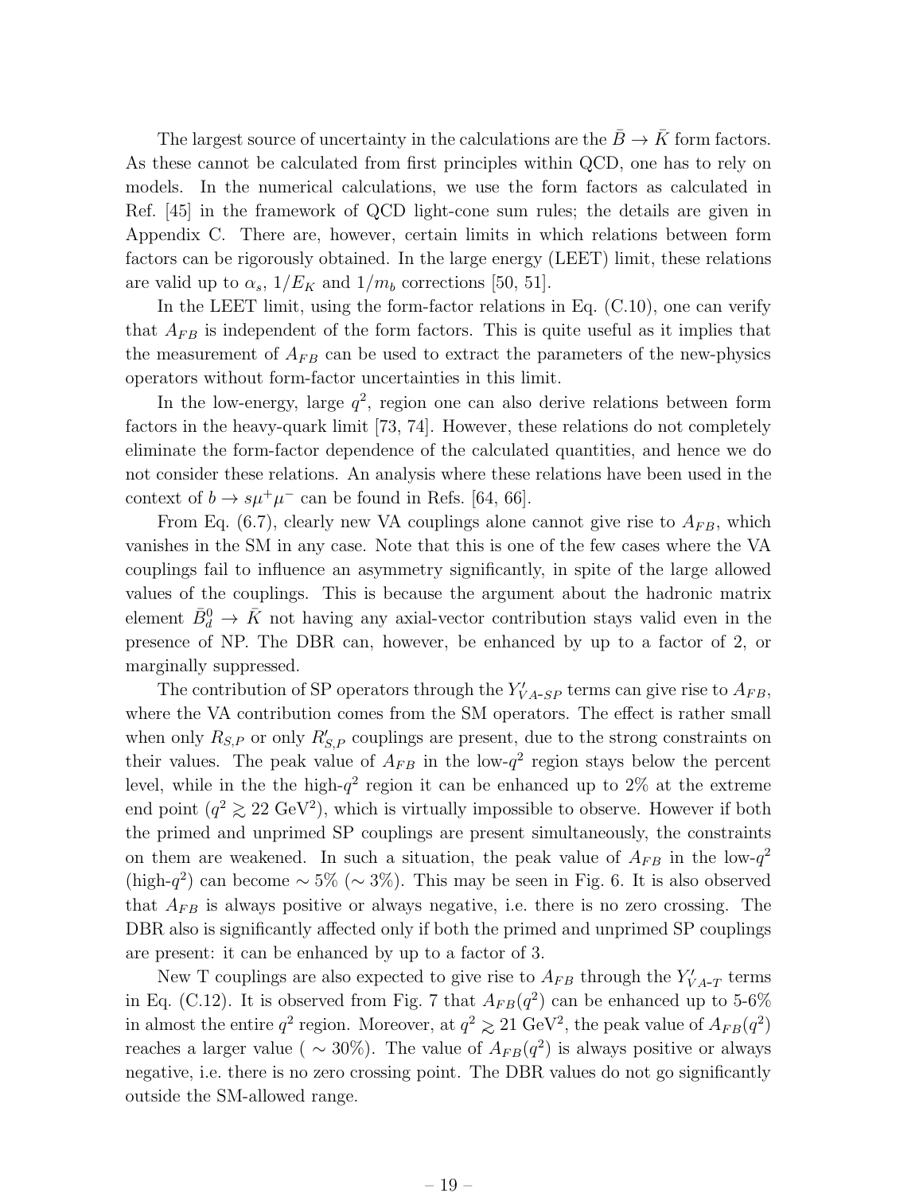The largest source of uncertainty in the calculations are the $\bar{B} \to \bar{K}$ form factors. As these cannot be calculated from first principles within QCD, one has to rely on models. In the numerical calculations, we use the form factors as calculated in Ref. [45] in the framework of QCD light-cone sum rules; the details are given in Appendix C. There are, however, certain limits in which relations between form factors can be rigorously obtained. In the large energy (LEET) limit, these relations are valid up to $\alpha_s$, $1/E_K$ and $1/m_b$ corrections [50, 51].

In the LEET limit, using the form-factor relations in Eq. (C.10), one can verify that $A_{FB}$ is independent of the form factors. This is quite useful as it implies that the measurement of $A_{FB}$ can be used to extract the parameters of the new-physics operators without form-factor uncertainties in this limit.

In the low-energy, large $q^2$, region one can also derive relations between form factors in the heavy-quark limit [73, 74]. However, these relations do not completely eliminate the form-factor dependence of the calculated quantities, and hence we do not consider these relations. An analysis where these relations have been used in the context of $b \to s\mu^+\mu^-$ can be found in Refs. [64, 66].

From Eq. (6.7), clearly new VA couplings alone cannot give rise to $A_{FB}$, which vanishes in the SM in any case. Note that this is one of the few cases where the VA couplings fail to influence an asymmetry significantly, in spite of the large allowed values of the couplings. This is because the argument about the hadronic matrix element $\bar{B}_d^0 \to \bar{K}$ not having any axial-vector contribution stays valid even in the presence of NP. The DBR can, however, be enhanced by up to a factor of 2, or marginally suppressed.

The contribution of SP operators through the $Y'_{VA\text{-}SP}$ terms can give rise to $A_{FB}$, where the VA contribution comes from the SM operators. The effect is rather small when only $R_{S,P}$ or only $R'_{S,P}$ couplings are present, due to the strong constraints on their values. The peak value of $A_{FB}$ in the low-$q^2$ region stays below the percent level, while in the the high-$q^2$ region it can be enhanced up to 2% at the extreme end point ($q^2 \gtrsim 22$ GeV$^2$), which is virtually impossible to observe. However if both the primed and unprimed SP couplings are present simultaneously, the constraints on them are weakened. In such a situation, the peak value of $A_{FB}$ in the low-$q^2$ (high-$q^2$) can become $\sim 5\%$ ($\sim 3\%$). This may be seen in Fig. 6. It is also observed that $A_{FB}$ is always positive or always negative, i.e. there is no zero crossing. The DBR also is significantly affected only if both the primed and unprimed SP couplings are present: it can be enhanced by up to a factor of 3.

New T couplings are also expected to give rise to $A_{FB}$ through the $Y'_{VA\text{-}T}$ terms in Eq. (C.12). It is observed from Fig. 7 that $A_{FB}(q^2)$ can be enhanced up to 5-6% in almost the entire $q^2$ region. Moreover, at $q^2 \gtrsim 21$ GeV$^2$, the peak value of $A_{FB}(q^2)$ reaches a larger value ( $\sim 30\%$). The value of $A_{FB}(q^2)$ is always positive or always negative, i.e. there is no zero crossing point. The DBR values do not go significantly outside the SM-allowed range.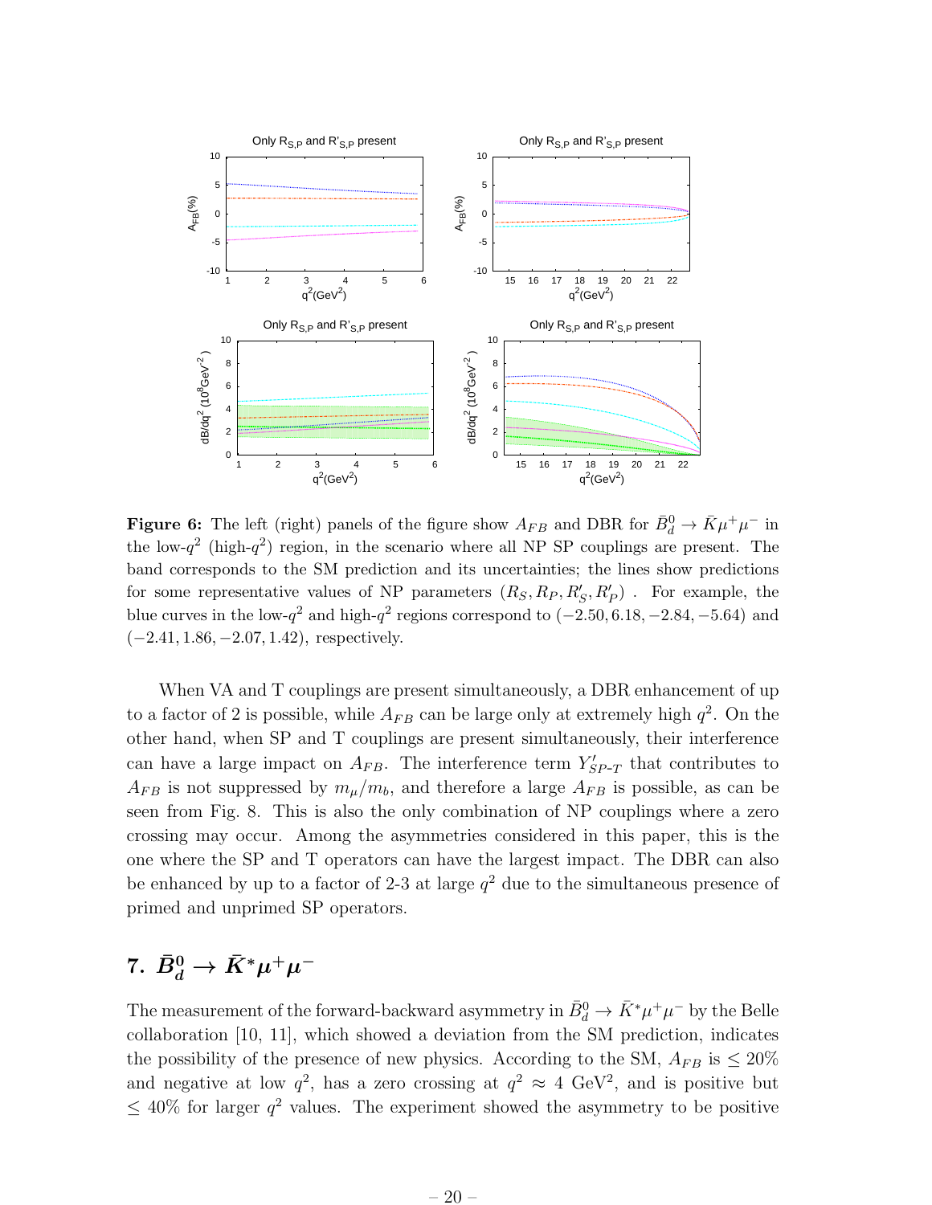**Figure 6:** The left (right) panels of the figure show $A_{FB}$ and DBR for $\bar{B}_d^0 \to \bar{K}\mu^+\mu^-$ in the low-$q^2$ (high-$q^2$) region, in the scenario where all NP SP couplings are present. The band corresponds to the SM prediction and its uncertainties; the lines show predictions for some representative values of NP parameters $(R_S, R_P, R'_S, R'_P)$ . For example, the blue curves in the low-$q^2$ and high-$q^2$ regions correspond to $(-2.50, 6.18, -2.84, -5.64)$ and $(-2.41, 1.86, -2.07, 1.42)$, respectively.

When VA and T couplings are present simultaneously, a DBR enhancement of up to a factor of 2 is possible, while $A_{FB}$ can be large only at extremely high $q^2$. On the other hand, when SP and T couplings are present simultaneously, their interference can have a large impact on $A_{FB}$. The interference term $Y'_{SP\text{-}T}$ that contributes to $A_{FB}$ is not suppressed by $m_\mu/m_b$, and therefore a large $A_{FB}$ is possible, as can be seen from Fig. 8. This is also the only combination of NP couplings where a zero crossing may occur. Among the asymmetries considered in this paper, this is the one where the SP and T operators can have the largest impact. The DBR can also be enhanced by up to a factor of 2-3 at large $q^2$ due to the simultaneous presence of primed and unprimed SP operators.

## 7. $\bar{B}_d^0 \to \bar{K}^* \mu^+\mu^-$

The measurement of the forward-backward asymmetry in $\bar{B}_d^0 \to \bar{K}^* \mu^+\mu^-$ by the Belle collaboration [10, 11], which showed a deviation from the SM prediction, indicates the possibility of the presence of new physics. According to the SM, $A_{FB}$ is $\leq 20\%$ and negative at low $q^2$, has a zero crossing at $q^2 \approx 4$ GeV$^2$, and is positive but $\leq 40\%$ for larger $q^2$ values. The experiment showed the asymmetry to be positive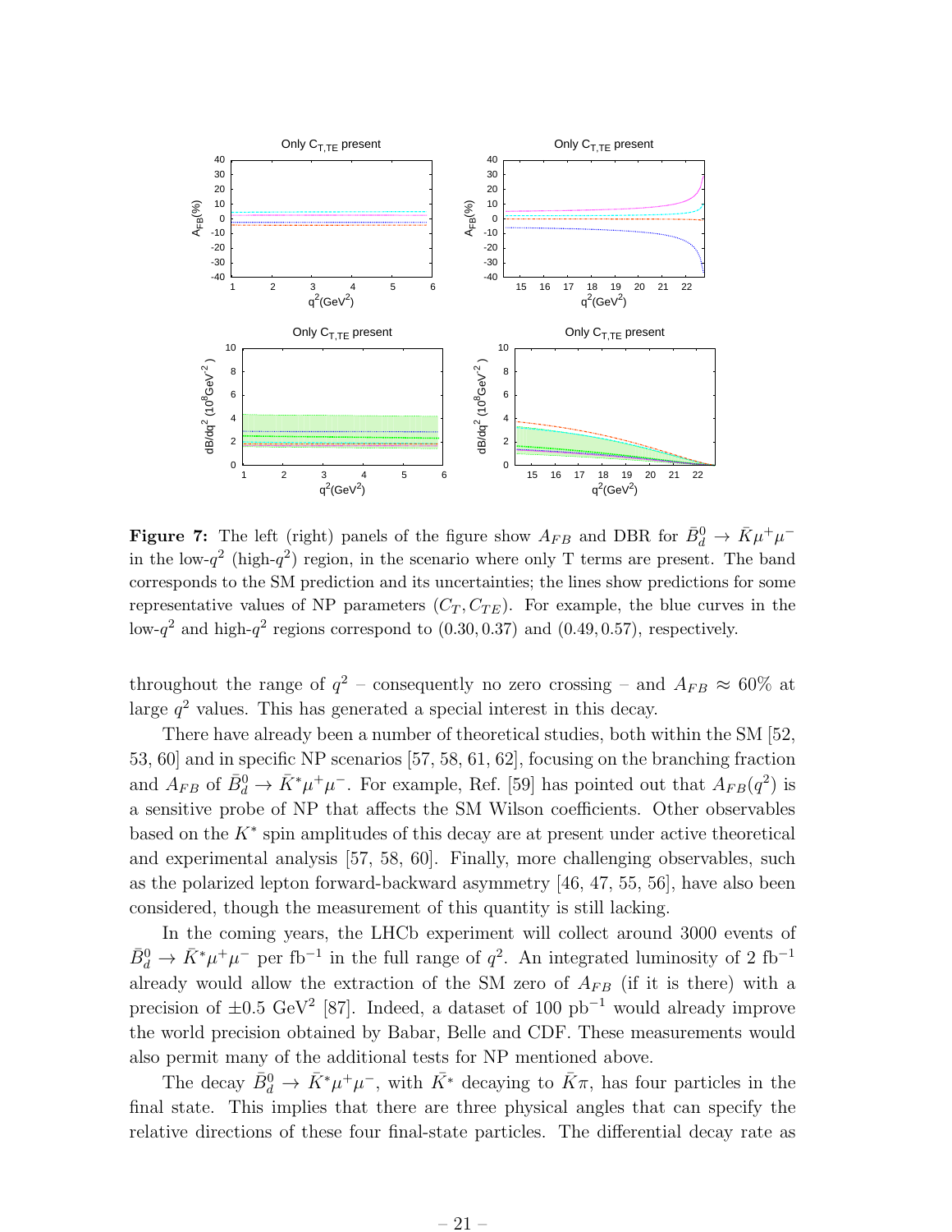**Figure 7:** The left (right) panels of the figure show $A_{FB}$ and DBR for $\bar{B}_d^0 \to \bar{K}\mu^+\mu^-$ in the low-$q^2$ (high-$q^2$) region, in the scenario where only T terms are present. The band corresponds to the SM prediction and its uncertainties; the lines show predictions for some representative values of NP parameters $(C_T, C_{TE})$. For example, the blue curves in the low-$q^2$ and high-$q^2$ regions correspond to $(0.30, 0.37)$ and $(0.49, 0.57)$, respectively.

throughout the range of $q^2$ – consequently no zero crossing – and $A_{FB} \approx 60\%$ at large $q^2$ values. This has generated a special interest in this decay.

There have already been a number of theoretical studies, both within the SM [52, 53, 60] and in specific NP scenarios [57, 58, 61, 62], focusing on the branching fraction and $A_{FB}$ of $\bar{B}_d^0 \to \bar{K}^*\mu^+\mu^-$. For example, Ref. [59] has pointed out that $A_{FB}(q^2)$ is a sensitive probe of NP that affects the SM Wilson coefficients. Other observables based on the $K^*$ spin amplitudes of this decay are at present under active theoretical and experimental analysis [57, 58, 60]. Finally, more challenging observables, such as the polarized lepton forward-backward asymmetry [46, 47, 55, 56], have also been considered, though the measurement of this quantity is still lacking.

In the coming years, the LHCb experiment will collect around 3000 events of $\bar{B}_d^0 \to \bar{K}^*\mu^+\mu^-$ per fb$^{-1}$ in the full range of $q^2$. An integrated luminosity of 2 fb$^{-1}$ already would allow the extraction of the SM zero of $A_{FB}$ (if it is there) with a precision of $\pm 0.5$ GeV$^2$ [87]. Indeed, a dataset of 100 pb$^{-1}$ would already improve the world precision obtained by Babar, Belle and CDF. These measurements would also permit many of the additional tests for NP mentioned above.

The decay $\bar{B}_d^0 \to \bar{K}^*\mu^+\mu^-$, with $\bar{K}^*$ decaying to $\bar{K}\pi$, has four particles in the final state. This implies that there are three physical angles that can specify the relative directions of these four final-state particles. The differential decay rate as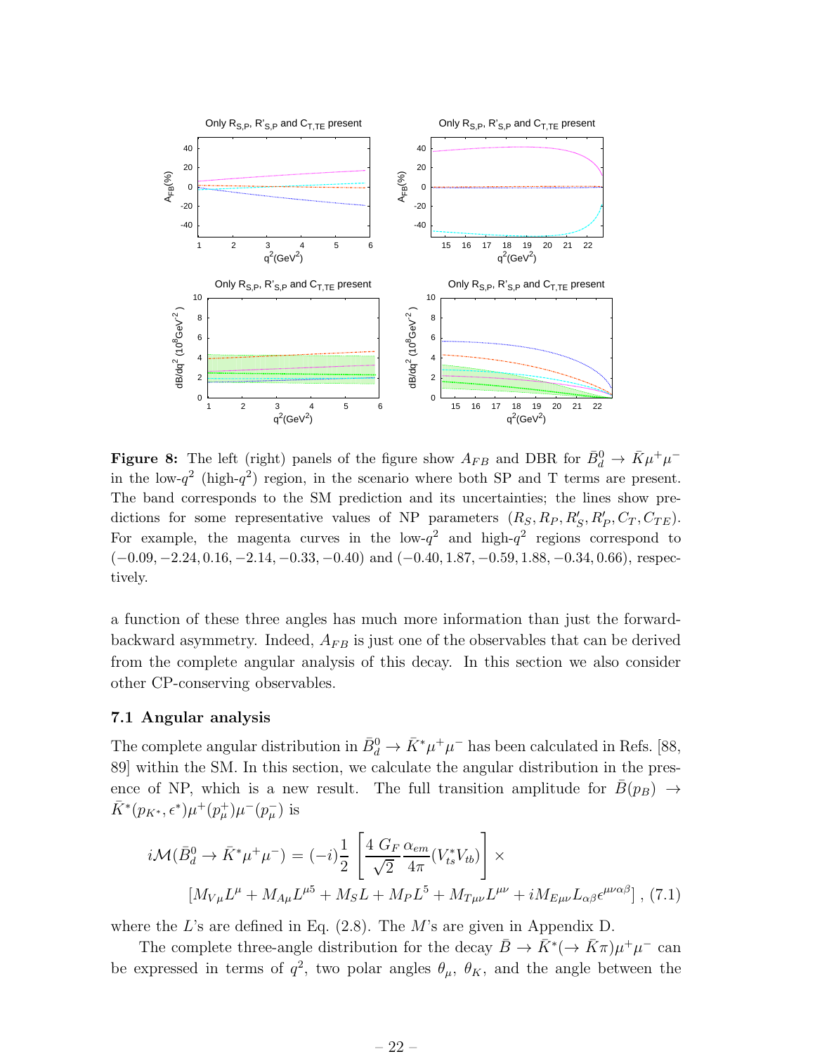**Figure 8:** The left (right) panels of the figure show $A_{FB}$ and DBR for $\bar{B}_d^0 \to \bar{K}\mu^+\mu^-$ in the low-$q^2$ (high-$q^2$) region, in the scenario where both SP and T terms are present. The band corresponds to the SM prediction and its uncertainties; the lines show predictions for some representative values of NP parameters $(R_S, R_P, R'_S, R'_P, C_T, C_{TE})$. For example, the magenta curves in the low-$q^2$ and high-$q^2$ regions correspond to $(-0.09, -2.24, 0.16, -2.14, -0.33, -0.40)$ and $(-0.40, 1.87, -0.59, 1.88, -0.34, 0.66)$, respectively.

a function of these three angles has much more information than just the forward-backward asymmetry. Indeed, $A_{FB}$ is just one of the observables that can be derived from the complete angular analysis of this decay. In this section we also consider other CP-conserving observables.

### 7.1 Angular analysis

The complete angular distribution in $\bar{B}_d^0 \to \bar{K}^*\mu^+\mu^-$ has been calculated in Refs. [88, 89] within the SM. In this section, we calculate the angular distribution in the presence of NP, which is a new result. The full transition amplitude for $\bar{B}(p_B) \to \bar{K}^*(p_{K^*}, \epsilon^*)\mu^+(p_\mu^+)\mu^-(p_\mu^-)$ is

$$
i\mathcal{M}(\bar{B}_d^0 \to \bar{K}^*\mu^+\mu^-) = (-i)\frac{1}{2}\left[\frac{4\ G_F}{\sqrt{2}}\frac{\alpha_{em}}{4\pi}(V_{ts}^*V_{tb})\right] \times
$$
$$
\left[M_{V\mu}L^\mu + M_{A\mu}L^{\mu 5} + M_S L + M_P L^5 + M_{T\mu\nu}L^{\mu\nu} + iM_{E\mu\nu}L_{\alpha\beta}\epsilon^{\mu\nu\alpha\beta}\right], \quad (7.1)
$$

where the $L$'s are defined in Eq. (2.8). The $M$'s are given in Appendix D.

The complete three-angle distribution for the decay $\bar{B} \to \bar{K}^*(\to \bar{K}\pi)\mu^+\mu^-$ can be expressed in terms of $q^2$, two polar angles $\theta_\mu$, $\theta_K$, and the angle between the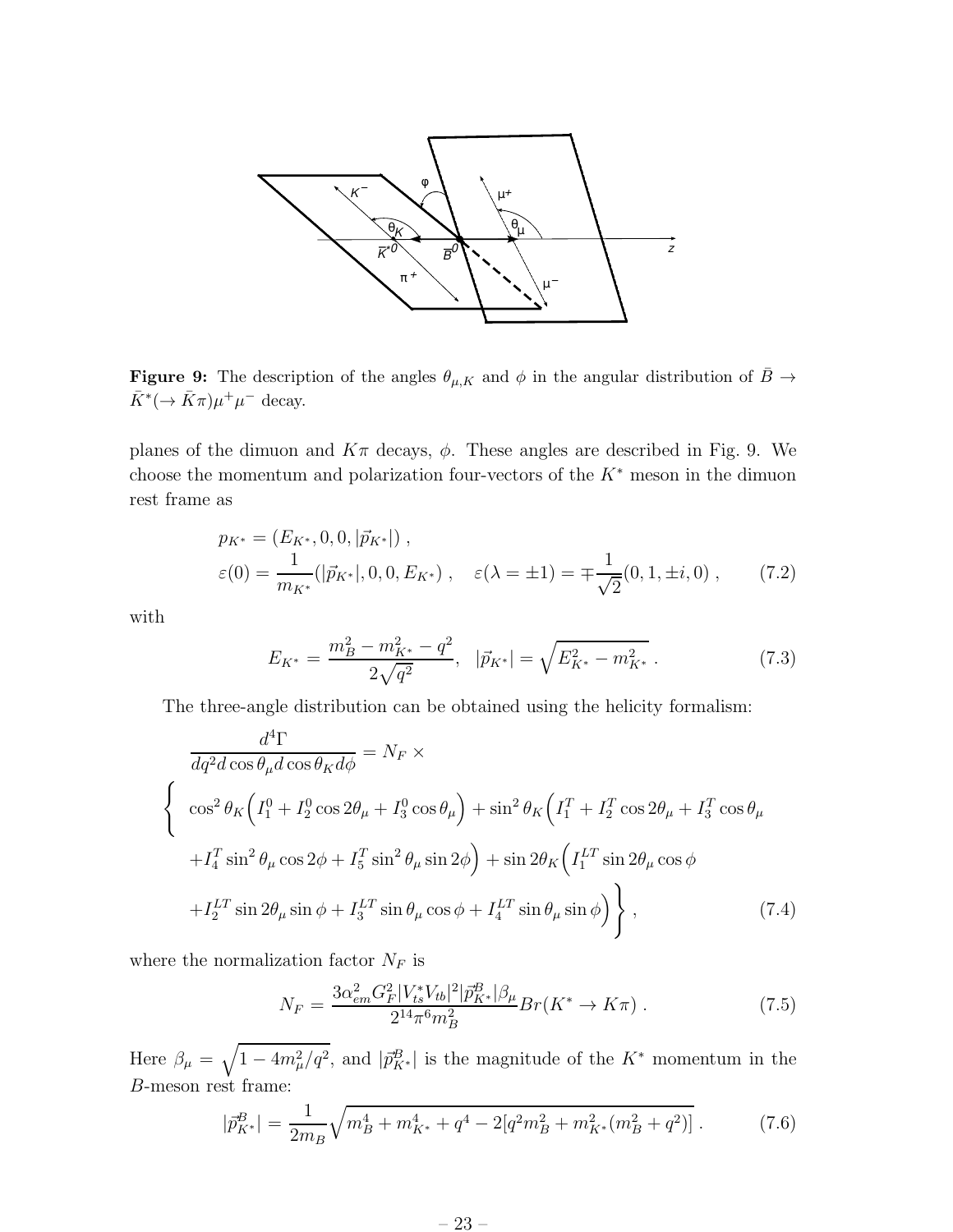**Figure 9:** The description of the angles $\theta_{\mu,K}$ and $\phi$ in the angular distribution of $\bar{B} \to \bar{K}^*(\to \bar{K}\pi)\mu^+\mu^-$ decay.

planes of the dimuon and $K\pi$ decays, $\phi$. These angles are described in Fig. 9. We choose the momentum and polarization four-vectors of the $K^*$ meson in the dimuon rest frame as

$$
\begin{aligned}
p_{K^*} &= (E_{K^*}, 0, 0, |\vec{p}_{K^*}|) \;, \\
\varepsilon(0) &= \frac{1}{m_{K^*}}(|\vec{p}_{K^*}|, 0, 0, E_{K^*}) \;, \quad \varepsilon(\lambda = \pm 1) = \mp\frac{1}{\sqrt{2}}(0, 1, \pm i, 0) \;,
\end{aligned}
\tag{7.2}
$$

with

$$
E_{K^*} = \frac{m_B^2 - m_{K^*}^2 - q^2}{2\sqrt{q^2}}, \quad |\vec{p}_{K^*}| = \sqrt{E_{K^*}^2 - m_{K^*}^2} \;. \tag{7.3}
$$

The three-angle distribution can be obtained using the helicity formalism:

$$
\begin{aligned}
&\frac{d^4\Gamma}{dq^2 d\cos\theta_\mu d\cos\theta_K d\phi} = N_F \times \\
&\Bigg\{ \cos^2\theta_K\Big(I_1^0 + I_2^0\cos 2\theta_\mu + I_3^0\cos\theta_\mu\Big) + \sin^2\theta_K\Big(I_1^T + I_2^T\cos 2\theta_\mu + I_3^T\cos\theta_\mu \\
&\quad + I_4^T\sin^2\theta_\mu\cos 2\phi + I_5^T\sin^2\theta_\mu\sin 2\phi\Big) + \sin 2\theta_K\Big(I_1^{LT}\sin 2\theta_\mu\cos\phi \\
&\quad + I_2^{LT}\sin 2\theta_\mu\sin\phi + I_3^{LT}\sin\theta_\mu\cos\phi + I_4^{LT}\sin\theta_\mu\sin\phi\Big)\Bigg\} \;,
\end{aligned}
\tag{7.4}
$$

where the normalization factor $N_F$ is

$$
N_F = \frac{3\alpha_{em}^2 G_F^2 |V_{ts}^* V_{tb}|^2 |\vec{p}^{\,B}_{K^*}| \beta_\mu}{2^{14}\pi^6 m_B^2} Br(K^* \to K\pi) \;. \tag{7.5}
$$

Here $\beta_\mu = \sqrt{1 - 4m_\mu^2/q^2}$, and $|\vec{p}^{\,B}_{K^*}|$ is the magnitude of the $K^*$ momentum in the $B$-meson rest frame:

$$
|\vec{p}^{\,B}_{K^*}| = \frac{1}{2m_B}\sqrt{m_B^4 + m_{K^*}^4 + q^4 - 2[q^2 m_B^2 + m_{K^*}^2(m_B^2 + q^2)]} \;. \tag{7.6}
$$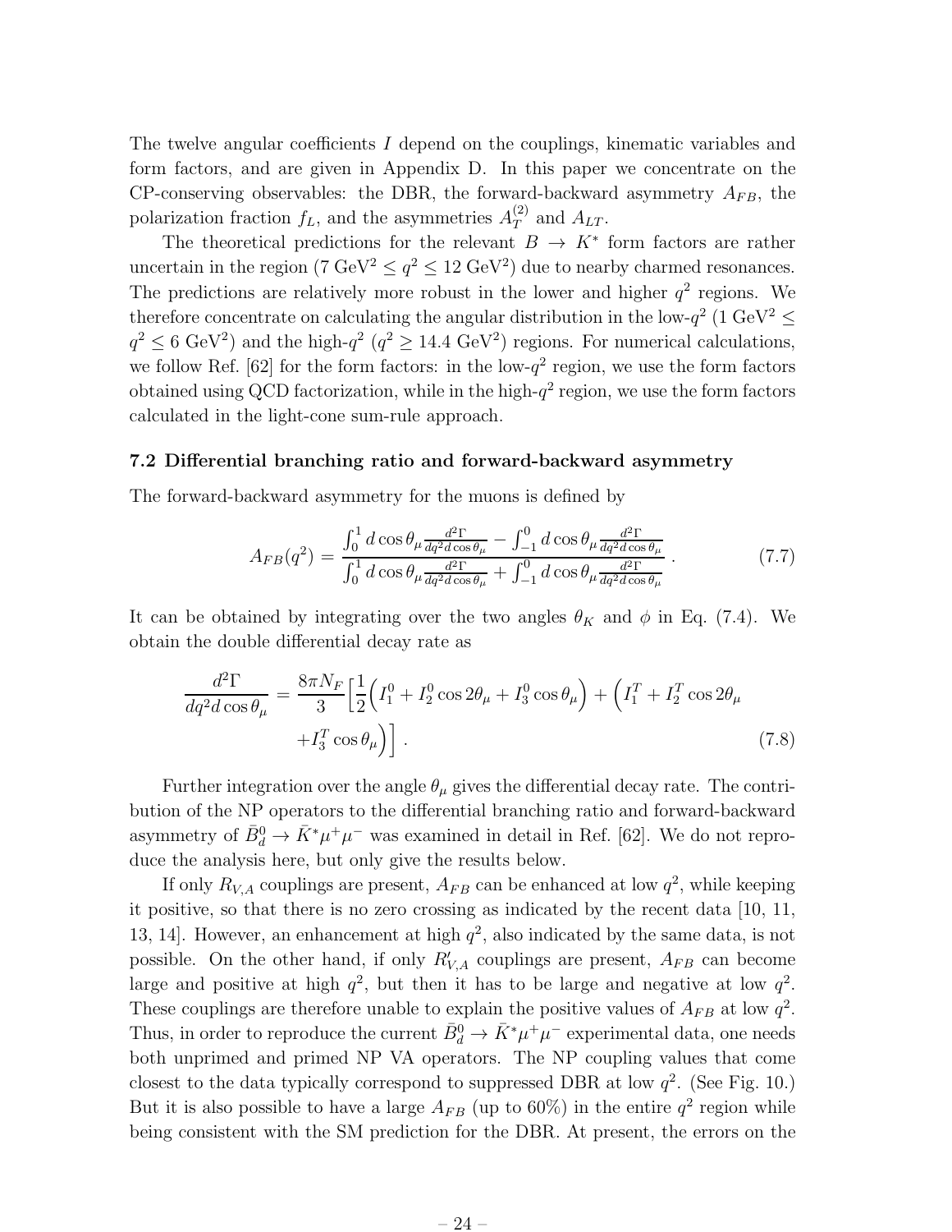The twelve angular coefficients $I$ depend on the couplings, kinematic variables and form factors, and are given in Appendix D. In this paper we concentrate on the CP-conserving observables: the DBR, the forward-backward asymmetry $A_{FB}$, the polarization fraction $f_L$, and the asymmetries $A_T^{(2)}$ and $A_{LT}$.

The theoretical predictions for the relevant $B \to K^*$ form factors are rather uncertain in the region (7 GeV$^2 \leq q^2 \leq 12$ GeV$^2$) due to nearby charmed resonances. The predictions are relatively more robust in the lower and higher $q^2$ regions. We therefore concentrate on calculating the angular distribution in the low-$q^2$ (1 GeV$^2 \leq q^2 \leq 6$ GeV$^2$) and the high-$q^2$ ($q^2 \geq 14.4$ GeV$^2$) regions. For numerical calculations, we follow Ref. [62] for the form factors: in the low-$q^2$ region, we use the form factors obtained using QCD factorization, while in the high-$q^2$ region, we use the form factors calculated in the light-cone sum-rule approach.

### 7.2 Differential branching ratio and forward-backward asymmetry

The forward-backward asymmetry for the muons is defined by

$$A_{FB}(q^2) = \frac{\int_0^1 d\cos\theta_\mu \frac{d^2\Gamma}{dq^2 d\cos\theta_\mu} - \int_{-1}^0 d\cos\theta_\mu \frac{d^2\Gamma}{dq^2 d\cos\theta_\mu}}{\int_0^1 d\cos\theta_\mu \frac{d^2\Gamma}{dq^2 d\cos\theta_\mu} + \int_{-1}^0 d\cos\theta_\mu \frac{d^2\Gamma}{dq^2 d\cos\theta_\mu}} \,. \tag{7.7}$$

It can be obtained by integrating over the two angles $\theta_K$ and $\phi$ in Eq. (7.4). We obtain the double differential decay rate as

$$\frac{d^2\Gamma}{dq^2 d\cos\theta_\mu} = \frac{8\pi N_F}{3}\Big[\frac{1}{2}\Big(I_1^0 + I_2^0\cos 2\theta_\mu + I_3^0\cos\theta_\mu\Big) + \Big(I_1^T + I_2^T\cos 2\theta_\mu + I_3^T\cos\theta_\mu\Big)\Big] \,. \tag{7.8}$$

Further integration over the angle $\theta_\mu$ gives the differential decay rate. The contribution of the NP operators to the differential branching ratio and forward-backward asymmetry of $\bar{B}_d^0 \to \bar{K}^*\mu^+\mu^-$ was examined in detail in Ref. [62]. We do not reproduce the analysis here, but only give the results below.

If only $R_{V,A}$ couplings are present, $A_{FB}$ can be enhanced at low $q^2$, while keeping it positive, so that there is no zero crossing as indicated by the recent data [10, 11, 13, 14]. However, an enhancement at high $q^2$, also indicated by the same data, is not possible. On the other hand, if only $R'_{V,A}$ couplings are present, $A_{FB}$ can become large and positive at high $q^2$, but then it has to be large and negative at low $q^2$. These couplings are therefore unable to explain the positive values of $A_{FB}$ at low $q^2$. Thus, in order to reproduce the current $\bar{B}_d^0 \to \bar{K}^*\mu^+\mu^-$ experimental data, one needs both unprimed and primed NP VA operators. The NP coupling values that come closest to the data typically correspond to suppressed DBR at low $q^2$. (See Fig. 10.) But it is also possible to have a large $A_{FB}$ (up to 60%) in the entire $q^2$ region while being consistent with the SM prediction for the DBR. At present, the errors on the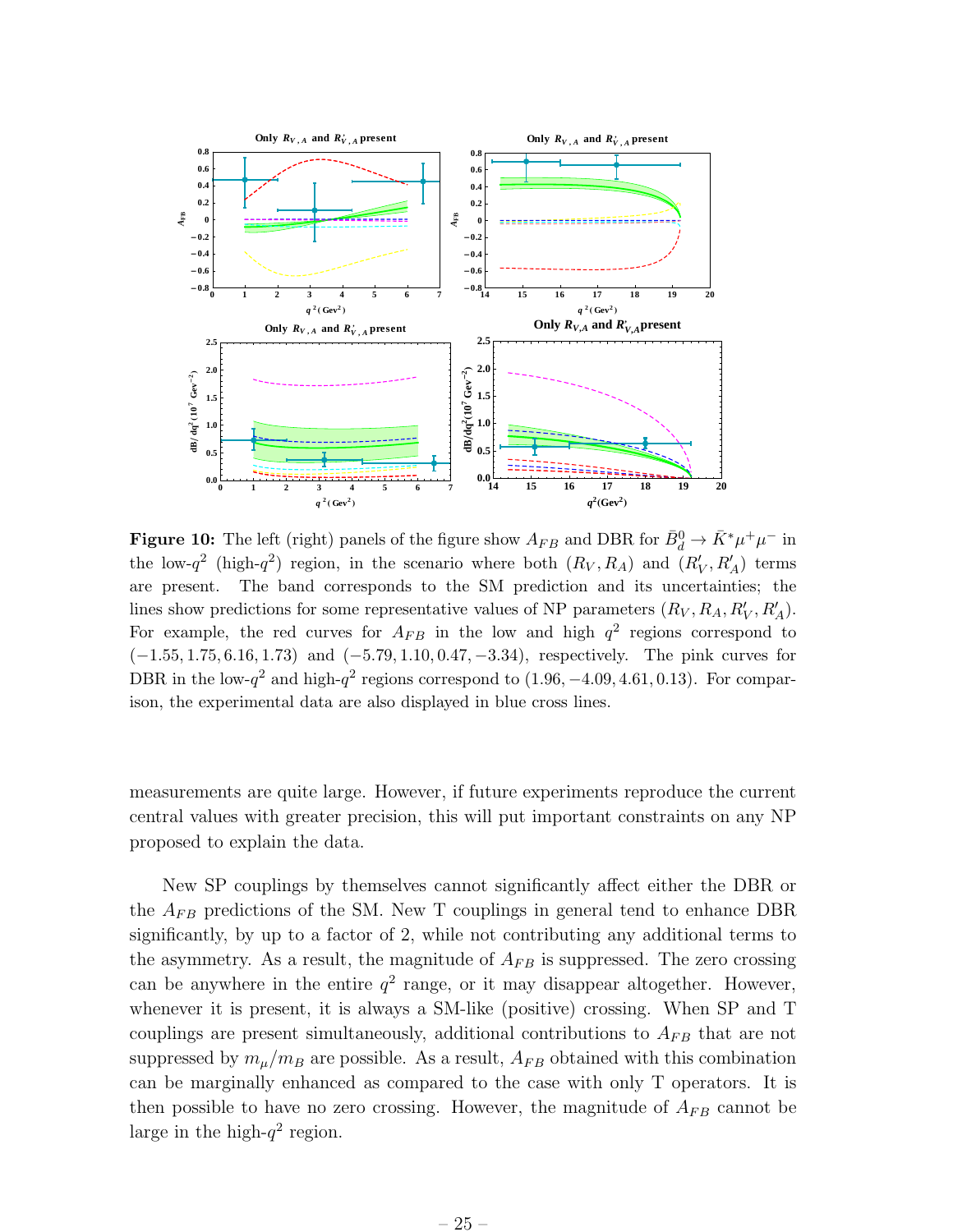**Figure 10:** The left (right) panels of the figure show $A_{FB}$ and DBR for $\bar{B}_d^0 \to \bar{K}^* \mu^+ \mu^-$ in the low-$q^2$ (high-$q^2$) region, in the scenario where both $(R_V, R_A)$ and $(R'_V, R'_A)$ terms are present. The band corresponds to the SM prediction and its uncertainties; the lines show predictions for some representative values of NP parameters $(R_V, R_A, R'_V, R'_A)$. For example, the red curves for $A_{FB}$ in the low and high $q^2$ regions correspond to $(-1.55, 1.75, 6.16, 1.73)$ and $(-5.79, 1.10, 0.47, -3.34)$, respectively. The pink curves for DBR in the low-$q^2$ and high-$q^2$ regions correspond to $(1.96, -4.09, 4.61, 0.13)$. For comparison, the experimental data are also displayed in blue cross lines.

measurements are quite large. However, if future experiments reproduce the current central values with greater precision, this will put important constraints on any NP proposed to explain the data.

New SP couplings by themselves cannot significantly affect either the DBR or the $A_{FB}$ predictions of the SM. New T couplings in general tend to enhance DBR significantly, by up to a factor of 2, while not contributing any additional terms to the asymmetry. As a result, the magnitude of $A_{FB}$ is suppressed. The zero crossing can be anywhere in the entire $q^2$ range, or it may disappear altogether. However, whenever it is present, it is always a SM-like (positive) crossing. When SP and T couplings are present simultaneously, additional contributions to $A_{FB}$ that are not suppressed by $m_\mu/m_B$ are possible. As a result, $A_{FB}$ obtained with this combination can be marginally enhanced as compared to the case with only T operators. It is then possible to have no zero crossing. However, the magnitude of $A_{FB}$ cannot be large in the high-$q^2$ region.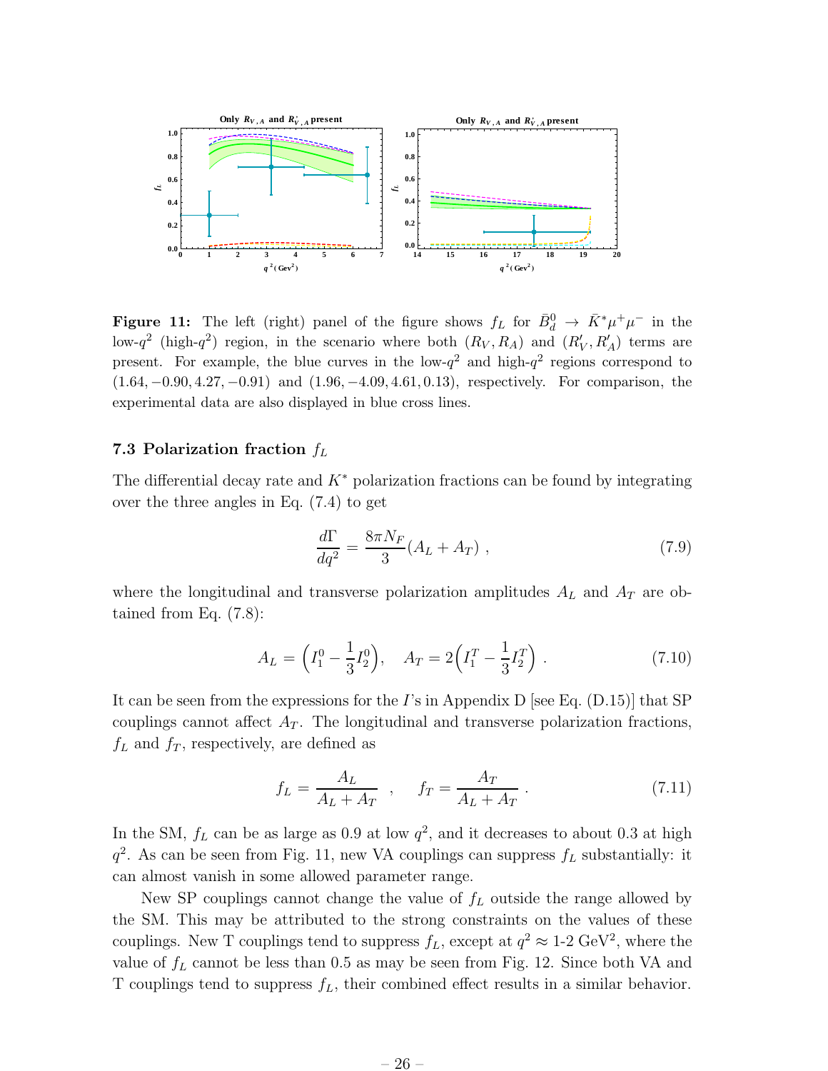**Figure 11:** The left (right) panel of the figure shows $f_L$ for $\bar{B}_d^0 \to \bar{K}^* \mu^+ \mu^-$ in the low-$q^2$ (high-$q^2$) region, in the scenario where both $(R_V, R_A)$ and $(R'_V, R'_A)$ terms are present. For example, the blue curves in the low-$q^2$ and high-$q^2$ regions correspond to $(1.64, -0.90, 4.27, -0.91)$ and $(1.96, -4.09, 4.61, 0.13)$, respectively. For comparison, the experimental data are also displayed in blue cross lines.

### 7.3 Polarization fraction $f_L$

The differential decay rate and $K^*$ polarization fractions can be found by integrating over the three angles in Eq. (7.4) to get

$$\frac{d\Gamma}{dq^2} = \frac{8\pi N_F}{3}(A_L + A_T) \ , \tag{7.9}$$

where the longitudinal and transverse polarization amplitudes $A_L$ and $A_T$ are obtained from Eq. (7.8):

$$A_L = \left(I_1^0 - \frac{1}{3}I_2^0\right), \quad A_T = 2\left(I_1^T - \frac{1}{3}I_2^T\right) \ . \tag{7.10}$$

It can be seen from the expressions for the $I$'s in Appendix D [see Eq. (D.15)] that SP couplings cannot affect $A_T$. The longitudinal and transverse polarization fractions, $f_L$ and $f_T$, respectively, are defined as

$$f_L = \frac{A_L}{A_L + A_T} \quad , \quad f_T = \frac{A_T}{A_L + A_T} \ . \tag{7.11}$$

In the SM, $f_L$ can be as large as 0.9 at low $q^2$, and it decreases to about 0.3 at high $q^2$. As can be seen from Fig. 11, new VA couplings can suppress $f_L$ substantially: it can almost vanish in some allowed parameter range.

New SP couplings cannot change the value of $f_L$ outside the range allowed by the SM. This may be attributed to the strong constraints on the values of these couplings. New T couplings tend to suppress $f_L$, except at $q^2 \approx$ 1-2 GeV$^2$, where the value of $f_L$ cannot be less than 0.5 as may be seen from Fig. 12. Since both VA and T couplings tend to suppress $f_L$, their combined effect results in a similar behavior.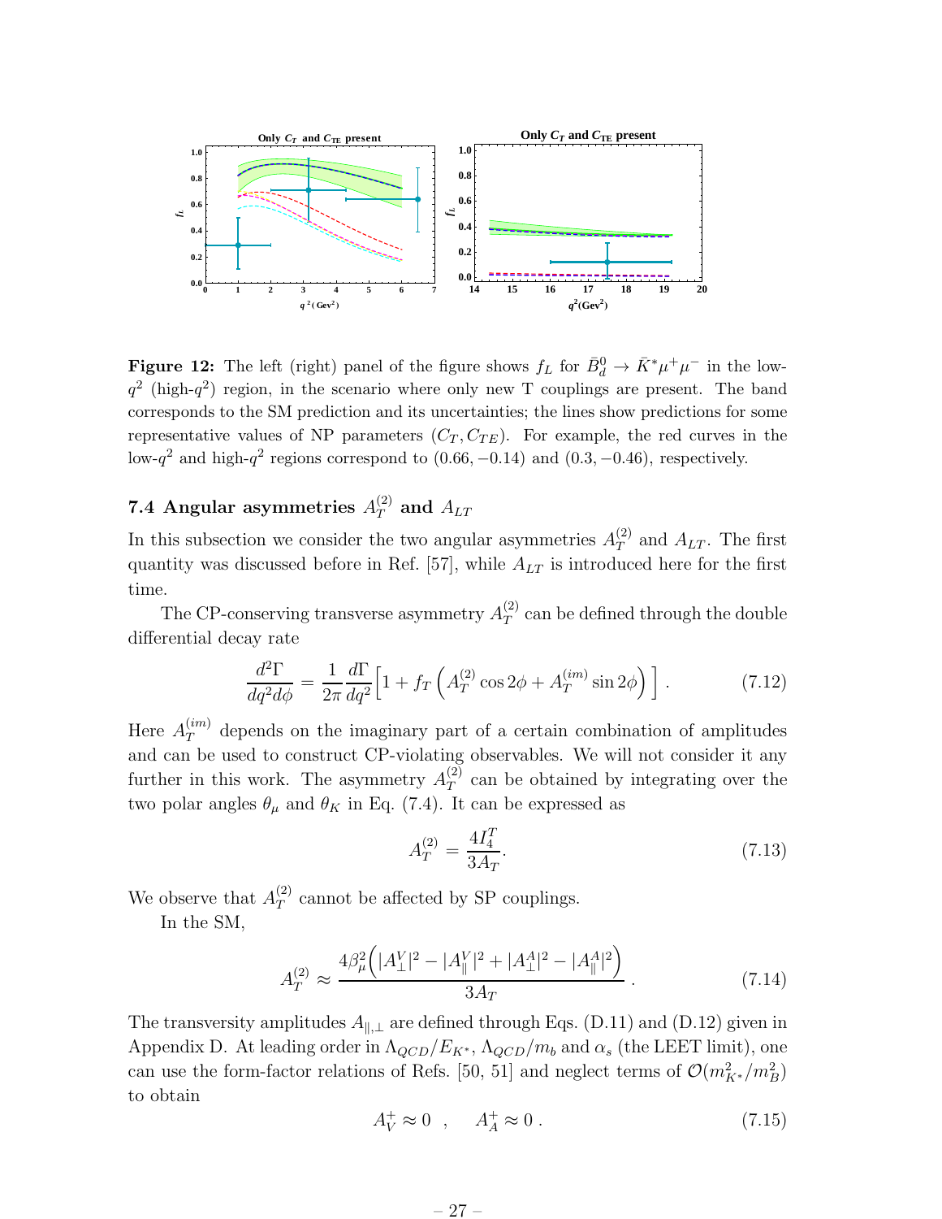**Figure 12:** The left (right) panel of the figure shows $f_L$ for $\bar{B}_d^0 \to \bar{K}^* \mu^+ \mu^-$ in the low-$q^2$ (high-$q^2$) region, in the scenario where only new T couplings are present. The band corresponds to the SM prediction and its uncertainties; the lines show predictions for some representative values of NP parameters $(C_T, C_{TE})$. For example, the red curves in the low-$q^2$ and high-$q^2$ regions correspond to $(0.66, -0.14)$ and $(0.3, -0.46)$, respectively.

### 7.4 Angular asymmetries $A_T^{(2)}$ and $A_{LT}$

In this subsection we consider the two angular asymmetries $A_T^{(2)}$ and $A_{LT}$. The first quantity was discussed before in Ref. [57], while $A_{LT}$ is introduced here for the first time.

The CP-conserving transverse asymmetry $A_T^{(2)}$ can be defined through the double differential decay rate

$$\frac{d^2\Gamma}{dq^2 d\phi} = \frac{1}{2\pi} \frac{d\Gamma}{dq^2} \Big[ 1 + f_T \left( A_T^{(2)} \cos 2\phi + A_T^{(im)} \sin 2\phi \right) \Big] . \tag{7.12}$$

Here $A_T^{(im)}$ depends on the imaginary part of a certain combination of amplitudes and can be used to construct CP-violating observables. We will not consider it any further in this work. The asymmetry $A_T^{(2)}$ can be obtained by integrating over the two polar angles $\theta_\mu$ and $\theta_K$ in Eq. (7.4). It can be expressed as

$$A_T^{(2)} = \frac{4 I_4^T}{3 A_T} . \tag{7.13}$$

We observe that $A_T^{(2)}$ cannot be affected by SP couplings.

In the SM,

$$A_T^{(2)} \approx \frac{4\beta_\mu^2 \Big( |A_\perp^V|^2 - |A_\parallel^V|^2 + |A_\perp^A|^2 - |A_\parallel^A|^2 \Big)}{3 A_T} . \tag{7.14}$$

The transversity amplitudes $A_{\parallel,\perp}$ are defined through Eqs. (D.11) and (D.12) given in Appendix D. At leading order in $\Lambda_{QCD}/E_{K^*}$, $\Lambda_{QCD}/m_b$ and $\alpha_s$ (the LEET limit), one can use the form-factor relations of Refs. [50, 51] and neglect terms of $\mathcal{O}(m_{K^*}^2/m_B^2)$ to obtain

$$A_V^+ \approx 0 \quad , \quad A_A^+ \approx 0 . \tag{7.15}$$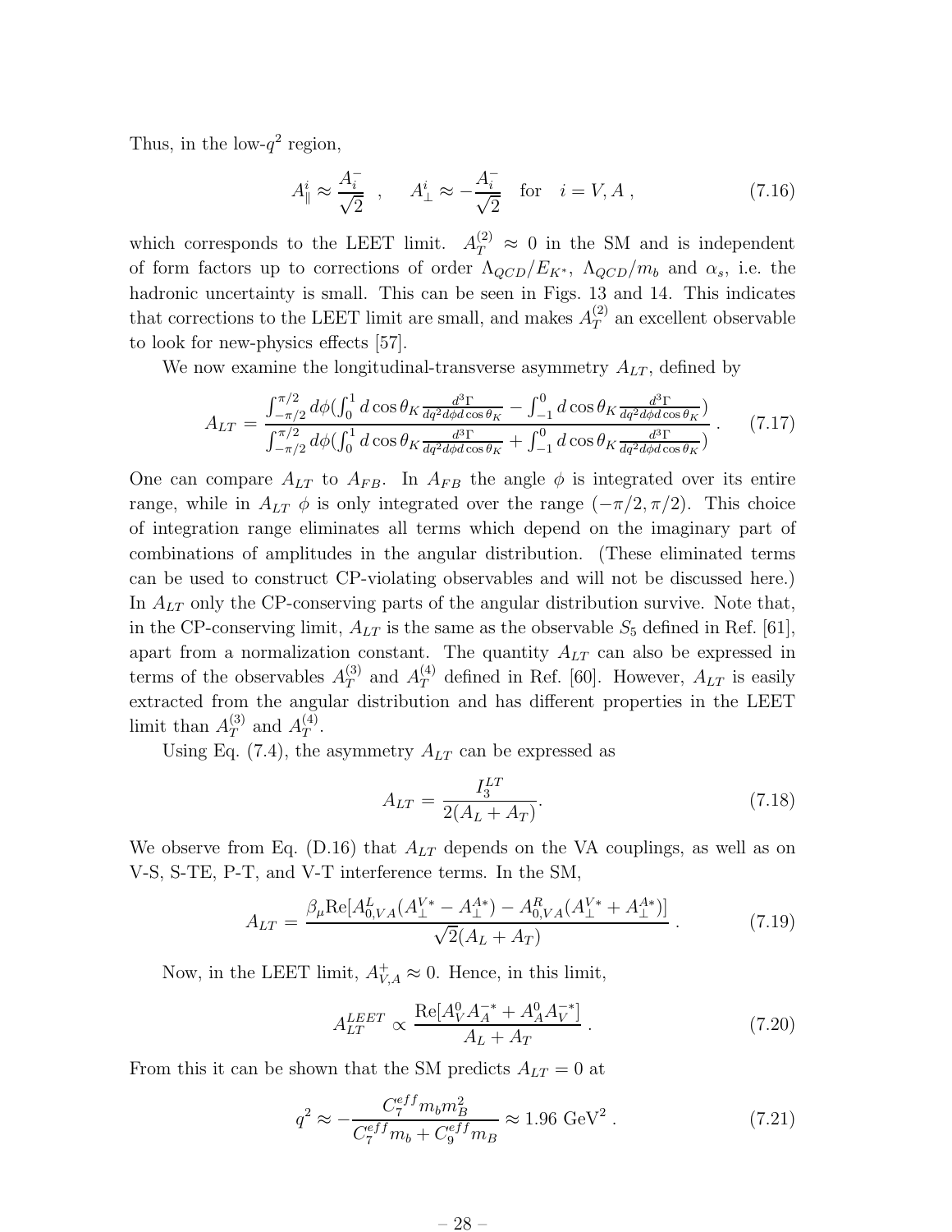Thus, in the low-$q^2$ region,

$$
A_{\parallel}^i \approx \frac{A_i^-}{\sqrt{2}} \quad , \quad A_{\perp}^i \approx -\frac{A_i^-}{\sqrt{2}} \quad \text{for} \quad i = V, A \ , \tag{7.16}
$$

which corresponds to the LEET limit. $A_T^{(2)} \approx 0$ in the SM and is independent of form factors up to corrections of order $\Lambda_{QCD}/E_{K^*}$, $\Lambda_{QCD}/m_b$ and $\alpha_s$, i.e. the hadronic uncertainty is small. This can be seen in Figs. 13 and 14. This indicates that corrections to the LEET limit are small, and makes $A_T^{(2)}$ an excellent observable to look for new-physics effects [57].

We now examine the longitudinal-transverse asymmetry $A_{LT}$, defined by

$$
A_{LT} = \frac{\int_{-\pi/2}^{\pi/2} d\phi (\int_0^1 d\cos\theta_K \frac{d^3\Gamma}{dq^2 d\phi d\cos\theta_K} - \int_{-1}^0 d\cos\theta_K \frac{d^3\Gamma}{dq^2 d\phi d\cos\theta_K})}{\int_{-\pi/2}^{\pi/2} d\phi (\int_0^1 d\cos\theta_K \frac{d^3\Gamma}{dq^2 d\phi d\cos\theta_K} + \int_{-1}^0 d\cos\theta_K \frac{d^3\Gamma}{dq^2 d\phi d\cos\theta_K})} \ . \tag{7.17}
$$

One can compare $A_{LT}$ to $A_{FB}$. In $A_{FB}$ the angle $\phi$ is integrated over its entire range, while in $A_{LT}$ $\phi$ is only integrated over the range $(-\pi/2, \pi/2)$. This choice of integration range eliminates all terms which depend on the imaginary part of combinations of amplitudes in the angular distribution. (These eliminated terms can be used to construct CP-violating observables and will not be discussed here.) In $A_{LT}$ only the CP-conserving parts of the angular distribution survive. Note that, in the CP-conserving limit, $A_{LT}$ is the same as the observable $S_5$ defined in Ref. [61], apart from a normalization constant. The quantity $A_{LT}$ can also be expressed in terms of the observables $A_T^{(3)}$ and $A_T^{(4)}$ defined in Ref. [60]. However, $A_{LT}$ is easily extracted from the angular distribution and has different properties in the LEET limit than $A_T^{(3)}$ and $A_T^{(4)}$.

Using Eq. (7.4), the asymmetry $A_{LT}$ can be expressed as

$$
A_{LT} = \frac{I_3^{LT}}{2(A_L + A_T)}. \tag{7.18}
$$

We observe from Eq. (D.16) that $A_{LT}$ depends on the VA couplings, as well as on V-S, S-TE, P-T, and V-T interference terms. In the SM,

$$
A_{LT} = \frac{\beta_\mu \text{Re}[A_{0,VA}^L (A_\perp^{V*} - A_\perp^{A*}) - A_{0,VA}^R (A_\perp^{V*} + A_\perp^{A*})]}{\sqrt{2}(A_L + A_T)} \ . \tag{7.19}
$$

Now, in the LEET limit, $A_{V,A}^+ \approx 0$. Hence, in this limit,

$$
A_{LT}^{LEET} \propto \frac{\text{Re}[A_V^0 A_A^{-*} + A_A^0 A_V^{-*}]}{A_L + A_T} \ . \tag{7.20}
$$

From this it can be shown that the SM predicts $A_{LT} = 0$ at

$$
q^2 \approx -\frac{C_7^{eff} m_b m_B^2}{C_7^{eff} m_b + C_9^{eff} m_B} \approx 1.96 \text{ GeV}^2 \ . \tag{7.21}
$$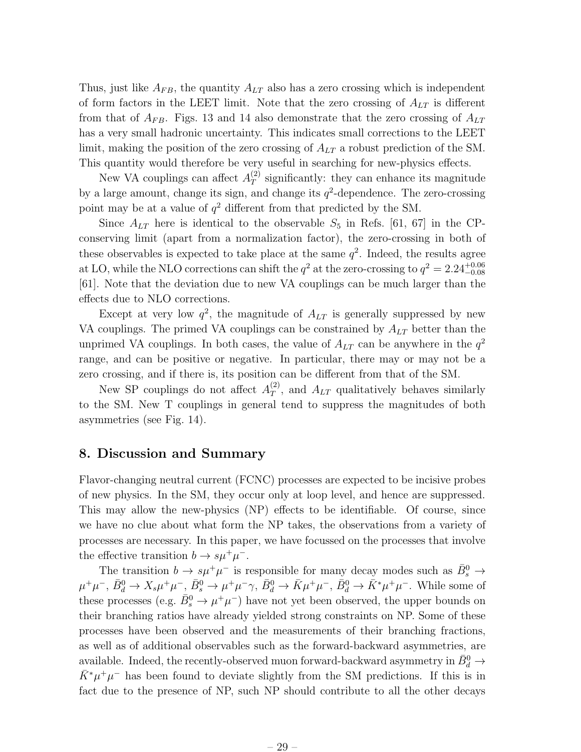Thus, just like $A_{FB}$, the quantity $A_{LT}$ also has a zero crossing which is independent of form factors in the LEET limit. Note that the zero crossing of $A_{LT}$ is different from that of $A_{FB}$. Figs. 13 and 14 also demonstrate that the zero crossing of $A_{LT}$ has a very small hadronic uncertainty. This indicates small corrections to the LEET limit, making the position of the zero crossing of $A_{LT}$ a robust prediction of the SM. This quantity would therefore be very useful in searching for new-physics effects.

New VA couplings can affect $A_T^{(2)}$ significantly: they can enhance its magnitude by a large amount, change its sign, and change its $q^2$-dependence. The zero-crossing point may be at a value of $q^2$ different from that predicted by the SM.

Since $A_{LT}$ here is identical to the observable $S_5$ in Refs. [61, 67] in the CP-conserving limit (apart from a normalization factor), the zero-crossing in both of these observables is expected to take place at the same $q^2$. Indeed, the results agree at LO, while the NLO corrections can shift the $q^2$ at the zero-crossing to $q^2 = 2.24^{+0.06}_{-0.08}$ [61]. Note that the deviation due to new VA couplings can be much larger than the effects due to NLO corrections.

Except at very low $q^2$, the magnitude of $A_{LT}$ is generally suppressed by new VA couplings. The primed VA couplings can be constrained by $A_{LT}$ better than the unprimed VA couplings. In both cases, the value of $A_{LT}$ can be anywhere in the $q^2$ range, and can be positive or negative. In particular, there may or may not be a zero crossing, and if there is, its position can be different from that of the SM.

New SP couplings do not affect $A_T^{(2)}$, and $A_{LT}$ qualitatively behaves similarly to the SM. New T couplings in general tend to suppress the magnitudes of both asymmetries (see Fig. 14).

## 8. Discussion and Summary

Flavor-changing neutral current (FCNC) processes are expected to be incisive probes of new physics. In the SM, they occur only at loop level, and hence are suppressed. This may allow the new-physics (NP) effects to be identifiable. Of course, since we have no clue about what form the NP takes, the observations from a variety of processes are necessary. In this paper, we have focussed on the processes that involve the effective transition $b \to s\mu^+\mu^-$.

The transition $b \to s\mu^+\mu^-$ is responsible for many decay modes such as $\bar{B}_s^0 \to \mu^+\mu^-$, $\bar{B}_d^0 \to X_s\mu^+\mu^-$, $\bar{B}_s^0 \to \mu^+\mu^-\gamma$, $\bar{B}_d^0 \to \bar{K}\mu^+\mu^-$, $\bar{B}_d^0 \to \bar{K}^*\mu^+\mu^-$. While some of these processes (e.g. $\bar{B}_s^0 \to \mu^+\mu^-$) have not yet been observed, the upper bounds on their branching ratios have already yielded strong constraints on NP. Some of these processes have been observed and the measurements of their branching fractions, as well as of additional observables such as the forward-backward asymmetries, are available. Indeed, the recently-observed muon forward-backward asymmetry in $\bar{B}_d^0 \to \bar{K}^*\mu^+\mu^-$ has been found to deviate slightly from the SM predictions. If this is in fact due to the presence of NP, such NP should contribute to all the other decays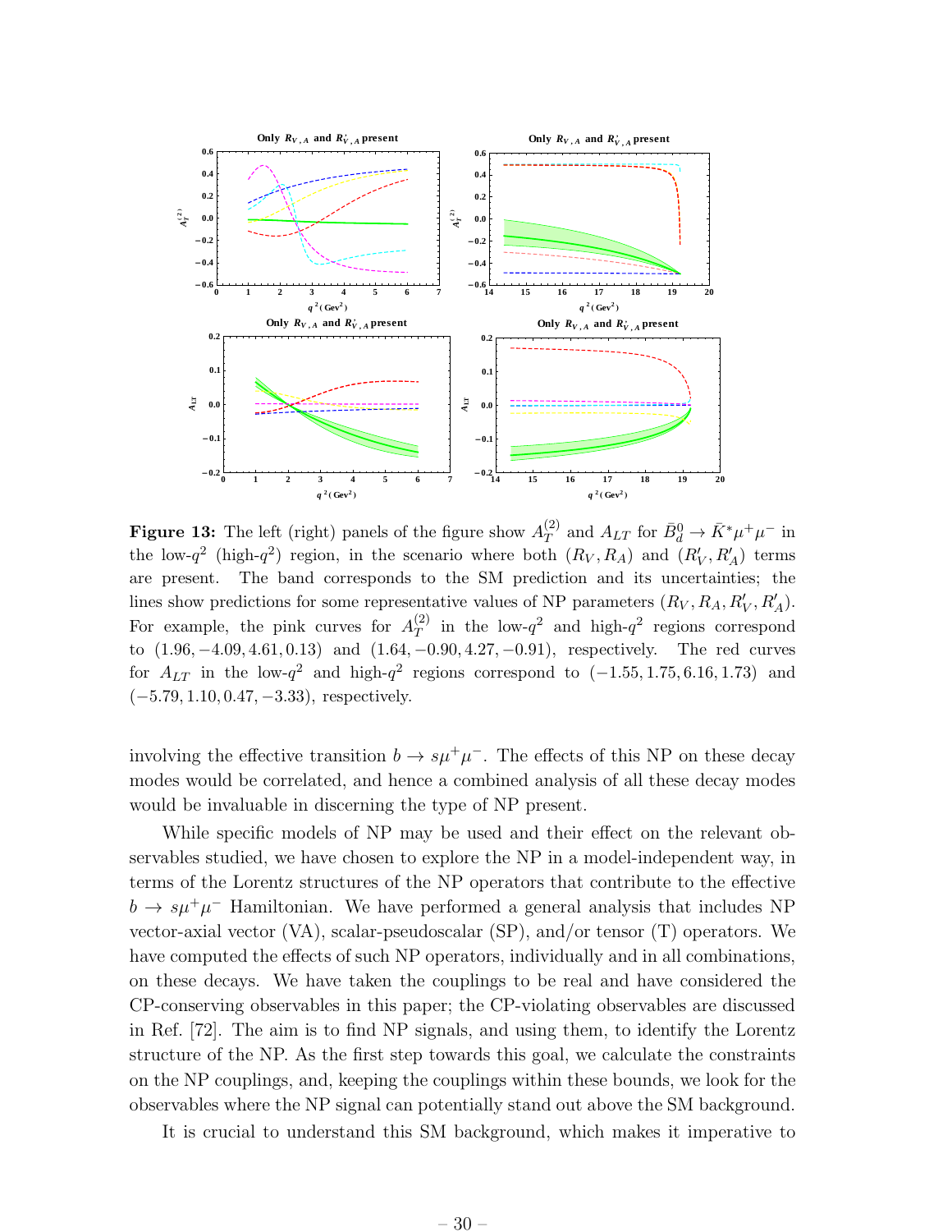**Figure 13:** The left (right) panels of the figure show $A_T^{(2)}$ and $A_{LT}$ for $\bar{B}_d^0 \to \bar{K}^* \mu^+ \mu^-$ in the low-$q^2$ (high-$q^2$) region, in the scenario where both $(R_V, R_A)$ and $(R'_V, R'_A)$ terms are present. The band corresponds to the SM prediction and its uncertainties; the lines show predictions for some representative values of NP parameters $(R_V, R_A, R'_V, R'_A)$. For example, the pink curves for $A_T^{(2)}$ in the low-$q^2$ and high-$q^2$ regions correspond to $(1.96, -4.09, 4.61, 0.13)$ and $(1.64, -0.90, 4.27, -0.91)$, respectively. The red curves for $A_{LT}$ in the low-$q^2$ and high-$q^2$ regions correspond to $(-1.55, 1.75, 6.16, 1.73)$ and $(-5.79, 1.10, 0.47, -3.33)$, respectively.

involving the effective transition $b \to s\mu^+\mu^-$. The effects of this NP on these decay modes would be correlated, and hence a combined analysis of all these decay modes would be invaluable in discerning the type of NP present.

While specific models of NP may be used and their effect on the relevant observables studied, we have chosen to explore the NP in a model-independent way, in terms of the Lorentz structures of the NP operators that contribute to the effective $b \to s\mu^+\mu^-$ Hamiltonian. We have performed a general analysis that includes NP vector-axial vector (VA), scalar-pseudoscalar (SP), and/or tensor (T) operators. We have computed the effects of such NP operators, individually and in all combinations, on these decays. We have taken the couplings to be real and have considered the CP-conserving observables in this paper; the CP-violating observables are discussed in Ref. [72]. The aim is to find NP signals, and using them, to identify the Lorentz structure of the NP. As the first step towards this goal, we calculate the constraints on the NP couplings, and, keeping the couplings within these bounds, we look for the observables where the NP signal can potentially stand out above the SM background.

It is crucial to understand this SM background, which makes it imperative to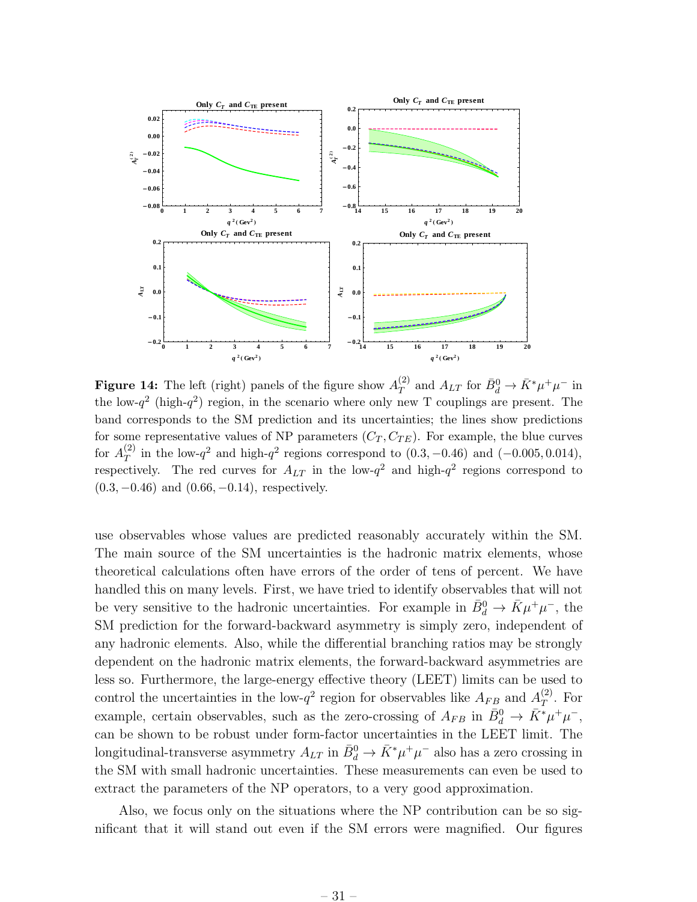**Figure 14:** The left (right) panels of the figure show $A_T^{(2)}$ and $A_{LT}$ for $\bar{B}_d^0 \to \bar{K}^* \mu^+ \mu^-$ in the low-$q^2$ (high-$q^2$) region, in the scenario where only new T couplings are present. The band corresponds to the SM prediction and its uncertainties; the lines show predictions for some representative values of NP parameters $(C_T, C_{TE})$. For example, the blue curves for $A_T^{(2)}$ in the low-$q^2$ and high-$q^2$ regions correspond to $(0.3, -0.46)$ and $(-0.005, 0.014)$, respectively. The red curves for $A_{LT}$ in the low-$q^2$ and high-$q^2$ regions correspond to $(0.3, -0.46)$ and $(0.66, -0.14)$, respectively.

use observables whose values are predicted reasonably accurately within the SM. The main source of the SM uncertainties is the hadronic matrix elements, whose theoretical calculations often have errors of the order of tens of percent. We have handled this on many levels. First, we have tried to identify observables that will not be very sensitive to the hadronic uncertainties. For example in $\bar{B}_d^0 \to \bar{K} \mu^+ \mu^-$, the SM prediction for the forward-backward asymmetry is simply zero, independent of any hadronic elements. Also, while the differential branching ratios may be strongly dependent on the hadronic matrix elements, the forward-backward asymmetries are less so. Furthermore, the large-energy effective theory (LEET) limits can be used to control the uncertainties in the low-$q^2$ region for observables like $A_{FB}$ and $A_T^{(2)}$. For example, certain observables, such as the zero-crossing of $A_{FB}$ in $\bar{B}_d^0 \to \bar{K}^* \mu^+ \mu^-$, can be shown to be robust under form-factor uncertainties in the LEET limit. The longitudinal-transverse asymmetry $A_{LT}$ in $\bar{B}_d^0 \to \bar{K}^* \mu^+ \mu^-$ also has a zero crossing in the SM with small hadronic uncertainties. These measurements can even be used to extract the parameters of the NP operators, to a very good approximation.

Also, we focus only on the situations where the NP contribution can be so significant that it will stand out even if the SM errors were magnified. Our figures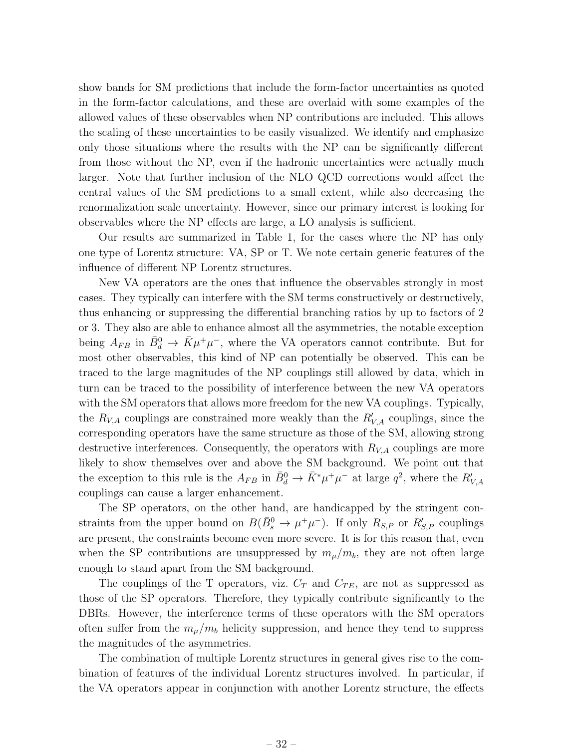show bands for SM predictions that include the form-factor uncertainties as quoted in the form-factor calculations, and these are overlaid with some examples of the allowed values of these observables when NP contributions are included. This allows the scaling of these uncertainties to be easily visualized. We identify and emphasize only those situations where the results with the NP can be significantly different from those without the NP, even if the hadronic uncertainties were actually much larger. Note that further inclusion of the NLO QCD corrections would affect the central values of the SM predictions to a small extent, while also decreasing the renormalization scale uncertainty. However, since our primary interest is looking for observables where the NP effects are large, a LO analysis is sufficient.

Our results are summarized in Table 1, for the cases where the NP has only one type of Lorentz structure: VA, SP or T. We note certain generic features of the influence of different NP Lorentz structures.

New VA operators are the ones that influence the observables strongly in most cases. They typically can interfere with the SM terms constructively or destructively, thus enhancing or suppressing the differential branching ratios by up to factors of 2 or 3. They also are able to enhance almost all the asymmetries, the notable exception being $A_{FB}$ in $\bar{B}_d^0 \to \bar{K}\mu^+\mu^-$, where the VA operators cannot contribute. But for most other observables, this kind of NP can potentially be observed. This can be traced to the large magnitudes of the NP couplings still allowed by data, which in turn can be traced to the possibility of interference between the new VA operators with the SM operators that allows more freedom for the new VA couplings. Typically, the $R_{V,A}$ couplings are constrained more weakly than the $R'_{V,A}$ couplings, since the corresponding operators have the same structure as those of the SM, allowing strong destructive interferences. Consequently, the operators with $R_{V,A}$ couplings are more likely to show themselves over and above the SM background. We point out that the exception to this rule is the $A_{FB}$ in $\bar{B}_d^0 \to \bar{K}^*\mu^+\mu^-$ at large $q^2$, where the $R'_{V,A}$ couplings can cause a larger enhancement.

The SP operators, on the other hand, are handicapped by the stringent constraints from the upper bound on $B(\bar{B}_s^0 \to \mu^+\mu^-)$. If only $R_{S,P}$ or $R'_{S,P}$ couplings are present, the constraints become even more severe. It is for this reason that, even when the SP contributions are unsuppressed by $m_\mu/m_b$, they are not often large enough to stand apart from the SM background.

The couplings of the T operators, viz. $C_T$ and $C_{TE}$, are not as suppressed as those of the SP operators. Therefore, they typically contribute significantly to the DBRs. However, the interference terms of these operators with the SM operators often suffer from the $m_\mu/m_b$ helicity suppression, and hence they tend to suppress the magnitudes of the asymmetries.

The combination of multiple Lorentz structures in general gives rise to the combination of features of the individual Lorentz structures involved. In particular, if the VA operators appear in conjunction with another Lorentz structure, the effects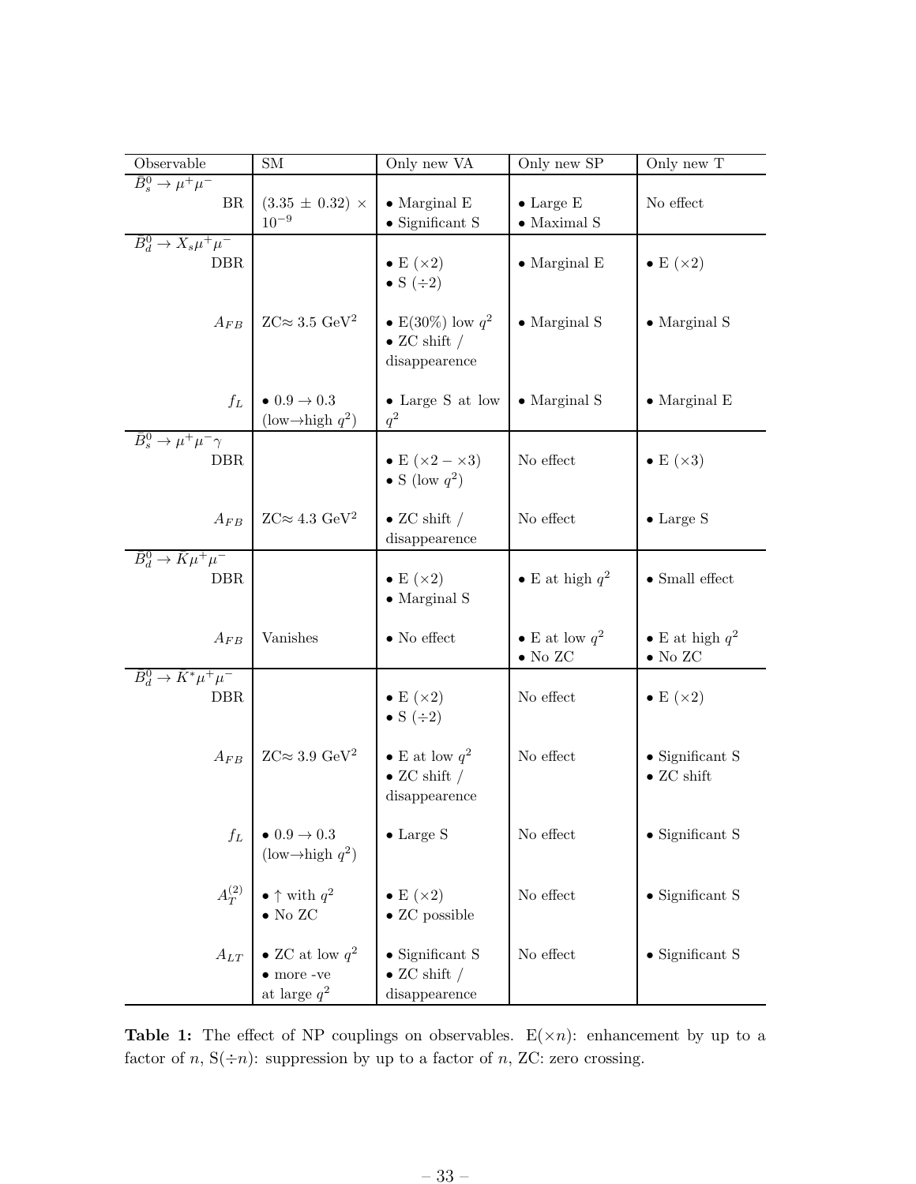| Observable | SM | Only new VA | Only new SP | Only new T |
|---|---|---|---|---|
| $\bar{B}_s^0 \to \mu^+\mu^-$ | | | | |
| BR | $(3.35 \pm 0.32) \times 10^{-9}$ | • Marginal E<br>• Significant S | • Large E<br>• Maximal S | No effect |
| $\bar{B}_d^0 \to X_s\mu^+\mu^-$ | | | | |
| DBR | | • E $(\times 2)$<br>• S $(\div 2)$ | • Marginal E | • E $(\times 2)$ |
| $A_{FB}$ | ZC$\approx$ 3.5 GeV$^2$ | • E(30%) low $q^2$<br>• ZC shift / disappearence | • Marginal S | • Marginal S |
| $f_L$ | • $0.9 \to 0.3$ (low$\to$high $q^2$) | • Large S at low $q^2$ | • Marginal S | • Marginal E |
| $\bar{B}_s^0 \to \mu^+\mu^-\gamma$ | | | | |
| DBR | | • E $(\times 2 - \times 3)$<br>• S (low $q^2$) | No effect | • E $(\times 3)$ |
| $A_{FB}$ | ZC$\approx$ 4.3 GeV$^2$ | • ZC shift / disappearence | No effect | • Large S |
| $\bar{B}_d^0 \to \bar{K}\mu^+\mu^-$ | | | | |
| DBR | | • E $(\times 2)$<br>• Marginal S | • E at high $q^2$ | • Small effect |
| $A_{FB}$ | Vanishes | • No effect | • E at low $q^2$<br>• No ZC | • E at high $q^2$<br>• No ZC |
| $\bar{B}_d^0 \to \bar{K}^*\mu^+\mu^-$ | | | | |
| DBR | | • E $(\times 2)$<br>• S $(\div 2)$ | No effect | • E $(\times 2)$ |
| $A_{FB}$ | ZC$\approx$ 3.9 GeV$^2$ | • E at low $q^2$<br>• ZC shift / disappearence | No effect | • Significant S<br>• ZC shift |
| $f_L$ | • $0.9 \to 0.3$ (low$\to$high $q^2$) | • Large S | No effect | • Significant S |
| $A_T^{(2)}$ | • $\uparrow$ with $q^2$<br>• No ZC | • E $(\times 2)$<br>• ZC possible | No effect | • Significant S |
| $A_{LT}$ | • ZC at low $q^2$<br>• more -ve at large $q^2$ | • Significant S<br>• ZC shift / disappearence | No effect | • Significant S |

**Table 1:** The effect of NP couplings on observables. E$(\times n)$: enhancement by up to a factor of $n$, S$(\div n)$: suppression by up to a factor of $n$, ZC: zero crossing.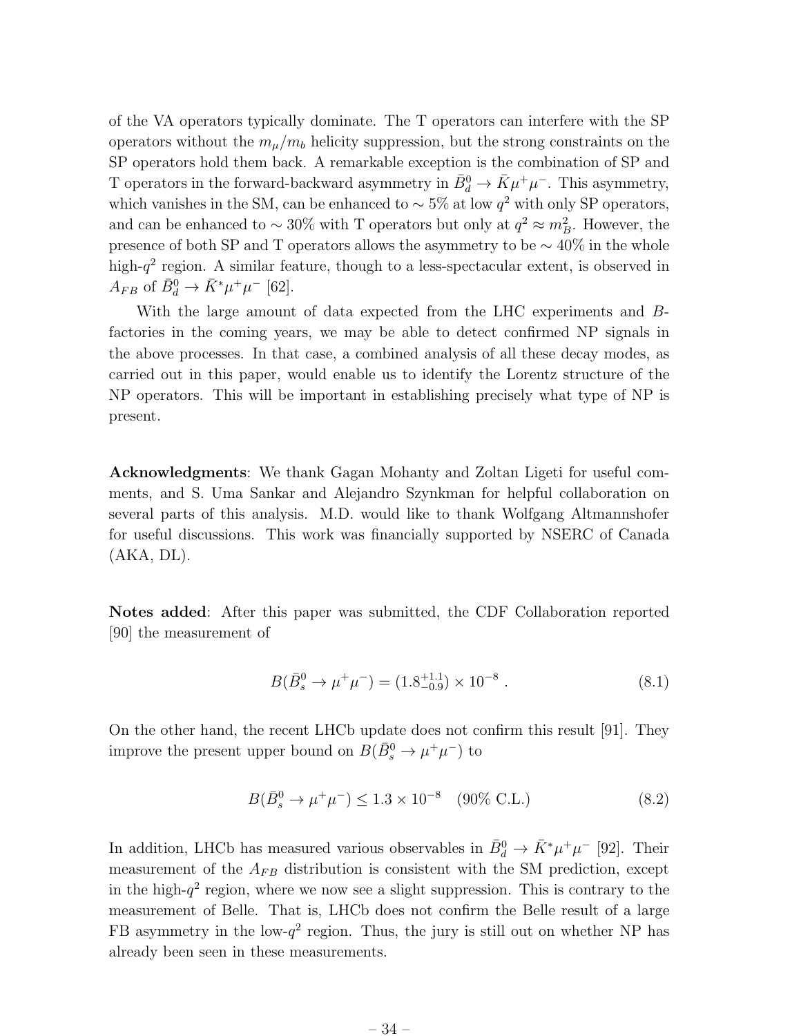of the VA operators typically dominate. The T operators can interfere with the SP operators without the $m_\mu/m_b$ helicity suppression, but the strong constraints on the SP operators hold them back. A remarkable exception is the combination of SP and T operators in the forward-backward asymmetry in $\bar{B}_d^0 \to \bar{K}\mu^+\mu^-$. This asymmetry, which vanishes in the SM, can be enhanced to $\sim 5\%$ at low $q^2$ with only SP operators, and can be enhanced to $\sim 30\%$ with T operators but only at $q^2 \approx m_B^2$. However, the presence of both SP and T operators allows the asymmetry to be $\sim 40\%$ in the whole high-$q^2$ region. A similar feature, though to a less-spectacular extent, is observed in $A_{FB}$ of $\bar{B}_d^0 \to \bar{K}^*\mu^+\mu^-$ [62].

With the large amount of data expected from the LHC experiments and $B$-factories in the coming years, we may be able to detect confirmed NP signals in the above processes. In that case, a combined analysis of all these decay modes, as carried out in this paper, would enable us to identify the Lorentz structure of the NP operators. This will be important in establishing precisely what type of NP is present.

**Acknowledgments**: We thank Gagan Mohanty and Zoltan Ligeti for useful comments, and S. Uma Sankar and Alejandro Szynkman for helpful collaboration on several parts of this analysis. M.D. would like to thank Wolfgang Altmannshofer for useful discussions. This work was financially supported by NSERC of Canada (AKA, DL).

**Notes added**: After this paper was submitted, the CDF Collaboration reported [90] the measurement of

$$B(\bar{B}_s^0 \to \mu^+\mu^-) = (1.8^{+1.1}_{-0.9}) \times 10^{-8} \ . \tag{8.1}$$

On the other hand, the recent LHCb update does not confirm this result [91]. They improve the present upper bound on $B(\bar{B}_s^0 \to \mu^+\mu^-)$ to

$$B(\bar{B}_s^0 \to \mu^+\mu^-) \leq 1.3 \times 10^{-8} \quad (90\% \text{ C.L.}) \tag{8.2}$$

In addition, LHCb has measured various observables in $\bar{B}_d^0 \to \bar{K}^*\mu^+\mu^-$ [92]. Their measurement of the $A_{FB}$ distribution is consistent with the SM prediction, except in the high-$q^2$ region, where we now see a slight suppression. This is contrary to the measurement of Belle. That is, LHCb does not confirm the Belle result of a large FB asymmetry in the low-$q^2$ region. Thus, the jury is still out on whether NP has already been seen in these measurements.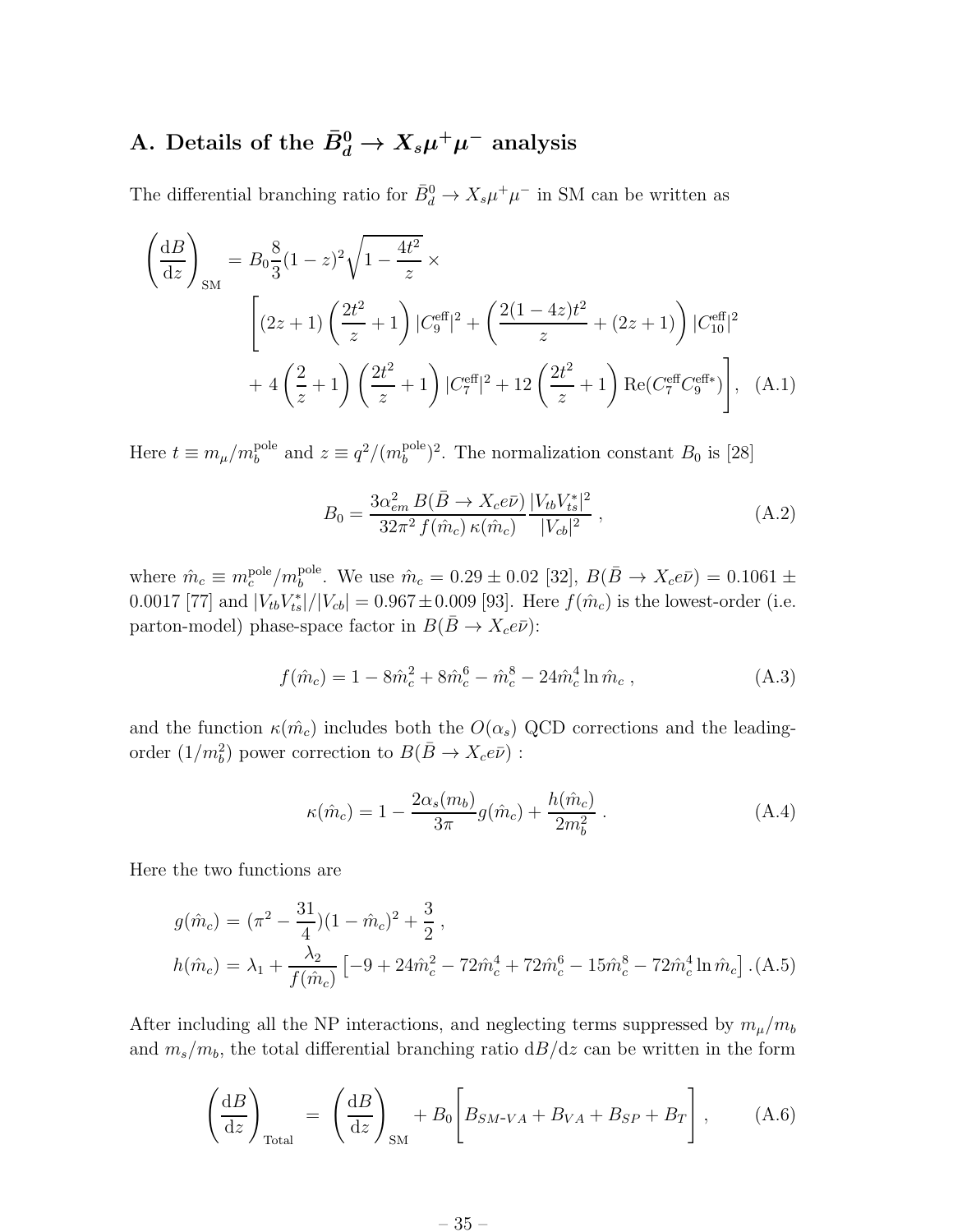## A. Details of the $\bar{B}_d^0 \to X_s \mu^+ \mu^-$ analysis

The differential branching ratio for $\bar{B}_d^0 \to X_s \mu^+ \mu^-$ in SM can be written as

$$
\begin{aligned}
\left(\frac{\mathrm{d}B}{\mathrm{d}z}\right)_{\mathrm{SM}} = & B_0 \frac{8}{3}(1-z)^2 \sqrt{1-\frac{4t^2}{z}} \times \\
& \left[ (2z+1)\left(\frac{2t^2}{z}+1\right)|C_9^{\mathrm{eff}}|^2 + \left(\frac{2(1-4z)t^2}{z} + (2z+1)\right)|C_{10}^{\mathrm{eff}}|^2 \right. \\
& \left. + 4\left(\frac{2}{z}+1\right)\left(\frac{2t^2}{z}+1\right)|C_7^{\mathrm{eff}}|^2 + 12\left(\frac{2t^2}{z}+1\right)\mathrm{Re}(C_7^{\mathrm{eff}} C_9^{\mathrm{eff}*})\right], \quad (A.1)
\end{aligned}
$$

Here $t \equiv m_\mu / m_b^{\mathrm{pole}}$ and $z \equiv q^2/(m_b^{\mathrm{pole}})^2$. The normalization constant $B_0$ is [28]

$$
B_0 = \frac{3\alpha_{em}^2 \, B(\bar{B} \to X_c e \bar{\nu})}{32\pi^2 \, f(\hat{m}_c) \, \kappa(\hat{m}_c)} \frac{|V_{tb} V_{ts}^*|^2}{|V_{cb}|^2} \,, \quad (A.2)
$$

where $\hat{m}_c \equiv m_c^{\mathrm{pole}}/m_b^{\mathrm{pole}}$. We use $\hat{m}_c = 0.29 \pm 0.02$ [32], $B(\bar{B} \to X_c e \bar{\nu}) = 0.1061 \pm 0.0017$ [77] and $|V_{tb} V_{ts}^*|/|V_{cb}| = 0.967 \pm 0.009$ [93]. Here $f(\hat{m}_c)$ is the lowest-order (i.e. parton-model) phase-space factor in $B(\bar{B} \to X_c e \bar{\nu})$:

$$
f(\hat{m}_c) = 1 - 8\hat{m}_c^2 + 8\hat{m}_c^6 - \hat{m}_c^8 - 24\hat{m}_c^4 \ln \hat{m}_c \,, \quad (A.3)
$$

and the function $\kappa(\hat{m}_c)$ includes both the $O(\alpha_s)$ QCD corrections and the leading-order $(1/m_b^2)$ power correction to $B(\bar{B} \to X_c e \bar{\nu})$ :

$$
\kappa(\hat{m}_c) = 1 - \frac{2\alpha_s(m_b)}{3\pi} g(\hat{m}_c) + \frac{h(\hat{m}_c)}{2m_b^2} \,. \quad (A.4)
$$

Here the two functions are

$$
\begin{aligned}
g(\hat{m}_c) &= (\pi^2 - \frac{31}{4})(1-\hat{m}_c)^2 + \frac{3}{2} \,, \\
h(\hat{m}_c) &= \lambda_1 + \frac{\lambda_2}{f(\hat{m}_c)} \left[-9 + 24\hat{m}_c^2 - 72\hat{m}_c^4 + 72\hat{m}_c^6 - 15\hat{m}_c^8 - 72\hat{m}_c^4 \ln \hat{m}_c\right] . \quad (A.5)
\end{aligned}
$$

After including all the NP interactions, and neglecting terms suppressed by $m_\mu/m_b$ and $m_s/m_b$, the total differential branching ratio $\mathrm{d}B/\mathrm{d}z$ can be written in the form

$$
\left(\frac{\mathrm{d}B}{\mathrm{d}z}\right)_{\mathrm{Total}} = \left(\frac{\mathrm{d}B}{\mathrm{d}z}\right)_{\mathrm{SM}} + B_0 \left[ B_{SM\text{-}VA} + B_{VA} + B_{SP} + B_T \right] , \quad (A.6)
$$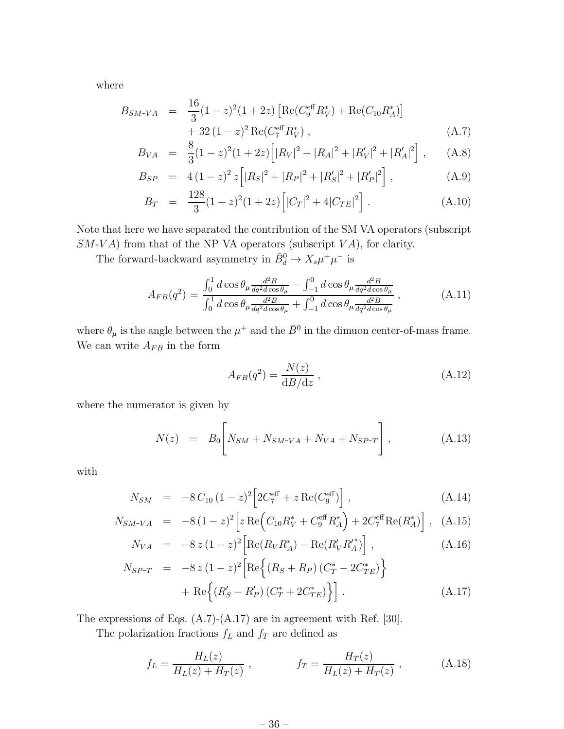where

$$
\begin{aligned}
B_{SM\text{-}VA} &= \frac{16}{3}(1-z)^2(1+2z)\left[\mathrm{Re}(C_9^{\rm eff} R_V^*) + \mathrm{Re}(C_{10} R_A^*)\right] \\
&\quad + 32\,(1-z)^2\,\mathrm{Re}(C_7^{\rm eff} R_V^*)\ , \qquad \text{(A.7)}\\
B_{VA} &= \frac{8}{3}(1-z)^2(1+2z)\Big[|R_V|^2 + |R_A|^2 + |R_V'|^2 + |R_A'|^2\Big]\ , \qquad \text{(A.8)}\\
B_{SP} &= 4\,(1-z)^2\,z\Big[|R_S|^2 + |R_P|^2 + |R_S'|^2 + |R_P'|^2\Big]\ , \qquad \text{(A.9)}\\
B_T &= \frac{128}{3}(1-z)^2(1+2z)\Big[|C_T|^2 + 4|C_{TE}|^2\Big]\ . \qquad \text{(A.10)}
\end{aligned}
$$

Note that here we have separated the contribution of the SM VA operators (subscript $SM\text{-}VA$) from that of the NP VA operators (subscript $VA$), for clarity.

The forward-backward asymmetry in $\bar{B}_d^0 \to X_s \mu^+\mu^-$ is

$$
A_{FB}(q^2) = \frac{\int_0^1 d\cos\theta_\mu \frac{d^2B}{dq^2 d\cos\theta_\mu} - \int_{-1}^0 d\cos\theta_\mu \frac{d^2B}{dq^2 d\cos\theta_\mu}}{\int_0^1 d\cos\theta_\mu \frac{d^2B}{dq^2 d\cos\theta_\mu} + \int_{-1}^0 d\cos\theta_\mu \frac{d^2B}{dq^2 d\cos\theta_\mu}}\ , \qquad \text{(A.11)}
$$

where $\theta_\mu$ is the angle between the $\mu^+$ and the $\bar{B}^0$ in the dimuon center-of-mass frame. We can write $A_{FB}$ in the form

$$
A_{FB}(q^2) = \frac{N(z)}{\mathrm{d}B/\mathrm{d}z}\ , \qquad \text{(A.12)}
$$

where the numerator is given by

$$
N(z) = B_0\Bigg[N_{SM} + N_{SM\text{-}VA} + N_{VA} + N_{SP\text{-}T}\Bigg]\ , \qquad \text{(A.13)}
$$

with

$$
\begin{aligned}
N_{SM} &= -8\,C_{10}\,(1-z)^2\Big[2C_7^{\rm eff} + z\,\mathrm{Re}(C_9^{\rm eff})\Big]\ , \qquad \text{(A.14)}\\
N_{SM\text{-}VA} &= -8\,(1-z)^2\Big[z\,\mathrm{Re}\Big(C_{10}R_V^* + C_9^{\rm eff} R_A^*\Big) + 2C_7^{\rm eff}\,\mathrm{Re}(R_A^*)\Big]\ , \qquad \text{(A.15)}\\
N_{VA} &= -8\,z\,(1-z)^2\Big[\mathrm{Re}(R_V R_A^*) - \mathrm{Re}(R_V' R_A'^*)\Big]\ , \qquad \text{(A.16)}\\
N_{SP\text{-}T} &= -8\,z\,(1-z)^2\Big[\mathrm{Re}\Big\{(R_S + R_P)\,(C_T^* - 2C_{TE}^*)\Big\} \\
&\quad + \mathrm{Re}\Big\{(R_S' - R_P')\,(C_T^* + 2C_{TE}^*)\Big\}\Big]\ . \qquad \text{(A.17)}
\end{aligned}
$$

The expressions of Eqs. (A.7)-(A.17) are in agreement with Ref. [30].

The polarization fractions $f_L$ and $f_T$ are defined as

$$
f_L = \frac{H_L(z)}{H_L(z) + H_T(z)}\ , \qquad f_T = \frac{H_T(z)}{H_L(z) + H_T(z)}\ , \qquad \text{(A.18)}
$$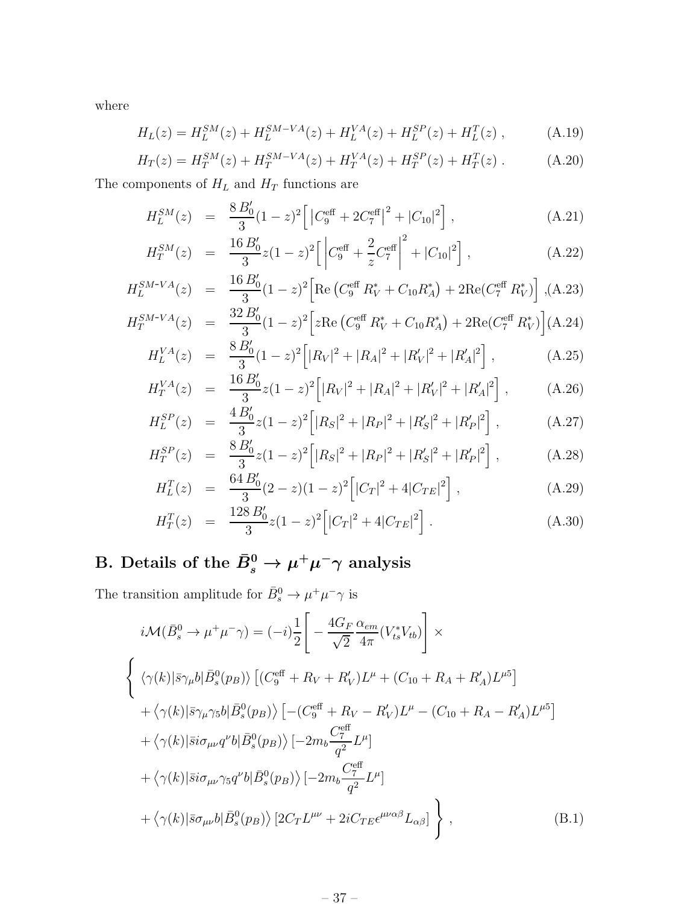where

$$H_L(z) = H_L^{SM}(z) + H_L^{SM-VA}(z) + H_L^{VA}(z) + H_L^{SP}(z) + H_L^{T}(z) \; , \tag{A.19}$$

$$H_T(z) = H_T^{SM}(z) + H_T^{SM-VA}(z) + H_T^{VA}(z) + H_T^{SP}(z) + H_T^{T}(z) \; . \tag{A.20}$$

The components of $H_L$ and $H_T$ functions are

$$H_L^{SM}(z) = \frac{8\,B_0'}{3}(1-z)^2\Big[\left|C_9^{\rm eff} + 2C_7^{\rm eff}\right|^2 + |C_{10}|^2\Big] \; , \tag{A.21}$$

$$H_T^{SM}(z) = \frac{16\,B_0'}{3}z(1-z)^2\Big[\left|C_9^{\rm eff} + \frac{2}{z}C_7^{\rm eff}\right|^2 + |C_{10}|^2\Big] \; , \tag{A.22}$$

$$H_L^{SM\text{-}VA}(z) = \frac{16\,B_0'}{3}(1-z)^2\Big[{\rm Re}\left(C_9^{\rm eff}\,R_V^* + C_{10}R_A^*\right) + 2{\rm Re}(C_7^{\rm eff}\,R_V^*)\Big] \; , \tag{A.23}$$

$$H_T^{SM\text{-}VA}(z) = \frac{32\,B_0'}{3}(1-z)^2\Big[z{\rm Re}\left(C_9^{\rm eff}\,R_V^* + C_{10}R_A^*\right) + 2{\rm Re}(C_7^{\rm eff}\,R_V^*)\Big] \tag{A.24}$$

$$H_L^{VA}(z) = \frac{8\,B_0'}{3}(1-z)^2\Big[|R_V|^2 + |R_A|^2 + |R_V'|^2 + |R_A'|^2\Big] \; , \tag{A.25}$$

$$H_T^{VA}(z) = \frac{16\,B_0'}{3}z(1-z)^2\Big[|R_V|^2 + |R_A|^2 + |R_V'|^2 + |R_A'|^2\Big] \; , \tag{A.26}$$

$$H_L^{SP}(z) = \frac{4\,B_0'}{3}z(1-z)^2\Big[|R_S|^2 + |R_P|^2 + |R_S'|^2 + |R_P'|^2\Big] \; , \tag{A.27}$$

$$H_T^{SP}(z) = \frac{8\,B_0'}{3}z(1-z)^2\Big[|R_S|^2 + |R_P|^2 + |R_S'|^2 + |R_P'|^2\Big] \; , \tag{A.28}$$

$$H_L^{T}(z) = \frac{64\,B_0'}{3}(2-z)(1-z)^2\Big[|C_T|^2 + 4|C_{TE}|^2\Big] \; , \tag{A.29}$$

$$H_T^{T}(z) = \frac{128\,B_0'}{3}z(1-z)^2\Big[|C_T|^2 + 4|C_{TE}|^2\Big] \; . \tag{A.30}$$

# B. Details of the $\bar{B}_s^0 \to \mu^+\mu^-\gamma$ analysis

The transition amplitude for $\bar{B}_s^0 \to \mu^+\mu^-\gamma$ is

$$\begin{aligned}
& i\mathcal{M}(\bar{B}_s^0 \to \mu^+\mu^-\gamma) = (-i)\frac{1}{2}\left[-\frac{4G_F}{\sqrt{2}}\frac{\alpha_{em}}{4\pi}(V_{ts}^* V_{tb})\right] \times \\
& \Bigg\{ \; \langle\gamma(k)|\bar{s}\gamma_\mu b|\bar{B}_s^0(p_B)\rangle \left[(C_9^{\rm eff} + R_V + R_V')L^\mu + (C_{10} + R_A + R_A')L^{\mu 5}\right] \\
& \quad + \left\langle\gamma(k)|\bar{s}\gamma_\mu\gamma_5 b|\bar{B}_s^0(p_B)\right\rangle \left[-(C_9^{\rm eff} + R_V - R_V')L^\mu - (C_{10} + R_A - R_A')L^{\mu 5}\right] \\
& \quad + \left\langle\gamma(k)|\bar{s}i\sigma_{\mu\nu}q^\nu b|\bar{B}_s^0(p_B)\right\rangle \left[-2m_b\frac{C_7^{\rm eff}}{q^2}L^\mu\right] \\
& \quad + \left\langle\gamma(k)|\bar{s}i\sigma_{\mu\nu}\gamma_5 q^\nu b|\bar{B}_s^0(p_B)\right\rangle \left[-2m_b\frac{C_7^{\rm eff}}{q^2}L^\mu\right] \\
& \quad + \left\langle\gamma(k)|\bar{s}\sigma_{\mu\nu} b|\bar{B}_s^0(p_B)\right\rangle \left[2C_T L^{\mu\nu} + 2iC_{TE}\epsilon^{\mu\nu\alpha\beta}L_{\alpha\beta}\right] \Bigg\} \; ,
\end{aligned} \tag{B.1}$$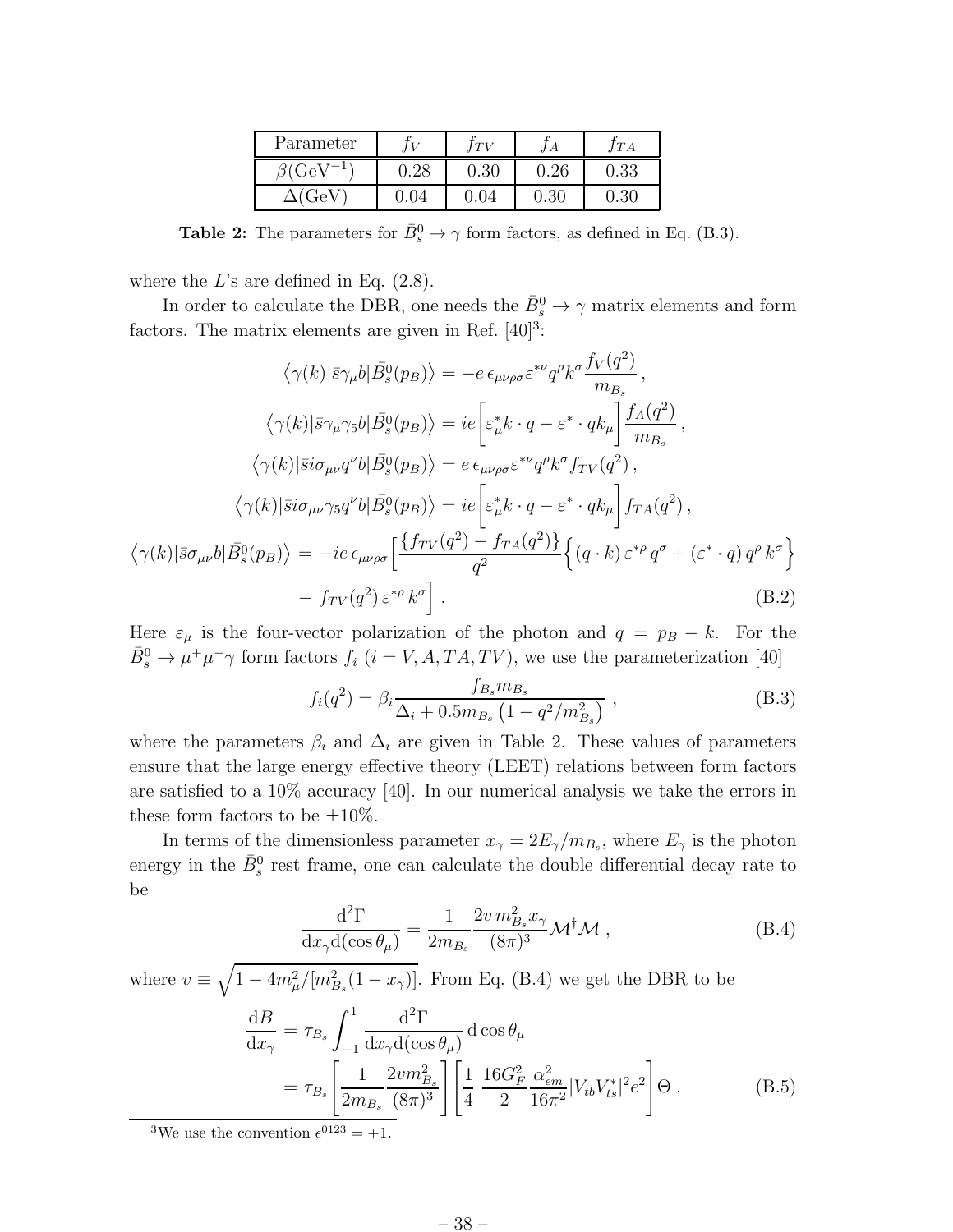| Parameter | $f_V$ | $f_{TV}$ | $f_A$ | $f_{TA}$ |
|---|---|---|---|---|
| $\beta(\mathrm{GeV}^{-1})$ | 0.28 | 0.30 | 0.26 | 0.33 |
| $\Delta(\mathrm{GeV})$ | 0.04 | 0.04 | 0.30 | 0.30 |

**Table 2:** The parameters for $\bar{B}_s^0 \to \gamma$ form factors, as defined in Eq. (B.3).

where the $L$'s are defined in Eq. (2.8).

In order to calculate the DBR, one needs the $\bar{B}_s^0 \to \gamma$ matrix elements and form factors. The matrix elements are given in Ref. [40][3]:

$$
\begin{aligned}
\left\langle \gamma(k) | \bar{s}\gamma_\mu b | \bar{B}_s^0(p_B) \right\rangle &= -e\, \epsilon_{\mu\nu\rho\sigma} \varepsilon^{*\nu} q^\rho k^\sigma \frac{f_V(q^2)}{m_{B_s}} \,, \\
\left\langle \gamma(k) | \bar{s}\gamma_\mu \gamma_5 b | \bar{B}_s^0(p_B) \right\rangle &= ie \left[ \varepsilon_\mu^* k\cdot q - \varepsilon^* \cdot q k_\mu \right] \frac{f_A(q^2)}{m_{B_s}} \,, \\
\left\langle \gamma(k) | \bar{s} i\sigma_{\mu\nu} q^\nu b | \bar{B}_s^0(p_B) \right\rangle &= e\, \epsilon_{\mu\nu\rho\sigma} \varepsilon^{*\nu} q^\rho k^\sigma f_{TV}(q^2) \,, \\
\left\langle \gamma(k) | \bar{s} i\sigma_{\mu\nu} \gamma_5 q^\nu b | \bar{B}_s^0(p_B) \right\rangle &= ie \left[ \varepsilon_\mu^* k\cdot q - \varepsilon^* \cdot q k_\mu \right] f_{TA}(q^2) \,, \\
\left\langle \gamma(k) | \bar{s}\sigma_{\mu\nu} b | \bar{B}_s^0(p_B) \right\rangle &= -ie\, \epsilon_{\mu\nu\rho\sigma} \Big[ \frac{\{ f_{TV}(q^2) - f_{TA}(q^2) \}}{q^2} \Big\{ (q\cdot k)\, \varepsilon^{*\rho}\, q^\sigma + (\varepsilon^* \cdot q)\, q^\rho\, k^\sigma \Big\} \\
&\quad - f_{TV}(q^2)\, \varepsilon^{*\rho}\, k^\sigma \Big] \,.
\end{aligned} \tag{B.2}
$$

Here $\varepsilon_\mu$ is the four-vector polarization of the photon and $q = p_B - k$. For the $\bar{B}_s^0 \to \mu^+\mu^-\gamma$ form factors $f_i$ ($i = V, A, TA, TV$), we use the parameterization [40]

$$
f_i(q^2) = \beta_i \frac{f_{B_s} m_{B_s}}{\Delta_i + 0.5 m_{B_s} \left( 1 - q^2/m_{B_s}^2 \right)} \,, \tag{B.3}
$$

where the parameters $\beta_i$ and $\Delta_i$ are given in Table 2. These values of parameters ensure that the large energy effective theory (LEET) relations between form factors are satisfied to a 10% accuracy [40]. In our numerical analysis we take the errors in these form factors to be $\pm 10\%$.

In terms of the dimensionless parameter $x_\gamma = 2E_\gamma/m_{B_s}$, where $E_\gamma$ is the photon energy in the $\bar{B}_s^0$ rest frame, one can calculate the double differential decay rate to be

$$
\frac{\mathrm{d}^2\Gamma}{\mathrm{d}x_\gamma \mathrm{d}(\cos\theta_\mu)} = \frac{1}{2m_{B_s}} \frac{2v\, m_{B_s}^2 x_\gamma}{(8\pi)^3} \mathcal{M}^\dagger \mathcal{M} \,, \tag{B.4}
$$

where $v \equiv \sqrt{1 - 4m_\mu^2/[m_{B_s}^2(1-x_\gamma)]}$. From Eq. (B.4) we get the DBR to be

$$
\begin{aligned}
\frac{\mathrm{d}B}{\mathrm{d}x_\gamma} &= \tau_{B_s} \int_{-1}^{1} \frac{\mathrm{d}^2\Gamma}{\mathrm{d}x_\gamma \mathrm{d}(\cos\theta_\mu)} \,\mathrm{d}\cos\theta_\mu \\
&= \tau_{B_s} \left[ \frac{1}{2m_{B_s}} \frac{2v m_{B_s}^2}{(8\pi)^3} \right] \left[ \frac{1}{4}\, \frac{16 G_F^2}{2} \frac{\alpha_{em}^2}{16\pi^2} |V_{tb} V_{ts}^*|^2 e^2 \right] \Theta \,.
\end{aligned} \tag{B.5}
$$

[3] We use the convention $\epsilon^{0123} = +1$.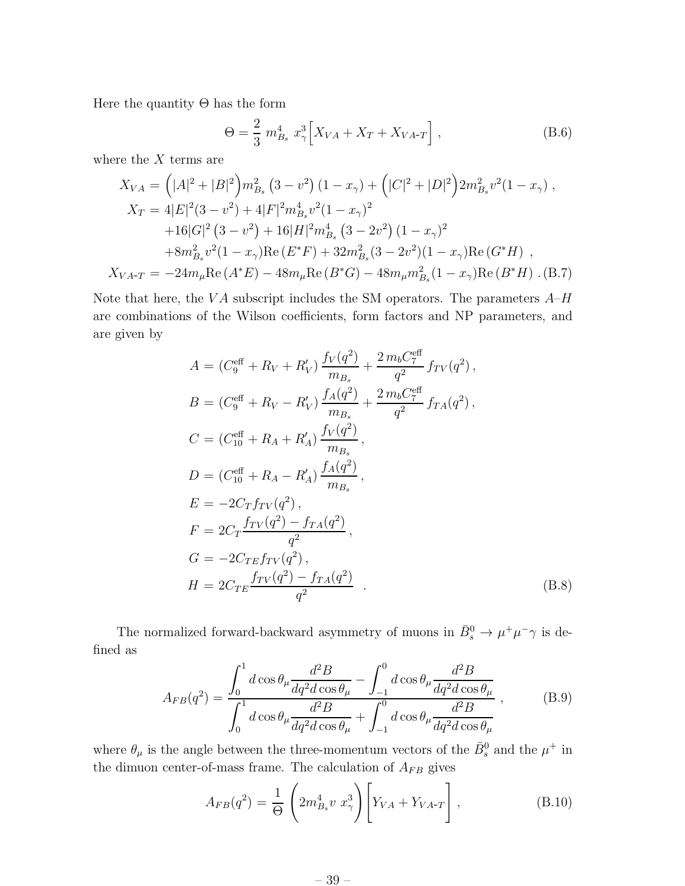Here the quantity $\Theta$ has the form

$$\Theta = \frac{2}{3}\, m_{B_s}^4\; x_\gamma^3 \Big[ X_{VA} + X_T + X_{VA\text{-}T} \Big] \,, \tag{B.6}$$

where the $X$ terms are

$$\begin{aligned}
X_{VA} &= \Big(|A|^2 + |B|^2\Big) m_{B_s}^2 \left(3 - v^2\right)(1 - x_\gamma) + \Big(|C|^2 + |D|^2\Big) 2 m_{B_s}^2 v^2 (1 - x_\gamma) \,, \\
X_T &= 4|E|^2 (3 - v^2) + 4|F|^2 m_{B_s}^4 v^2 (1 - x_\gamma)^2 \\
&\quad + 16|G|^2 \left(3 - v^2\right) + 16|H|^2 m_{B_s}^4 \left(3 - 2v^2\right)(1 - x_\gamma)^2 \\
&\quad + 8 m_{B_s}^2 v^2 (1 - x_\gamma) \mathrm{Re}\,(E^* F) + 32 m_{B_s}^2 (3 - 2v^2)(1 - x_\gamma) \mathrm{Re}\,(G^* H) \;, \\
X_{VA\text{-}T} &= -24 m_\mu \mathrm{Re}\,(A^* E) - 48 m_\mu \mathrm{Re}\,(B^* G) - 48 m_\mu m_{B_s}^2 (1 - x_\gamma) \mathrm{Re}\,(B^* H) \,.
\end{aligned} \tag{B.7}$$

Note that here, the $VA$ subscript includes the SM operators. The parameters $A$–$H$ are combinations of the Wilson coefficients, form factors and NP parameters, and are given by

$$\begin{aligned}
A &= (C_9^{\rm eff} + R_V + R_V') \,\frac{f_V(q^2)}{m_{B_s}} + \frac{2\, m_b C_7^{\rm eff}}{q^2}\, f_{TV}(q^2) \,, \\
B &= (C_9^{\rm eff} + R_V - R_V') \,\frac{f_A(q^2)}{m_{B_s}} + \frac{2\, m_b C_7^{\rm eff}}{q^2}\, f_{TA}(q^2) \,, \\
C &= (C_{10}^{\rm eff} + R_A + R_A') \,\frac{f_V(q^2)}{m_{B_s}} \,, \\
D &= (C_{10}^{\rm eff} + R_A - R_A') \,\frac{f_A(q^2)}{m_{B_s}} \,, \\
E &= -2 C_T f_{TV}(q^2) \,, \\
F &= 2 C_T \frac{f_{TV}(q^2) - f_{TA}(q^2)}{q^2} \,, \\
G &= -2 C_{TE} f_{TV}(q^2) \,, \\
H &= 2 C_{TE} \frac{f_{TV}(q^2) - f_{TA}(q^2)}{q^2} \quad .
\end{aligned} \tag{B.8}$$

The normalized forward-backward asymmetry of muons in $\bar{B}_s^0 \to \mu^+ \mu^- \gamma$ is defined as

$$A_{FB}(q^2) = \frac{\displaystyle\int_0^1 d\cos\theta_\mu \frac{d^2 B}{dq^2 d\cos\theta_\mu} - \int_{-1}^0 d\cos\theta_\mu \frac{d^2 B}{dq^2 d\cos\theta_\mu}}{\displaystyle\int_0^1 d\cos\theta_\mu \frac{d^2 B}{dq^2 d\cos\theta_\mu} + \int_{-1}^0 d\cos\theta_\mu \frac{d^2 B}{dq^2 d\cos\theta_\mu}} \,, \tag{B.9}$$

where $\theta_\mu$ is the angle between the three-momentum vectors of the $\bar{B}_s^0$ and the $\mu^+$ in the dimuon center-of-mass frame. The calculation of $A_{FB}$ gives

$$A_{FB}(q^2) = \frac{1}{\Theta} \left( 2 m_{B_s}^4 v\; x_\gamma^3 \right) \Big[ Y_{VA} + Y_{VA\text{-}T} \Big] \,, \tag{B.10}$$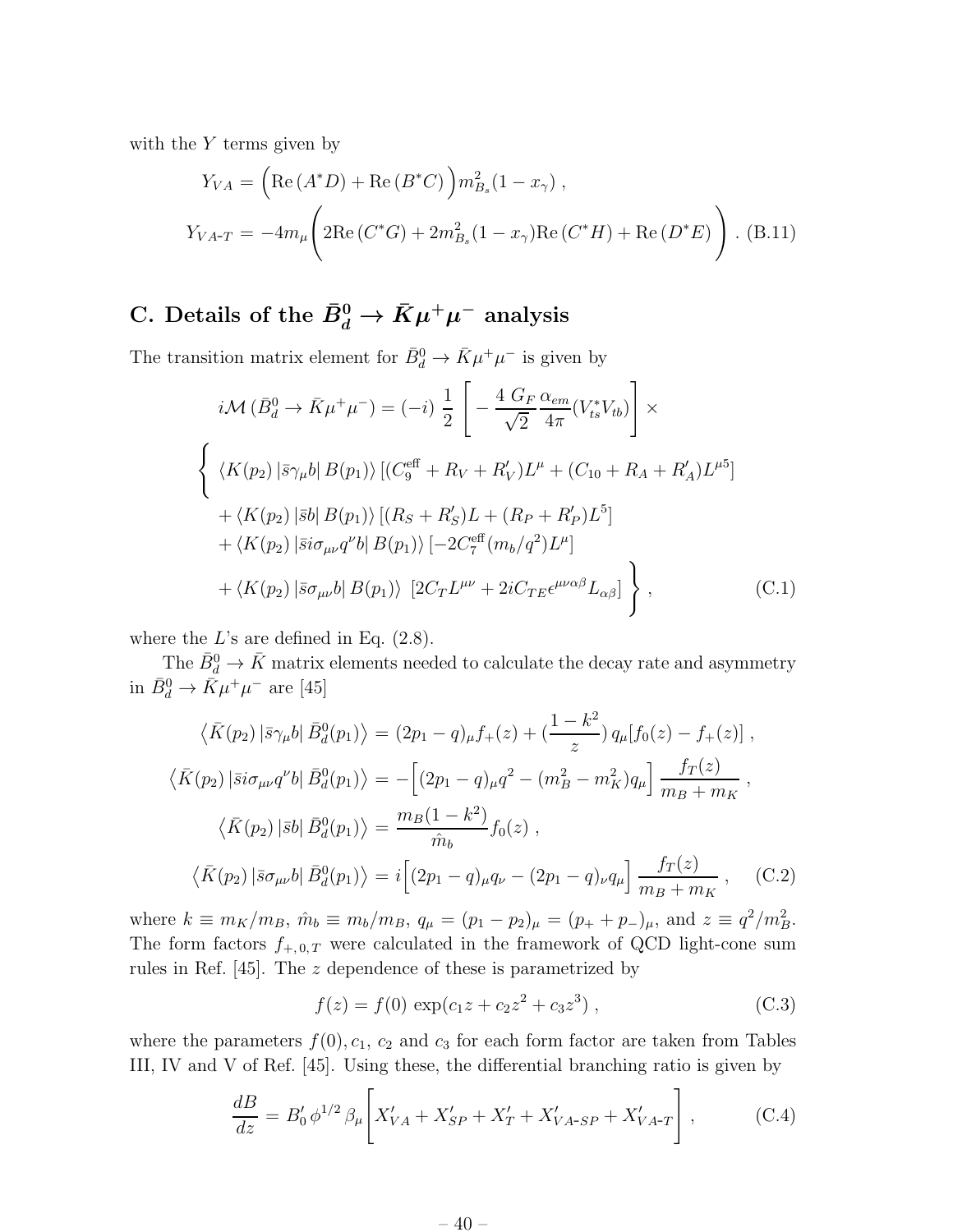with the $Y$ terms given by

$$
\begin{aligned}
Y_{VA} &= \Big(\mathrm{Re}\,(A^*D) + \mathrm{Re}\,(B^*C)\Big) m_{B_s}^2 (1-x_\gamma)\ , \\
Y_{VA\text{-}T} &= -4 m_\mu \Bigg( 2\mathrm{Re}\,(C^*G) + 2m_{B_s}^2(1-x_\gamma)\mathrm{Re}\,(C^*H) + \mathrm{Re}\,(D^*E) \Bigg)\ . \quad \text{(B.11)}
\end{aligned}
$$

## C. Details of the $\bar{B}_d^0 \to \bar{K}\mu^+\mu^-$ analysis

The transition matrix element for $\bar{B}_d^0 \to \bar{K}\mu^+\mu^-$ is given by

$$
\begin{aligned}
& i\mathcal{M}\,(\bar{B}_d^0 \to \bar{K}\mu^+\mu^-) = (-i)\ \frac{1}{2}\left[ -\frac{4\ G_F}{\sqrt{2}} \frac{\alpha_{em}}{4\pi} (V_{ts}^* V_{tb}) \right] \times \\
& \Bigg\{ \ \langle K(p_2)\,| \bar{s}\gamma_\mu b |\, B(p_1)\rangle \left[ (C_9^{\mathrm{eff}} + R_V + R_V') L^\mu + (C_{10} + R_A + R_A') L^{\mu 5} \right] \\
& \quad + \langle K(p_2)\,|\bar{s}b|\,B(p_1)\rangle \left[ (R_S + R_S') L + (R_P + R_P') L^5 \right] \\
& \quad + \langle K(p_2)\,|\bar{s} i\sigma_{\mu\nu} q^\nu b|\,B(p_1)\rangle \left[ -2C_7^{\mathrm{eff}} (m_b/q^2) L^\mu \right] \\
& \quad + \langle K(p_2)\,|\bar{s}\sigma_{\mu\nu} b|\,B(p_1)\rangle\ \left[ 2C_T L^{\mu\nu} + 2iC_{TE}\epsilon^{\mu\nu\alpha\beta} L_{\alpha\beta} \right] \Bigg\}\ , \qquad \text{(C.1)}
\end{aligned}
$$

where the $L$'s are defined in Eq. (2.8).

The $\bar{B}_d^0 \to \bar{K}$ matrix elements needed to calculate the decay rate and asymmetry in $\bar{B}_d^0 \to \bar{K}\mu^+\mu^-$ are [45]

$$
\begin{aligned}
\left\langle \bar{K}(p_2)\,|\bar{s}\gamma_\mu b|\,\bar{B}_d^0(p_1)\right\rangle &= (2p_1 - q)_\mu f_+(z) + \left(\frac{1-k^2}{z}\right) q_\mu [f_0(z) - f_+(z)]\ , \\
\left\langle \bar{K}(p_2)\,|\bar{s} i\sigma_{\mu\nu} q^\nu b|\,\bar{B}_d^0(p_1)\right\rangle &= -\Big[ (2p_1 - q)_\mu q^2 - (m_B^2 - m_K^2) q_\mu \Big] \frac{f_T(z)}{m_B + m_K}\ , \\
\left\langle \bar{K}(p_2)\,|\bar{s}b|\,\bar{B}_d^0(p_1)\right\rangle &= \frac{m_B(1-k^2)}{\hat{m}_b} f_0(z)\ , \\
\left\langle \bar{K}(p_2)\,|\bar{s}\sigma_{\mu\nu} b|\,\bar{B}_d^0(p_1)\right\rangle &= i\Big[ (2p_1 - q)_\mu q_\nu - (2p_1 - q)_\nu q_\mu \Big] \frac{f_T(z)}{m_B + m_K}\ , \qquad \text{(C.2)}
\end{aligned}
$$

where $k \equiv m_K/m_B$, $\hat{m}_b \equiv m_b/m_B$, $q_\mu = (p_1 - p_2)_\mu = (p_+ + p_-)_\mu$, and $z \equiv q^2/m_B^2$. The form factors $f_{+,0,T}$ were calculated in the framework of QCD light-cone sum rules in Ref. [45]. The $z$ dependence of these is parametrized by

$$
f(z) = f(0)\, \exp(c_1 z + c_2 z^2 + c_3 z^3)\ , \qquad \text{(C.3)}
$$

where the parameters $f(0), c_1$, $c_2$ and $c_3$ for each form factor are taken from Tables III, IV and V of Ref. [45]. Using these, the differential branching ratio is given by

$$
\frac{dB}{dz} = B_0'\, \phi^{1/2}\, \beta_\mu \Bigg[ X_{VA}' + X_{SP}' + X_T' + X_{VA\text{-}SP}' + X_{VA\text{-}T}' \Bigg]\ , \qquad \text{(C.4)}
$$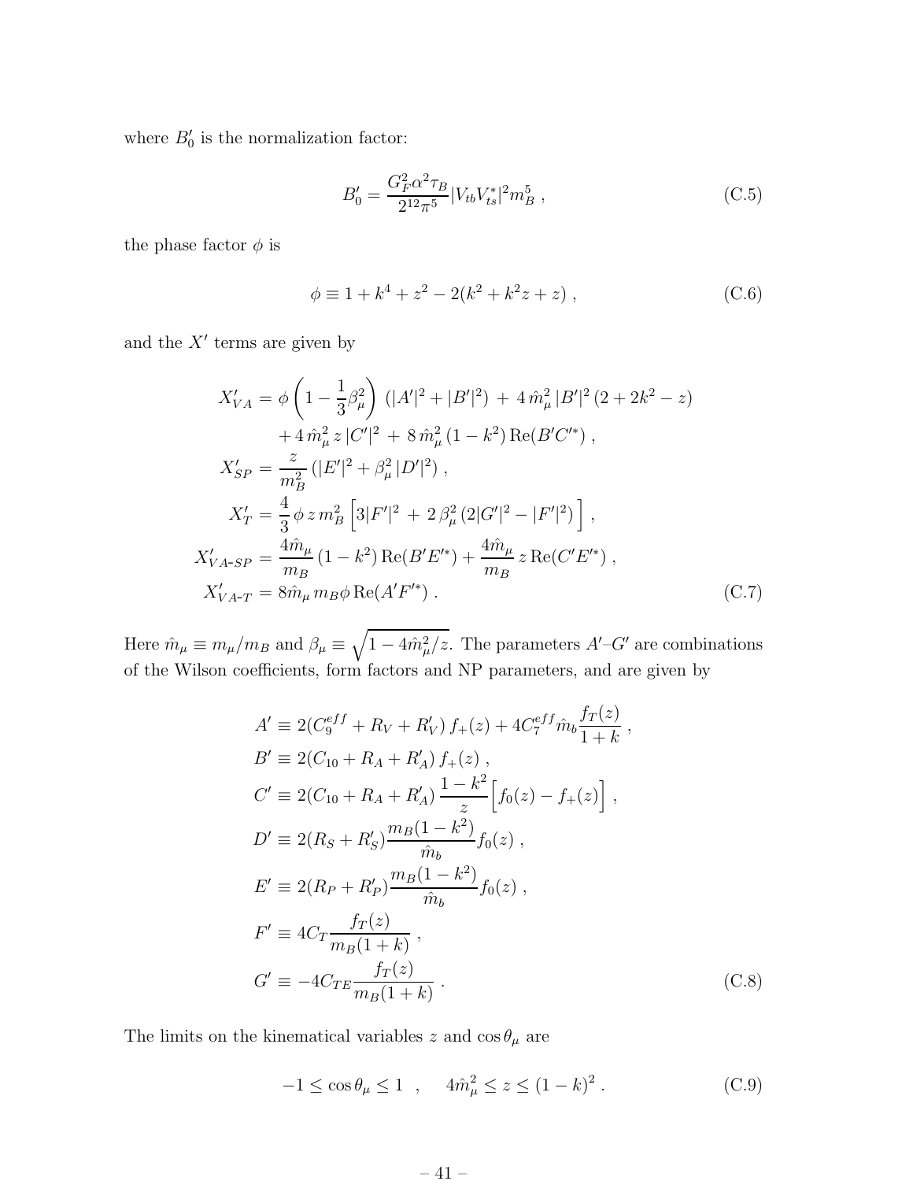where $B_0'$ is the normalization factor:

$$B_0' = \frac{G_F^2 \alpha^2 \tau_B}{2^{12} \pi^5} |V_{tb} V_{ts}^*|^2 m_B^5 \; , \tag{C.5}$$

the phase factor $\phi$ is

$$\phi \equiv 1 + k^4 + z^2 - 2(k^2 + k^2 z + z) \; , \tag{C.6}$$

and the $X'$ terms are given by

$$\begin{aligned}
X'_{VA} &= \phi \left(1 - \frac{1}{3}\beta_\mu^2\right) (|A'|^2 + |B'|^2) \; + \; 4\,\hat{m}_\mu^2\,|B'|^2\,(2 + 2k^2 - z) \\
&\quad + 4\,\hat{m}_\mu^2\,z\,|C'|^2 \; + \; 8\,\hat{m}_\mu^2\,(1 - k^2)\,\mathrm{Re}(B'C'^*) \; , \\
X'_{SP} &= \frac{z}{m_B^2}\,(|E'|^2 + \beta_\mu^2\,|D'|^2) \; , \\
X'_T &= \frac{4}{3}\,\phi\,z\,m_B^2 \left[3|F'|^2 \; + \; 2\,\beta_\mu^2\,(2|G'|^2 - |F'|^2)\right] , \\
X'_{VA\text{-}SP} &= \frac{4\hat{m}_\mu}{m_B}\,(1 - k^2)\,\mathrm{Re}(B'E'^*) + \frac{4\hat{m}_\mu}{m_B}\,z\,\mathrm{Re}(C'E'^*) \; , \\
X'_{VA\text{-}T} &= 8\hat{m}_\mu\,m_B \phi\,\mathrm{Re}(A'F'^*) \; .
\end{aligned} \tag{C.7}$$

Here $\hat{m}_\mu \equiv m_\mu/m_B$ and $\beta_\mu \equiv \sqrt{1 - 4\hat{m}_\mu^2/z}$. The parameters $A'$–$G'$ are combinations of the Wilson coefficients, form factors and NP parameters, and are given by

$$\begin{aligned}
A' &\equiv 2(C_9^{eff} + R_V + R_V')\,f_+(z) + 4C_7^{eff}\hat{m}_b \frac{f_T(z)}{1+k} \; , \\
B' &\equiv 2(C_{10} + R_A + R_A')\,f_+(z) \; , \\
C' &\equiv 2(C_{10} + R_A + R_A')\,\frac{1-k^2}{z}\Big[f_0(z) - f_+(z)\Big] \; , \\
D' &\equiv 2(R_S + R_S')\frac{m_B(1-k^2)}{\hat{m}_b} f_0(z) \; , \\
E' &\equiv 2(R_P + R_P')\frac{m_B(1-k^2)}{\hat{m}_b} f_0(z) \; , \\
F' &\equiv 4C_T \frac{f_T(z)}{m_B(1+k)} \; , \\
G' &\equiv -4C_{TE} \frac{f_T(z)}{m_B(1+k)} \; .
\end{aligned} \tag{C.8}$$

The limits on the kinematical variables $z$ and $\cos\theta_\mu$ are

$$-1 \le \cos\theta_\mu \le 1 \quad , \quad 4\hat{m}_\mu^2 \le z \le (1-k)^2 \; . \tag{C.9}$$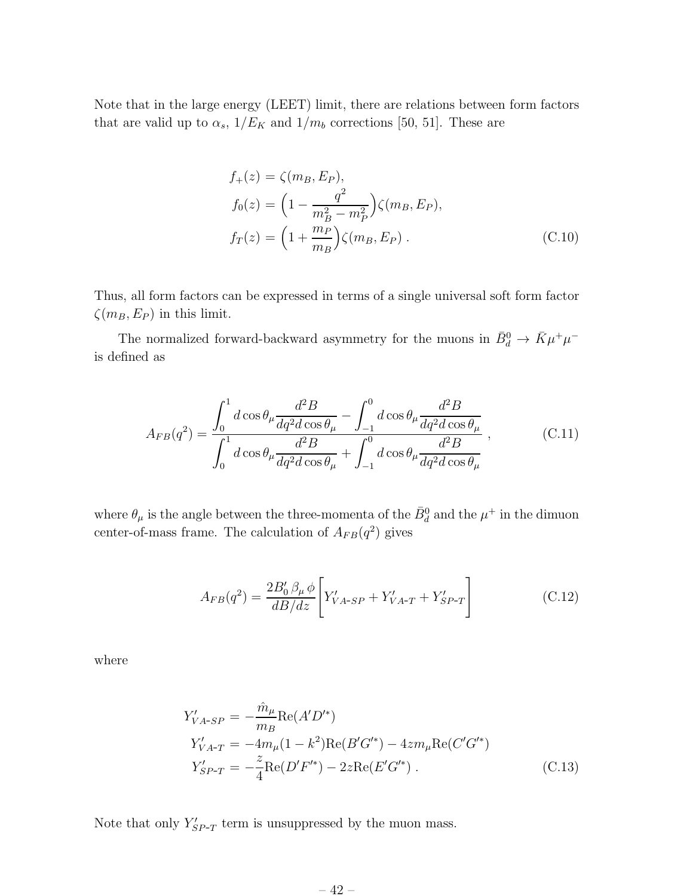Note that in the large energy (LEET) limit, there are relations between form factors that are valid up to $\alpha_s$, $1/E_K$ and $1/m_b$ corrections [50, 51]. These are

$$
\begin{aligned}
f_+(z) &= \zeta(m_B, E_P), \\
f_0(z) &= \Big(1 - \frac{q^2}{m_B^2 - m_P^2}\Big)\zeta(m_B, E_P), \\
f_T(z) &= \Big(1 + \frac{m_P}{m_B}\Big)\zeta(m_B, E_P) \, .
\end{aligned}
\tag{C.10}
$$

Thus, all form factors can be expressed in terms of a single universal soft form factor $\zeta(m_B, E_P)$ in this limit.

The normalized forward-backward asymmetry for the muons in $\bar{B}_d^0 \to \bar{K}\mu^+\mu^-$ is defined as

$$
A_{FB}(q^2) = \frac{\displaystyle\int_0^1 d\cos\theta_\mu \frac{d^2B}{dq^2 d\cos\theta_\mu} - \int_{-1}^0 d\cos\theta_\mu \frac{d^2B}{dq^2 d\cos\theta_\mu}}{\displaystyle\int_0^1 d\cos\theta_\mu \frac{d^2B}{dq^2 d\cos\theta_\mu} + \int_{-1}^0 d\cos\theta_\mu \frac{d^2B}{dq^2 d\cos\theta_\mu}} \, , \tag{C.11}
$$

where $\theta_\mu$ is the angle between the three-momenta of the $\bar{B}_d^0$ and the $\mu^+$ in the dimuon center-of-mass frame. The calculation of $A_{FB}(q^2)$ gives

$$
A_{FB}(q^2) = \frac{2B_0' \, \beta_\mu \, \phi}{dB/dz} \Bigg[ Y'_{VA\text{-}SP} + Y'_{VA\text{-}T} + Y'_{SP\text{-}T} \Bigg] \tag{C.12}
$$

where

$$
\begin{aligned}
Y'_{VA\text{-}SP} &= -\frac{\hat{m}_\mu}{m_B} \mathrm{Re}(A' D'^*) \\
Y'_{VA\text{-}T} &= -4 m_\mu (1 - k^2) \mathrm{Re}(B' G'^*) - 4 z m_\mu \mathrm{Re}(C' G'^*) \\
Y'_{SP\text{-}T} &= -\frac{z}{4} \mathrm{Re}(D' F'^*) - 2z \mathrm{Re}(E' G'^*) \, .
\end{aligned}
\tag{C.13}
$$

Note that only $Y'_{SP\text{-}T}$ term is unsuppressed by the muon mass.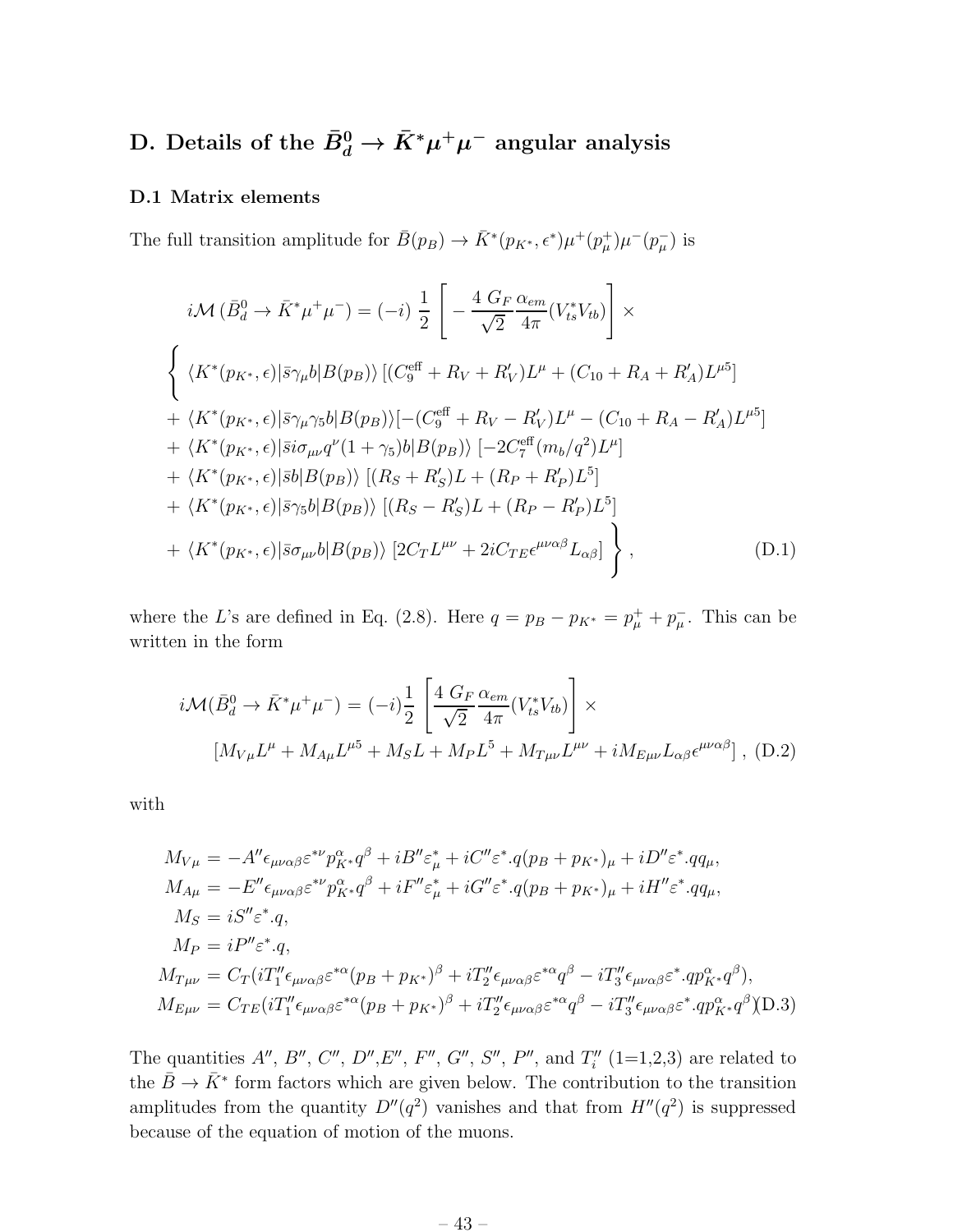## D. Details of the $\bar{B}_d^0 \to \bar{K}^* \mu^+ \mu^-$ angular analysis

### D.1 Matrix elements

The full transition amplitude for $\bar{B}(p_B) \to \bar{K}^*(p_{K^*}, \epsilon^*)\mu^+(p_\mu^+)\mu^-(p_\mu^-)$ is

$$
\begin{aligned}
& i\mathcal{M}\,(\bar{B}_d^0 \to \bar{K}^* \mu^+ \mu^-) = (-i)\,\frac{1}{2}\left[-\frac{4\;G_F}{\sqrt{2}}\frac{\alpha_{em}}{4\pi}(V_{ts}^* V_{tb})\right] \times \\
& \Bigg\{ \langle K^*(p_{K^*},\epsilon)|\bar{s}\gamma_\mu b|B(p_B)\rangle\,[(C_9^{\rm eff} + R_V + R_V')L^\mu + (C_{10} + R_A + R_A')L^{\mu 5}] \\
& + \langle K^*(p_{K^*},\epsilon)|\bar{s}\gamma_\mu\gamma_5 b|B(p_B)\rangle[-(C_9^{\rm eff} + R_V - R_V')L^\mu - (C_{10} + R_A - R_A')L^{\mu 5}] \\
& + \langle K^*(p_{K^*},\epsilon)|\bar{s} i\sigma_{\mu\nu}q^\nu(1+\gamma_5)b|B(p_B)\rangle\;[-2C_7^{\rm eff}(m_b/q^2)L^\mu] \\
& + \langle K^*(p_{K^*},\epsilon)|\bar{s}b|B(p_B)\rangle\;[(R_S + R_S')L + (R_P + R_P')L^5] \\
& + \langle K^*(p_{K^*},\epsilon)|\bar{s}\gamma_5 b|B(p_B)\rangle\;[(R_S - R_S')L + (R_P - R_P')L^5] \\
& + \langle K^*(p_{K^*},\epsilon)|\bar{s}\sigma_{\mu\nu}b|B(p_B)\rangle\;[2C_T L^{\mu\nu} + 2iC_{TE}\epsilon^{\mu\nu\alpha\beta}L_{\alpha\beta}] \Bigg\}\,, \qquad \text{(D.1)}
\end{aligned}
$$

where the $L$'s are defined in Eq. (2.8). Here $q = p_B - p_{K^*} = p_\mu^+ + p_\mu^-$. This can be written in the form

$$
\begin{aligned}
i\mathcal{M}(\bar{B}_d^0 \to \bar{K}^* \mu^+ \mu^-) &= (-i)\frac{1}{2}\left[\frac{4\;G_F}{\sqrt{2}}\frac{\alpha_{em}}{4\pi}(V_{ts}^* V_{tb})\right] \times \\
& [M_{V\mu}L^\mu + M_{A\mu}L^{\mu 5} + M_S L + M_P L^5 + M_{T\mu\nu}L^{\mu\nu} + iM_{E\mu\nu}L_{\alpha\beta}\epsilon^{\mu\nu\alpha\beta}]\;, \qquad \text{(D.2)}
\end{aligned}
$$

with

$$
\begin{aligned}
M_{V\mu} &= -A''\epsilon_{\mu\nu\alpha\beta}\varepsilon^{*\nu}p_{K^*}^\alpha q^\beta + iB''\varepsilon_\mu^* + iC''\varepsilon^*.q(p_B + p_{K^*})_\mu + iD''\varepsilon^*.q q_\mu, \\
M_{A\mu} &= -E''\epsilon_{\mu\nu\alpha\beta}\varepsilon^{*\nu}p_{K^*}^\alpha q^\beta + iF''\varepsilon_\mu^* + iG''\varepsilon^*.q(p_B + p_{K^*})_\mu + iH''\varepsilon^*.q q_\mu, \\
M_S &= iS''\varepsilon^*.q, \\
M_P &= iP''\varepsilon^*.q, \\
M_{T\mu\nu} &= C_T(iT_1''\epsilon_{\mu\nu\alpha\beta}\varepsilon^{*\alpha}(p_B + p_{K^*})^\beta + iT_2''\epsilon_{\mu\nu\alpha\beta}\varepsilon^{*\alpha}q^\beta - iT_3''\epsilon_{\mu\nu\alpha\beta}\varepsilon^*.q p_{K^*}^\alpha q^\beta), \\
M_{E\mu\nu} &= C_{TE}(iT_1''\epsilon_{\mu\nu\alpha\beta}\varepsilon^{*\alpha}(p_B + p_{K^*})^\beta + iT_2''\epsilon_{\mu\nu\alpha\beta}\varepsilon^{*\alpha}q^\beta - iT_3''\epsilon_{\mu\nu\alpha\beta}\varepsilon^*.q p_{K^*}^\alpha q^\beta) \qquad \text{(D.3)}
\end{aligned}
$$

The quantities $A''$, $B''$, $C''$, $D''$,$E''$, $F''$, $G''$, $S''$, $P''$, and $T_i''$ (1=1,2,3) are related to the $\bar{B} \to \bar{K}^*$ form factors which are given below. The contribution to the transition amplitudes from the quantity $D''(q^2)$ vanishes and that from $H''(q^2)$ is suppressed because of the equation of motion of the muons.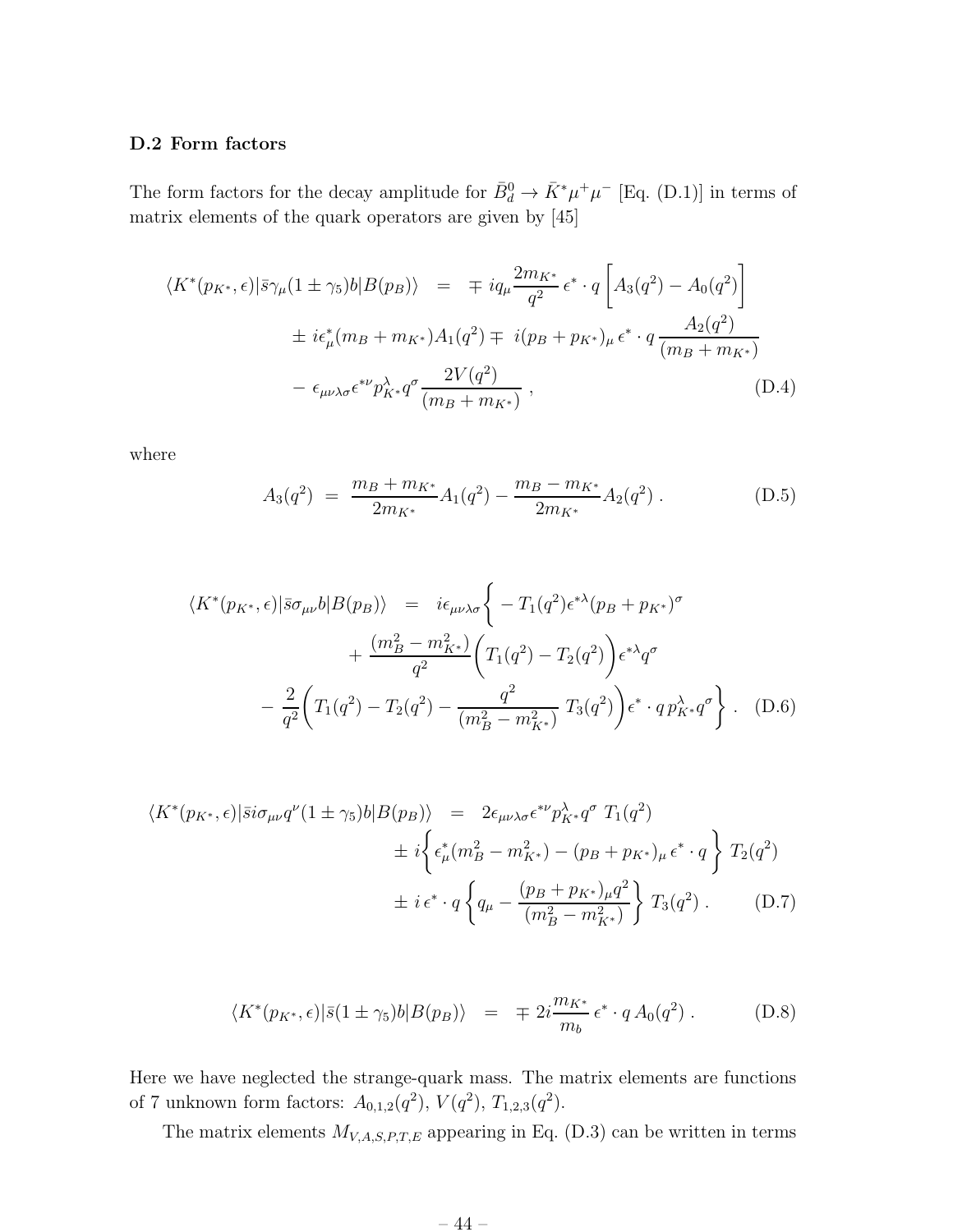### D.2 Form factors

The form factors for the decay amplitude for $\bar{B}_d^0 \to \bar{K}^* \mu^+ \mu^-$ [Eq. (D.1)] in terms of matrix elements of the quark operators are given by [45]

$$
\begin{aligned}
\langle K^*(p_{K^*}, \epsilon) | \bar{s} \gamma_\mu (1 \pm \gamma_5) b | B(p_B) \rangle \;=\; & \mp\, i q_\mu \frac{2 m_{K^*}}{q^2}\, \epsilon^* \cdot q \left[ A_3(q^2) - A_0(q^2) \right] \\
& \pm\, i \epsilon^*_\mu (m_B + m_{K^*}) A_1(q^2) \mp\, i (p_B + p_{K^*})_\mu\, \epsilon^* \cdot q\, \frac{A_2(q^2)}{(m_B + m_{K^*})} \\
& -\, \epsilon_{\mu\nu\lambda\sigma} \epsilon^{*\nu} p_{K^*}^\lambda q^\sigma \frac{2 V(q^2)}{(m_B + m_{K^*})} \;, \qquad \text{(D.4)}
\end{aligned}
$$

where

$$
A_3(q^2) \;=\; \frac{m_B + m_{K^*}}{2 m_{K^*}} A_1(q^2) - \frac{m_B - m_{K^*}}{2 m_{K^*}} A_2(q^2) \;. \qquad \text{(D.5)}
$$

$$
\begin{aligned}
\langle K^*(p_{K^*}, \epsilon) | \bar{s} \sigma_{\mu\nu} b | B(p_B) \rangle \;=\; & i \epsilon_{\mu\nu\lambda\sigma} \Bigg\{ -T_1(q^2) \epsilon^{*\lambda} (p_B + p_{K^*})^\sigma \\
& + \frac{(m_B^2 - m_{K^*}^2)}{q^2} \Big( T_1(q^2) - T_2(q^2) \Big) \epsilon^{*\lambda} q^\sigma \\
& - \frac{2}{q^2} \Big( T_1(q^2) - T_2(q^2) - \frac{q^2}{(m_B^2 - m_{K^*}^2)}\, T_3(q^2) \Big) \epsilon^* \cdot q\, p_{K^*}^\lambda q^\sigma \Bigg\} \;. \qquad \text{(D.6)}
\end{aligned}
$$

$$
\begin{aligned}
\langle K^*(p_{K^*}, \epsilon) | \bar{s} i \sigma_{\mu\nu} q^\nu (1 \pm \gamma_5) b | B(p_B) \rangle \;=\; & 2 \epsilon_{\mu\nu\lambda\sigma} \epsilon^{*\nu} p_{K^*}^\lambda q^\sigma \; T_1(q^2) \\
& \pm\, i \Big\{ \epsilon^*_\mu (m_B^2 - m_{K^*}^2) - (p_B + p_{K^*})_\mu\, \epsilon^* \cdot q \Big\} \; T_2(q^2) \\
& \pm\, i\, \epsilon^* \cdot q \left\{ q_\mu - \frac{(p_B + p_{K^*})_\mu q^2}{(m_B^2 - m_{K^*}^2)} \right\} T_3(q^2) \;. \qquad \text{(D.7)}
\end{aligned}
$$

$$
\langle K^*(p_{K^*}, \epsilon) | \bar{s} (1 \pm \gamma_5) b | B(p_B) \rangle \;=\; \mp\, 2 i \frac{m_{K^*}}{m_b}\, \epsilon^* \cdot q\, A_0(q^2) \;. \qquad \text{(D.8)}
$$

Here we have neglected the strange-quark mass. The matrix elements are functions of 7 unknown form factors: $A_{0,1,2}(q^2)$, $V(q^2)$, $T_{1,2,3}(q^2)$.

The matrix elements $M_{V,A,S,P,T,E}$ appearing in Eq. (D.3) can be written in terms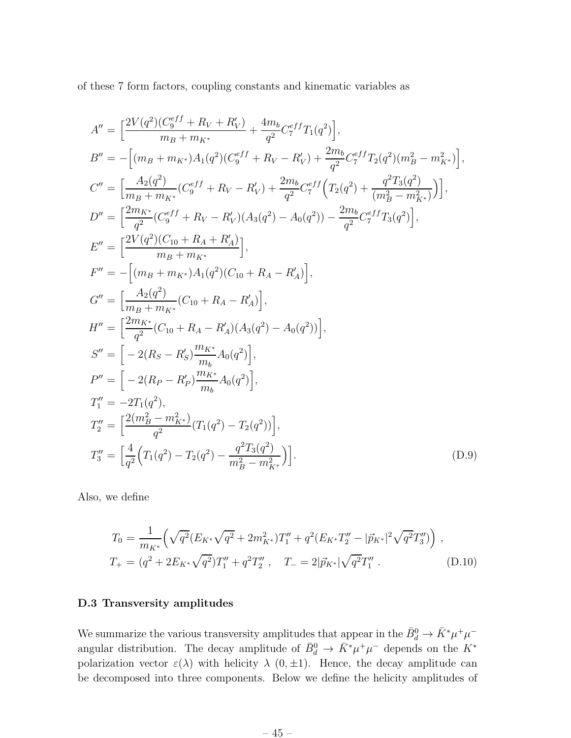of these 7 form factors, coupling constants and kinematic variables as

$$
\begin{aligned}
A'' &= \Big[\frac{2V(q^2)(C_9^{eff}+R_V+R_V')}{m_B+m_{K^*}} + \frac{4m_b}{q^2}C_7^{eff}T_1(q^2)\Big], \\
B'' &= -\Big[(m_B+m_{K^*})A_1(q^2)(C_9^{eff}+R_V-R_V') + \frac{2m_b}{q^2}C_7^{eff}T_2(q^2)(m_B^2-m_{K^*}^2)\Big], \\
C'' &= \Big[\frac{A_2(q^2)}{m_B+m_{K^*}}(C_9^{eff}+R_V-R_V') + \frac{2m_b}{q^2}C_7^{eff}\Big(T_2(q^2)+\frac{q^2T_3(q^2)}{(m_B^2-m_{K^*}^2)}\Big)\Big], \\
D'' &= \Big[\frac{2m_{K^*}}{q^2}(C_9^{eff}+R_V-R_V')(A_3(q^2)-A_0(q^2)) - \frac{2m_b}{q^2}C_7^{eff}T_3(q^2)\Big], \\
E'' &= \Big[\frac{2V(q^2)(C_{10}+R_A+R_A')}{m_B+m_{K^*}}\Big], \\
F'' &= -\Big[(m_B+m_{K^*})A_1(q^2)(C_{10}+R_A-R_A')\Big], \\
G'' &= \Big[\frac{A_2(q^2)}{m_B+m_{K^*}}(C_{10}+R_A-R_A')\Big], \\
H'' &= \Big[\frac{2m_{K^*}}{q^2}(C_{10}+R_A-R_A')(A_3(q^2)-A_0(q^2))\Big], \\
S'' &= \Big[-2(R_S-R_S')\frac{m_{K^*}}{m_b}A_0(q^2)\Big], \\
P'' &= \Big[-2(R_P-R_P')\frac{m_{K^*}}{m_b}A_0(q^2)\Big], \\
T_1'' &= -2T_1(q^2), \\
T_2'' &= \Big[\frac{2(m_B^2-m_{K^*}^2)}{q^2}(T_1(q^2)-T_2(q^2))\Big], \\
T_3'' &= \Big[\frac{4}{q^2}\Big(T_1(q^2)-T_2(q^2)-\frac{q^2T_3(q^2)}{m_B^2-m_{K^*}^2}\Big)\Big].
\end{aligned}
\tag{D.9}
$$

Also, we define

$$
\begin{aligned}
T_0 &= \frac{1}{m_{K^*}}\Big(\sqrt{q^2}(E_{K^*}\sqrt{q^2}+2m_{K^*}^2)T_1'' + q^2(E_{K^*}T_2'' - |\vec{p}_{K^*}|^2\sqrt{q^2}T_3'')\Big)~, \\
T_+ &= (q^2+2E_{K^*}\sqrt{q^2})T_1'' + q^2T_2''~, \quad T_- = 2|\vec{p}_{K^*}|\sqrt{q^2}T_1''~.
\end{aligned}
\tag{D.10}
$$

### D.3 Transversity amplitudes

We summarize the various transversity amplitudes that appear in the $\bar{B}_d^0 \to \bar{K}^*\mu^+\mu^-$ angular distribution. The decay amplitude of $\bar{B}_d^0 \to \bar{K}^*\mu^+\mu^-$ depends on the $K^*$ polarization vector $\varepsilon(\lambda)$ with helicity $\lambda$ $(0, \pm 1)$. Hence, the decay amplitude can be decomposed into three components. Below we define the helicity amplitudes of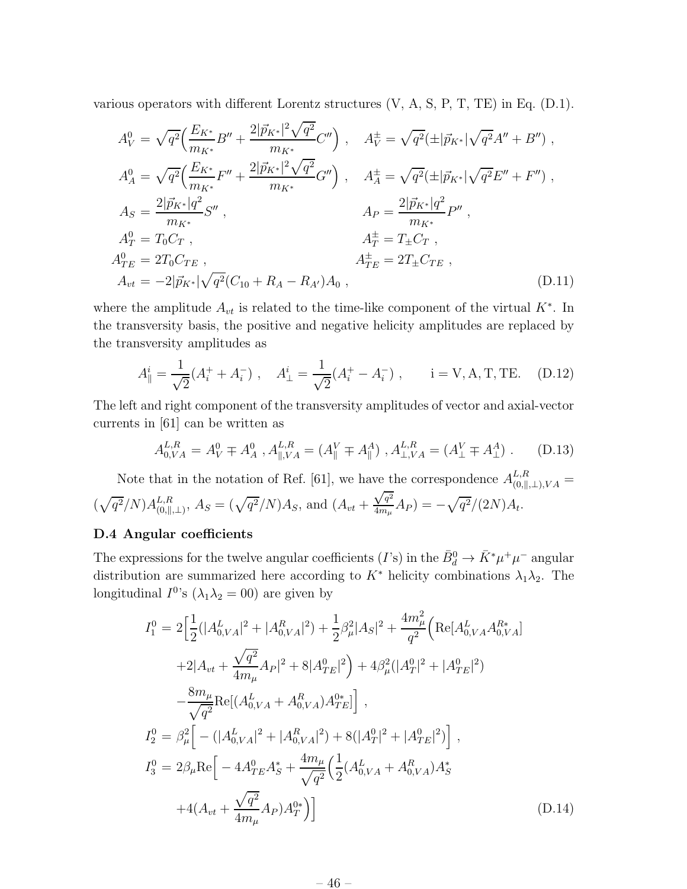various operators with different Lorentz structures (V, A, S, P, T, TE) in Eq. (D.1).

$$
\begin{aligned}
A_V^0 &= \sqrt{q^2}\Big(\frac{E_{K^*}}{m_{K^*}}B'' + \frac{2|\vec{p}_{K^*}|^2\sqrt{q^2}}{m_{K^*}}C''\Big) , \quad & A_V^\pm &= \sqrt{q^2}(\pm|\vec{p}_{K^*}|\sqrt{q^2}A'' + B'') , \\
A_A^0 &= \sqrt{q^2}\Big(\frac{E_{K^*}}{m_{K^*}}F'' + \frac{2|\vec{p}_{K^*}|^2\sqrt{q^2}}{m_{K^*}}G''\Big) , \quad & A_A^\pm &= \sqrt{q^2}(\pm|\vec{p}_{K^*}|\sqrt{q^2}E'' + F'') , \\
A_S &= \frac{2|\vec{p}_{K^*}|q^2}{m_{K^*}}S'' , & A_P &= \frac{2|\vec{p}_{K^*}|q^2}{m_{K^*}}P'' , \\
A_T^0 &= T_0 C_T , & A_T^\pm &= T_\pm C_T , \\
A_{TE}^0 &= 2T_0 C_{TE} , & A_{TE}^\pm &= 2T_\pm C_{TE} , \\
A_{vt} &= -2|\vec{p}_{K^*}|\sqrt{q^2}(C_{10} + R_A - R_{A'})A_0 , & & 
\end{aligned}
\tag{D.11}
$$

where the amplitude $A_{vt}$ is related to the time-like component of the virtual $K^*$. In the transversity basis, the positive and negative helicity amplitudes are replaced by the transversity amplitudes as

$$
A_\parallel^i = \frac{1}{\sqrt{2}}(A_i^+ + A_i^-) , \quad A_\perp^i = \frac{1}{\sqrt{2}}(A_i^+ - A_i^-) , \qquad \mathrm{i = V, A, T, TE.} \tag{D.12}
$$

The left and right component of the transversity amplitudes of vector and axial-vector currents in [61] can be written as

$$
A_{0,VA}^{L,R} = A_V^0 \mp A_A^0 \ , A_{\parallel,VA}^{L,R} = (A_\parallel^V \mp A_\parallel^A) \ , A_{\perp,VA}^{L,R} = (A_\perp^V \mp A_\perp^A) \ . \tag{D.13}
$$

Note that in the notation of Ref. [61], we have the correspondence $A_{(0,\parallel,\perp),VA}^{L,R} = (\sqrt{q^2}/N)A_{(0,\parallel,\perp)}^{L,R}$, $A_S = (\sqrt{q^2}/N)A_S$, and $(A_{vt} + \frac{\sqrt{q^2}}{4m_\mu}A_P) = -\sqrt{q^2}/(2N)A_t$.

### D.4 Angular coefficients

The expressions for the twelve angular coefficients ($I$'s) in the $\bar{B}_d^0 \to \bar{K}^*\mu^+\mu^-$ angular distribution are summarized here according to $K^*$ helicity combinations $\lambda_1\lambda_2$. The longitudinal $I^0$'s ($\lambda_1\lambda_2 = 00$) are given by

$$
\begin{aligned}
I_1^0 &= 2\Big[\frac{1}{2}(|A_{0,VA}^L|^2 + |A_{0,VA}^R|^2) + \frac{1}{2}\beta_\mu^2|A_S|^2 + \frac{4m_\mu^2}{q^2}\Big(\mathrm{Re}[A_{0,VA}^L A_{0,VA}^{R*}] \\
&\quad + 2|A_{vt} + \frac{\sqrt{q^2}}{4m_\mu}A_P|^2 + 8|A_{TE}^0|^2\Big) + 4\beta_\mu^2(|A_T^0|^2 + |A_{TE}^0|^2) \\
&\quad - \frac{8m_\mu}{\sqrt{q^2}}\mathrm{Re}[(A_{0,VA}^L + A_{0,VA}^R)A_{TE}^{0*}]\Big] , \\
I_2^0 &= \beta_\mu^2\Big[-(|A_{0,VA}^L|^2 + |A_{0,VA}^R|^2) + 8(|A_T^0|^2 + |A_{TE}^0|^2)\Big] , \\
I_3^0 &= 2\beta_\mu \mathrm{Re}\Big[-4A_{TE}^0 A_S^* + \frac{4m_\mu}{\sqrt{q^2}}\Big(\frac{1}{2}(A_{0,VA}^L + A_{0,VA}^R)A_S^* \\
&\quad + 4(A_{vt} + \frac{\sqrt{q^2}}{4m_\mu}A_P)A_T^{0*}\Big)\Big]
\end{aligned}
\tag{D.14}
$$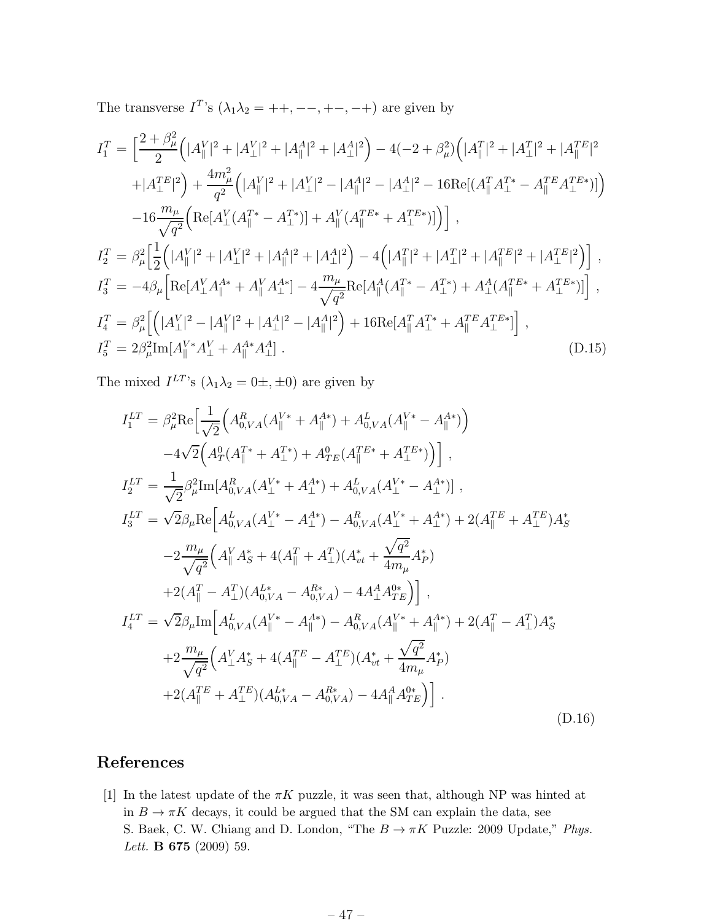The transverse $I^T$'s ($\lambda_1\lambda_2 = ++, --, +-, -+$) are given by

$$
\begin{aligned}
I_1^T &= \Big[\frac{2+\beta_\mu^2}{2}\Big(|A_\parallel^V|^2 + |A_\perp^V|^2 + |A_\parallel^A|^2 + |A_\perp^A|^2\Big) - 4(-2+\beta_\mu^2)\Big(|A_\parallel^T|^2 + |A_\perp^T|^2 + |A_\parallel^{TE}|^2 \\
&\quad + |A_\perp^{TE}|^2\Big) + \frac{4m_\mu^2}{q^2}\Big(|A_\parallel^V|^2 + |A_\perp^V|^2 - |A_\parallel^A|^2 - |A_\perp^A|^2 - 16\mathrm{Re}[(A_\parallel^T A_\perp^{T*} - A_\parallel^{TE} A_\perp^{TE*})]\Big) \\
&\quad - 16\frac{m_\mu}{\sqrt{q^2}}\Big(\mathrm{Re}[A_\perp^V(A_\parallel^{T*} - A_\perp^{T*})] + A_\parallel^V(A_\parallel^{TE*} + A_\perp^{TE*})]\Big)\Big] ~, \\
I_2^T &= \beta_\mu^2\Big[\frac{1}{2}\Big(|A_\parallel^V|^2 + |A_\perp^V|^2 + |A_\parallel^A|^2 + |A_\perp^A|^2\Big) - 4\Big(|A_\parallel^T|^2 + |A_\perp^T|^2 + |A_\parallel^{TE}|^2 + |A_\perp^{TE}|^2\Big)\Big] ~, \\
I_3^T &= -4\beta_\mu\Big[\mathrm{Re}[A_\perp^V A_\parallel^{A*} + A_\parallel^V A_\perp^{A*}] - 4\frac{m_\mu}{\sqrt{q^2}}\mathrm{Re}[A_\parallel^A(A_\parallel^{T*} - A_\perp^{T*}) + A_\perp^A(A_\parallel^{TE*} + A_\perp^{TE*})]\Big] ~, \\
I_4^T &= \beta_\mu^2\Big[\Big(|A_\perp^V|^2 - |A_\parallel^V|^2 + |A_\perp^A|^2 - |A_\parallel^A|^2\Big) + 16\mathrm{Re}[A_\parallel^T A_\perp^{T*} + A_\parallel^{TE} A_\perp^{TE*}]\Big] ~, \\
I_5^T &= 2\beta_\mu^2 \mathrm{Im}[A_\parallel^{V*} A_\perp^V + A_\parallel^{A*} A_\perp^A] ~.
\end{aligned} \tag{D.15}
$$

The mixed $I^{LT}$'s ($\lambda_1\lambda_2 = 0\pm, \pm 0$) are given by

$$
\begin{aligned}
I_1^{LT} &= \beta_\mu^2 \mathrm{Re}\Big[\frac{1}{\sqrt{2}}\Big(A_{0,VA}^R(A_\parallel^{V*} + A_\parallel^{A*}) + A_{0,VA}^L(A_\parallel^{V*} - A_\parallel^{A*})\Big) \\
&\quad - 4\sqrt{2}\Big(A_T^0(A_\parallel^{T*} + A_\perp^{T*}) + A_{TE}^0(A_\parallel^{TE*} + A_\perp^{TE*})\Big)\Big] ~, \\
I_2^{LT} &= \frac{1}{\sqrt{2}}\beta_\mu^2 \mathrm{Im}[A_{0,VA}^R(A_\perp^{V*} + A_\perp^{A*}) + A_{0,VA}^L(A_\perp^{V*} - A_\perp^{A*})] ~, \\
I_3^{LT} &= \sqrt{2}\beta_\mu \mathrm{Re}\Big[A_{0,VA}^L(A_\perp^{V*} - A_\perp^{A*}) - A_{0,VA}^R(A_\perp^{V*} + A_\perp^{A*}) + 2(A_\parallel^{TE} + A_\perp^{TE})A_S^* \\
&\quad - 2\frac{m_\mu}{\sqrt{q^2}}\Big(A_\parallel^V A_S^* + 4(A_\parallel^T + A_\perp^T)(A_{vt}^* + \frac{\sqrt{q^2}}{4m_\mu}A_P^*) \\
&\quad + 2(A_\parallel^T - A_\perp^T)(A_{0,VA}^{L*} - A_{0,VA}^{R*}) - 4A_\perp^A A_{TE}^{0*}\Big)\Big] ~, \\
I_4^{LT} &= \sqrt{2}\beta_\mu \mathrm{Im}\Big[A_{0,VA}^L(A_\parallel^{V*} - A_\parallel^{A*}) - A_{0,VA}^R(A_\parallel^{V*} + A_\parallel^{A*}) + 2(A_\parallel^T - A_\perp^T)A_S^* \\
&\quad + 2\frac{m_\mu}{\sqrt{q^2}}\Big(A_\perp^V A_S^* + 4(A_\parallel^{TE} - A_\perp^{TE})(A_{vt}^* + \frac{\sqrt{q^2}}{4m_\mu}A_P^*) \\
&\quad + 2(A_\parallel^{TE} + A_\perp^{TE})(A_{0,VA}^{L*} - A_{0,VA}^{R*}) - 4A_\parallel^A A_{TE}^{0*}\Big)\Big] ~.
\end{aligned} \tag{D.16}
$$

# References

[1] In the latest update of the $\pi K$ puzzle, it was seen that, although NP was hinted at in $B \to \pi K$ decays, it could be argued that the SM can explain the data, see S. Baek, C. W. Chiang and D. London, "The $B \to \pi K$ Puzzle: 2009 Update," *Phys. Lett.* **B 675** (2009) 59.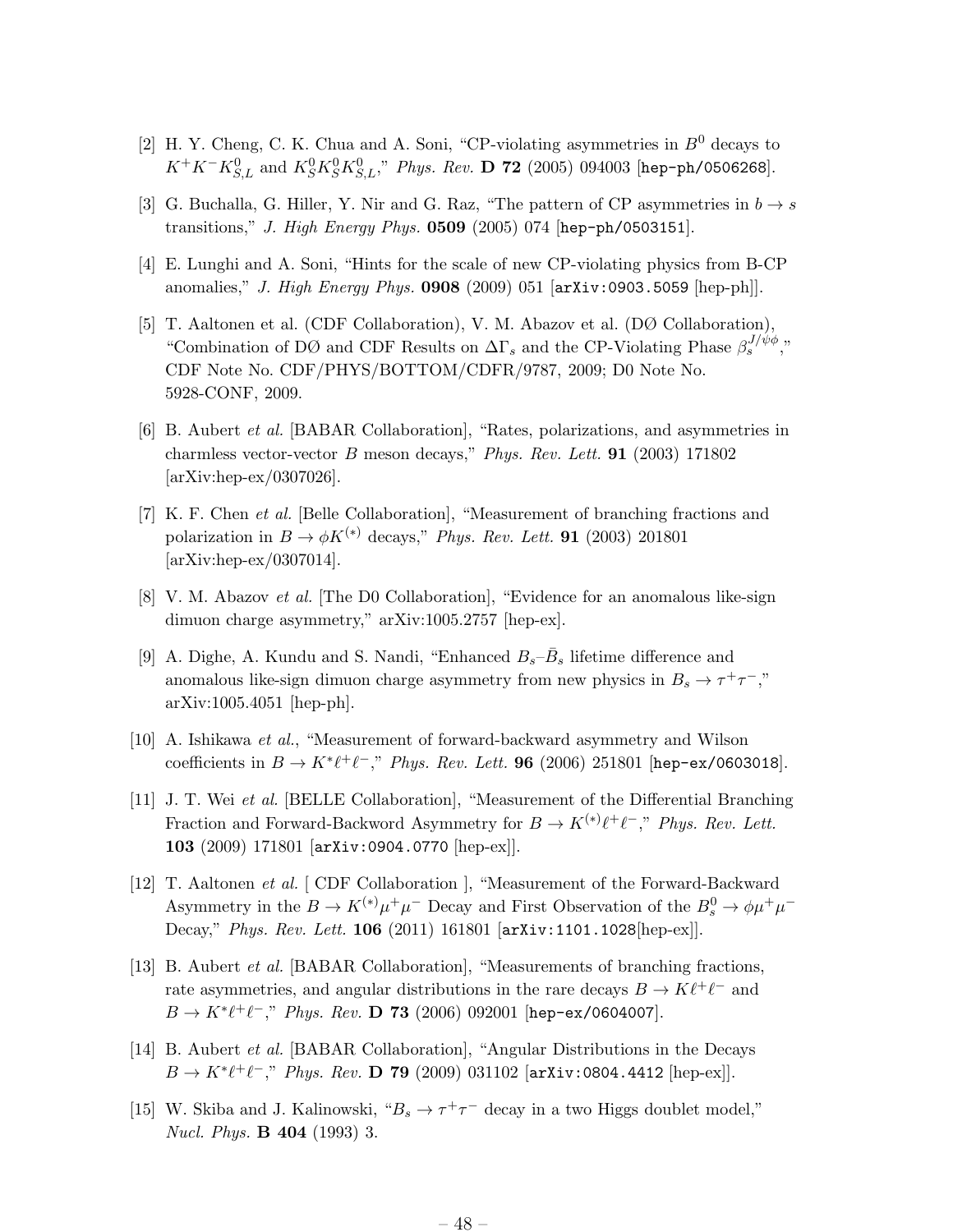[2] H. Y. Cheng, C. K. Chua and A. Soni, "CP-violating asymmetries in $B^0$ decays to $K^+K^-K^0_{S,L}$ and $K^0_S K^0_S K^0_{S,L}$," *Phys. Rev.* **D 72** (2005) 094003 [hep-ph/0506268].

[3] G. Buchalla, G. Hiller, Y. Nir and G. Raz, "The pattern of CP asymmetries in $b \to s$ transitions," *J. High Energy Phys.* **0509** (2005) 074 [hep-ph/0503151].

[4] E. Lunghi and A. Soni, "Hints for the scale of new CP-violating physics from B-CP anomalies," *J. High Energy Phys.* **0908** (2009) 051 [arXiv:0903.5059 [hep-ph]].

[5] T. Aaltonen et al. (CDF Collaboration), V. M. Abazov et al. (DØ Collaboration), "Combination of DØ and CDF Results on $\Delta\Gamma_s$ and the CP-Violating Phase $\beta_s^{J/\psi\phi}$," CDF Note No. CDF/PHYS/BOTTOM/CDFR/9787, 2009; D0 Note No. 5928-CONF, 2009.

[6] B. Aubert *et al.* [BABAR Collaboration], "Rates, polarizations, and asymmetries in charmless vector-vector $B$ meson decays," *Phys. Rev. Lett.* **91** (2003) 171802 [arXiv:hep-ex/0307026].

[7] K. F. Chen *et al.* [Belle Collaboration], "Measurement of branching fractions and polarization in $B \to \phi K^{(*)}$ decays," *Phys. Rev. Lett.* **91** (2003) 201801 [arXiv:hep-ex/0307014].

[8] V. M. Abazov *et al.* [The D0 Collaboration], "Evidence for an anomalous like-sign dimuon charge asymmetry," arXiv:1005.2757 [hep-ex].

[9] A. Dighe, A. Kundu and S. Nandi, "Enhanced $B_s$–$\bar{B}_s$ lifetime difference and anomalous like-sign dimuon charge asymmetry from new physics in $B_s \to \tau^+\tau^-$," arXiv:1005.4051 [hep-ph].

[10] A. Ishikawa *et al.*, "Measurement of forward-backward asymmetry and Wilson coefficients in $B \to K^*\ell^+\ell^-$," *Phys. Rev. Lett.* **96** (2006) 251801 [hep-ex/0603018].

[11] J. T. Wei *et al.* [BELLE Collaboration], "Measurement of the Differential Branching Fraction and Forward-Backword Asymmetry for $B \to K^{(*)}\ell^+\ell^-$," *Phys. Rev. Lett.* **103** (2009) 171801 [arXiv:0904.0770 [hep-ex]].

[12] T. Aaltonen *et al.* [ CDF Collaboration ], "Measurement of the Forward-Backward Asymmetry in the $B \to K^{(*)}\mu^+\mu^-$ Decay and First Observation of the $B^0_s \to \phi\mu^+\mu^-$ Decay," *Phys. Rev. Lett.* **106** (2011) 161801 [arXiv:1101.1028[hep-ex]].

[13] B. Aubert *et al.* [BABAR Collaboration], "Measurements of branching fractions, rate asymmetries, and angular distributions in the rare decays $B \to K\ell^+\ell^-$ and $B \to K^*\ell^+\ell^-$," *Phys. Rev.* **D 73** (2006) 092001 [hep-ex/0604007].

[14] B. Aubert *et al.* [BABAR Collaboration], "Angular Distributions in the Decays $B \to K^*\ell^+\ell^-$," *Phys. Rev.* **D 79** (2009) 031102 [arXiv:0804.4412 [hep-ex]].

[15] W. Skiba and J. Kalinowski, "$B_s \to \tau^+\tau^-$ decay in a two Higgs doublet model," *Nucl. Phys.* **B 404** (1993) 3.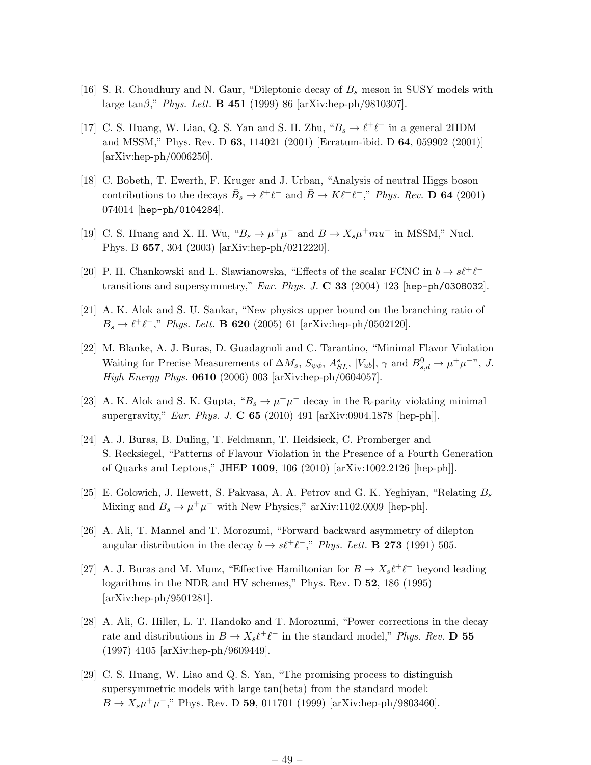[16] S. R. Choudhury and N. Gaur, “Dileptonic decay of $B_s$ meson in SUSY models with large tan$\beta$,” *Phys. Lett.* **B 451** (1999) 86 [arXiv:hep-ph/9810307].

[17] C. S. Huang, W. Liao, Q. S. Yan and S. H. Zhu, “$B_s \to \ell^+\ell^-$ in a general 2HDM and MSSM,” Phys. Rev. D **63**, 114021 (2001) [Erratum-ibid. D **64**, 059902 (2001)] [arXiv:hep-ph/0006250].

[18] C. Bobeth, T. Ewerth, F. Kruger and J. Urban, “Analysis of neutral Higgs boson contributions to the decays $\bar{B}_s \to \ell^+\ell^-$ and $\bar{B} \to K\ell^+\ell^-$,” *Phys. Rev.* **D 64** (2001) 074014 [hep-ph/0104284].

[19] C. S. Huang and X. H. Wu, “$B_s \to \mu^+\mu^-$ and $B \to X_s\mu^+ mu^-$ in MSSM,” Nucl. Phys. B **657**, 304 (2003) [arXiv:hep-ph/0212220].

[20] P. H. Chankowski and L. Slawianowska, “Effects of the scalar FCNC in $b \to s\ell^+\ell^-$ transitions and supersymmetry,” *Eur. Phys. J.* **C 33** (2004) 123 [hep-ph/0308032].

[21] A. K. Alok and S. U. Sankar, “New physics upper bound on the branching ratio of $B_s \to \ell^+\ell^-$,” *Phys. Lett.* **B 620** (2005) 61 [arXiv:hep-ph/0502120].

[22] M. Blanke, A. J. Buras, D. Guadagnoli and C. Tarantino, “Minimal Flavor Violation Waiting for Precise Measurements of $\Delta M_s$, $S_{\psi\phi}$, $A^s_{SL}$, $|V_{ub}|$, $\gamma$ and $B^0_{s,d} \to \mu^+\mu^-$”, *J. High Energy Phys.* **0610** (2006) 003 [arXiv:hep-ph/0604057].

[23] A. K. Alok and S. K. Gupta, “$B_s \to \mu^+\mu^-$ decay in the R-parity violating minimal supergravity,” *Eur. Phys. J.* **C 65** (2010) 491 [arXiv:0904.1878 [hep-ph]].

[24] A. J. Buras, B. Duling, T. Feldmann, T. Heidsieck, C. Promberger and S. Recksiegel, “Patterns of Flavour Violation in the Presence of a Fourth Generation of Quarks and Leptons,” JHEP **1009**, 106 (2010) [arXiv:1002.2126 [hep-ph]].

[25] E. Golowich, J. Hewett, S. Pakvasa, A. A. Petrov and G. K. Yeghiyan, “Relating $B_s$ Mixing and $B_s \to \mu^+\mu^-$ with New Physics,” arXiv:1102.0009 [hep-ph].

[26] A. Ali, T. Mannel and T. Morozumi, “Forward backward asymmetry of dilepton angular distribution in the decay $b \to s\ell^+\ell^-$,” *Phys. Lett.* **B 273** (1991) 505.

[27] A. J. Buras and M. Munz, “Effective Hamiltonian for $B \to X_s\ell^+\ell^-$ beyond leading logarithms in the NDR and HV schemes,” Phys. Rev. D **52**, 186 (1995) [arXiv:hep-ph/9501281].

[28] A. Ali, G. Hiller, L. T. Handoko and T. Morozumi, “Power corrections in the decay rate and distributions in $B \to X_s\ell^+\ell^-$ in the standard model,” *Phys. Rev.* **D 55** (1997) 4105 [arXiv:hep-ph/9609449].

[29] C. S. Huang, W. Liao and Q. S. Yan, “The promising process to distinguish supersymmetric models with large tan(beta) from the standard model: $B \to X_s\mu^+\mu^-$,” Phys. Rev. D **59**, 011701 (1999) [arXiv:hep-ph/9803460].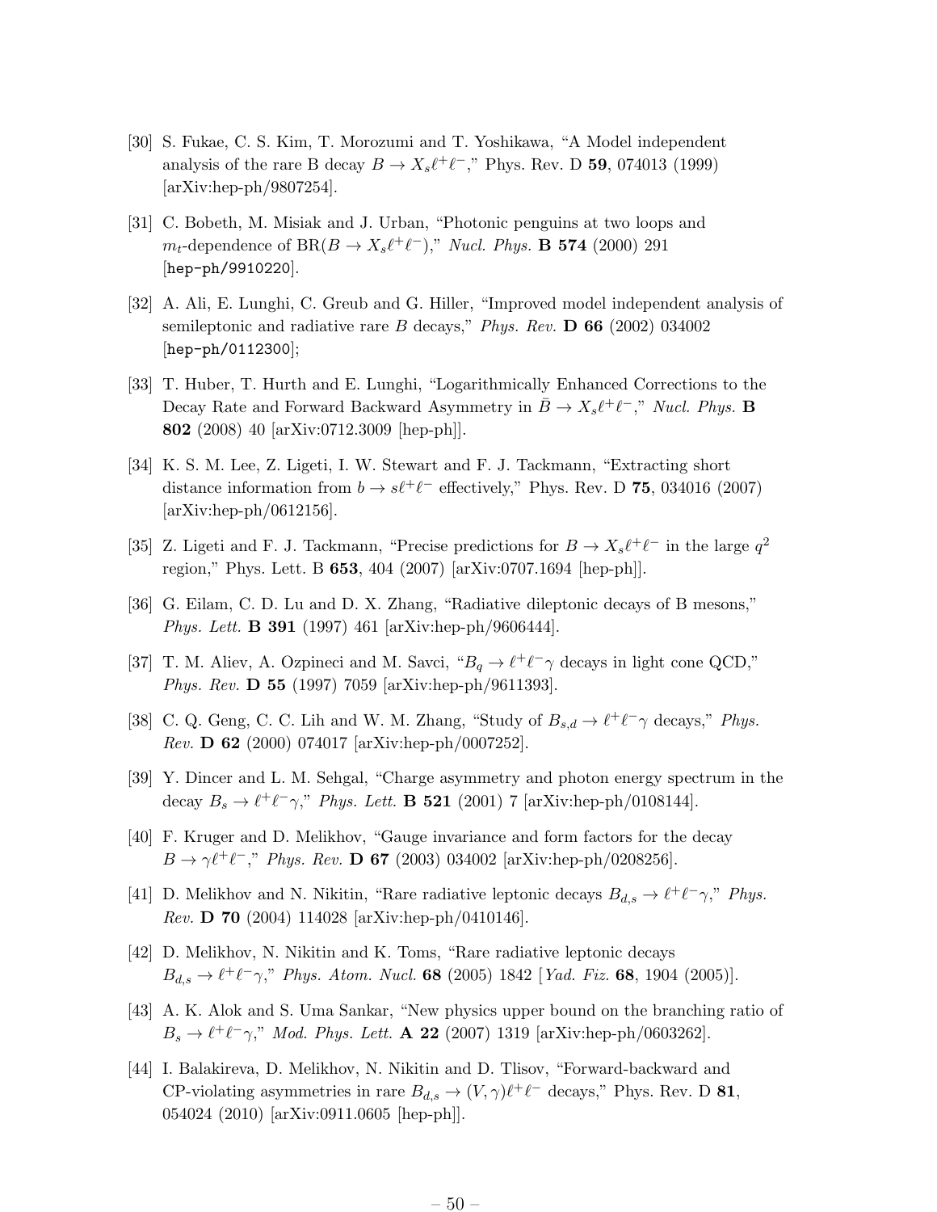[30] S. Fukae, C. S. Kim, T. Morozumi and T. Yoshikawa, "A Model independent analysis of the rare B decay $B \to X_s \ell^+ \ell^-$," Phys. Rev. D **59**, 074013 (1999) [arXiv:hep-ph/9807254].

[31] C. Bobeth, M. Misiak and J. Urban, "Photonic penguins at two loops and $m_t$-dependence of $\mathrm{BR}(B \to X_s \ell^+ \ell^-)$," *Nucl. Phys.* **B 574** (2000) 291 [hep-ph/9910220].

[32] A. Ali, E. Lunghi, C. Greub and G. Hiller, "Improved model independent analysis of semileptonic and radiative rare $B$ decays," *Phys. Rev.* **D 66** (2002) 034002 [hep-ph/0112300];

[33] T. Huber, T. Hurth and E. Lunghi, "Logarithmically Enhanced Corrections to the Decay Rate and Forward Backward Asymmetry in $\bar{B} \to X_s \ell^+ \ell^-$," *Nucl. Phys.* **B 802** (2008) 40 [arXiv:0712.3009 [hep-ph]].

[34] K. S. M. Lee, Z. Ligeti, I. W. Stewart and F. J. Tackmann, "Extracting short distance information from $b \to s \ell^+ \ell^-$ effectively," Phys. Rev. D **75**, 034016 (2007) [arXiv:hep-ph/0612156].

[35] Z. Ligeti and F. J. Tackmann, "Precise predictions for $B \to X_s \ell^+ \ell^-$ in the large $q^2$ region," Phys. Lett. B **653**, 404 (2007) [arXiv:0707.1694 [hep-ph]].

[36] G. Eilam, C. D. Lu and D. X. Zhang, "Radiative dileptonic decays of B mesons," *Phys. Lett.* **B 391** (1997) 461 [arXiv:hep-ph/9606444].

[37] T. M. Aliev, A. Ozpineci and M. Savci, "$B_q \to \ell^+ \ell^- \gamma$ decays in light cone QCD," *Phys. Rev.* **D 55** (1997) 7059 [arXiv:hep-ph/9611393].

[38] C. Q. Geng, C. C. Lih and W. M. Zhang, "Study of $B_{s,d} \to \ell^+ \ell^- \gamma$ decays," *Phys. Rev.* **D 62** (2000) 074017 [arXiv:hep-ph/0007252].

[39] Y. Dincer and L. M. Sehgal, "Charge asymmetry and photon energy spectrum in the decay $B_s \to \ell^+ \ell^- \gamma$," *Phys. Lett.* **B 521** (2001) 7 [arXiv:hep-ph/0108144].

[40] F. Kruger and D. Melikhov, "Gauge invariance and form factors for the decay $B \to \gamma \ell^+ \ell^-$," *Phys. Rev.* **D 67** (2003) 034002 [arXiv:hep-ph/0208256].

[41] D. Melikhov and N. Nikitin, "Rare radiative leptonic decays $B_{d,s} \to \ell^+ \ell^- \gamma$," *Phys. Rev.* **D 70** (2004) 114028 [arXiv:hep-ph/0410146].

[42] D. Melikhov, N. Nikitin and K. Toms, "Rare radiative leptonic decays $B_{d,s} \to \ell^+ \ell^- \gamma$," *Phys. Atom. Nucl.* **68** (2005) 1842 [*Yad. Fiz.* **68**, 1904 (2005)].

[43] A. K. Alok and S. Uma Sankar, "New physics upper bound on the branching ratio of $B_s \to \ell^+ \ell^- \gamma$," *Mod. Phys. Lett.* **A 22** (2007) 1319 [arXiv:hep-ph/0603262].

[44] I. Balakireva, D. Melikhov, N. Nikitin and D. Tlisov, "Forward-backward and CP-violating asymmetries in rare $B_{d,s} \to (V, \gamma) \ell^+ \ell^-$ decays," Phys. Rev. D **81**, 054024 (2010) [arXiv:0911.0605 [hep-ph]].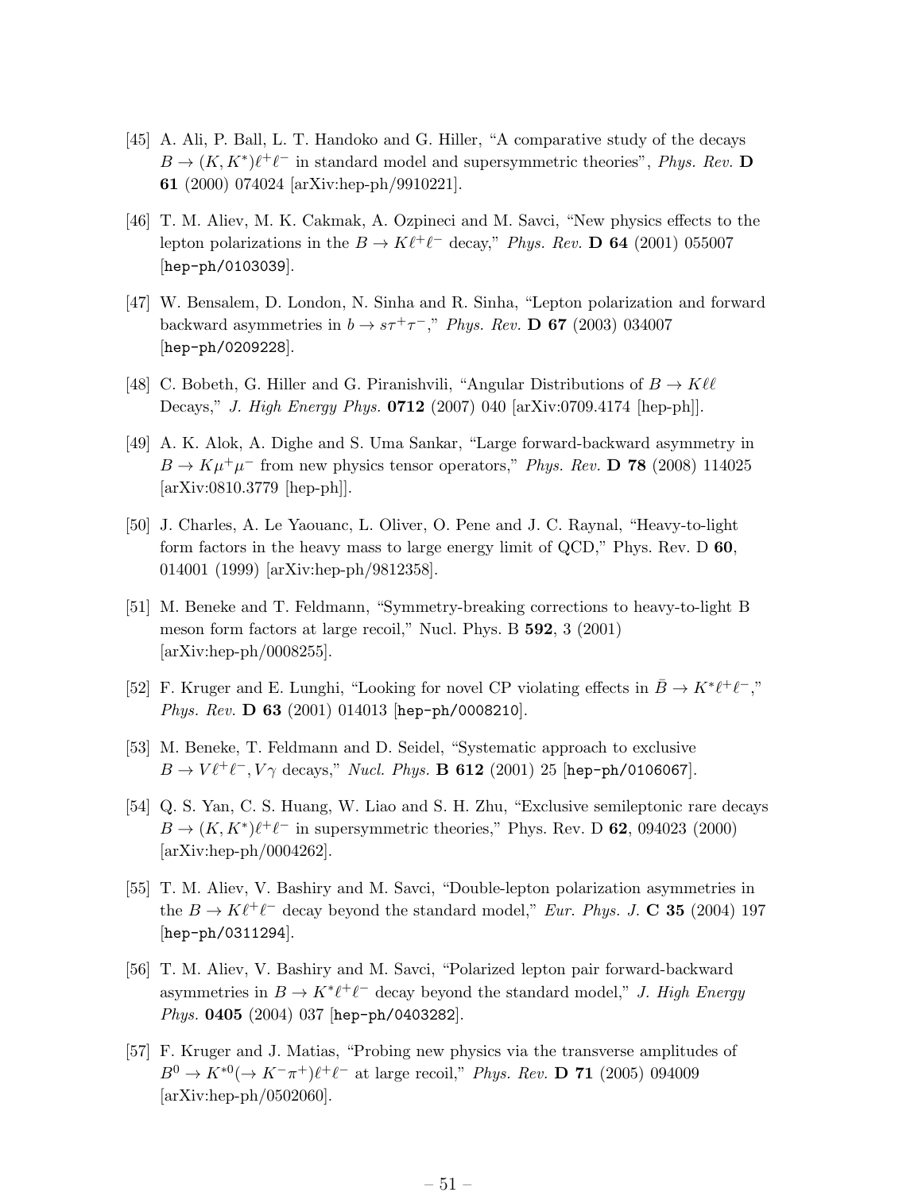[45] A. Ali, P. Ball, L. T. Handoko and G. Hiller, "A comparative study of the decays $B \to (K, K^*)\ell^+\ell^-$ in standard model and supersymmetric theories", *Phys. Rev.* **D 61** (2000) 074024 [arXiv:hep-ph/9910221].

[46] T. M. Aliev, M. K. Cakmak, A. Ozpineci and M. Savci, "New physics effects to the lepton polarizations in the $B \to K\ell^+\ell^-$ decay," *Phys. Rev.* **D 64** (2001) 055007 [hep-ph/0103039].

[47] W. Bensalem, D. London, N. Sinha and R. Sinha, "Lepton polarization and forward backward asymmetries in $b \to s\tau^+\tau^-$," *Phys. Rev.* **D 67** (2003) 034007 [hep-ph/0209228].

[48] C. Bobeth, G. Hiller and G. Piranishvili, "Angular Distributions of $B \to K\ell\ell$ Decays," *J. High Energy Phys.* **0712** (2007) 040 [arXiv:0709.4174 [hep-ph]].

[49] A. K. Alok, A. Dighe and S. Uma Sankar, "Large forward-backward asymmetry in $B \to K\mu^+\mu^-$ from new physics tensor operators," *Phys. Rev.* **D 78** (2008) 114025 [arXiv:0810.3779 [hep-ph]].

[50] J. Charles, A. Le Yaouanc, L. Oliver, O. Pene and J. C. Raynal, "Heavy-to-light form factors in the heavy mass to large energy limit of QCD," Phys. Rev. D **60**, 014001 (1999) [arXiv:hep-ph/9812358].

[51] M. Beneke and T. Feldmann, "Symmetry-breaking corrections to heavy-to-light B meson form factors at large recoil," Nucl. Phys. B **592**, 3 (2001) [arXiv:hep-ph/0008255].

[52] F. Kruger and E. Lunghi, "Looking for novel CP violating effects in $\bar{B} \to K^*\ell^+\ell^-$," *Phys. Rev.* **D 63** (2001) 014013 [hep-ph/0008210].

[53] M. Beneke, T. Feldmann and D. Seidel, "Systematic approach to exclusive $B \to V\ell^+\ell^-, V\gamma$ decays," *Nucl. Phys.* **B 612** (2001) 25 [hep-ph/0106067].

[54] Q. S. Yan, C. S. Huang, W. Liao and S. H. Zhu, "Exclusive semileptonic rare decays $B \to (K, K^*)\ell^+\ell^-$ in supersymmetric theories," Phys. Rev. D **62**, 094023 (2000) [arXiv:hep-ph/0004262].

[55] T. M. Aliev, V. Bashiry and M. Savci, "Double-lepton polarization asymmetries in the $B \to K\ell^+\ell^-$ decay beyond the standard model," *Eur. Phys. J.* **C 35** (2004) 197 [hep-ph/0311294].

[56] T. M. Aliev, V. Bashiry and M. Savci, "Polarized lepton pair forward-backward asymmetries in $B \to K^*\ell^+\ell^-$ decay beyond the standard model," *J. High Energy Phys.* **0405** (2004) 037 [hep-ph/0403282].

[57] F. Kruger and J. Matias, "Probing new physics via the transverse amplitudes of $B^0 \to K^{*0}(\to K^-\pi^+)\ell^+\ell^-$ at large recoil," *Phys. Rev.* **D 71** (2005) 094009 [arXiv:hep-ph/0502060].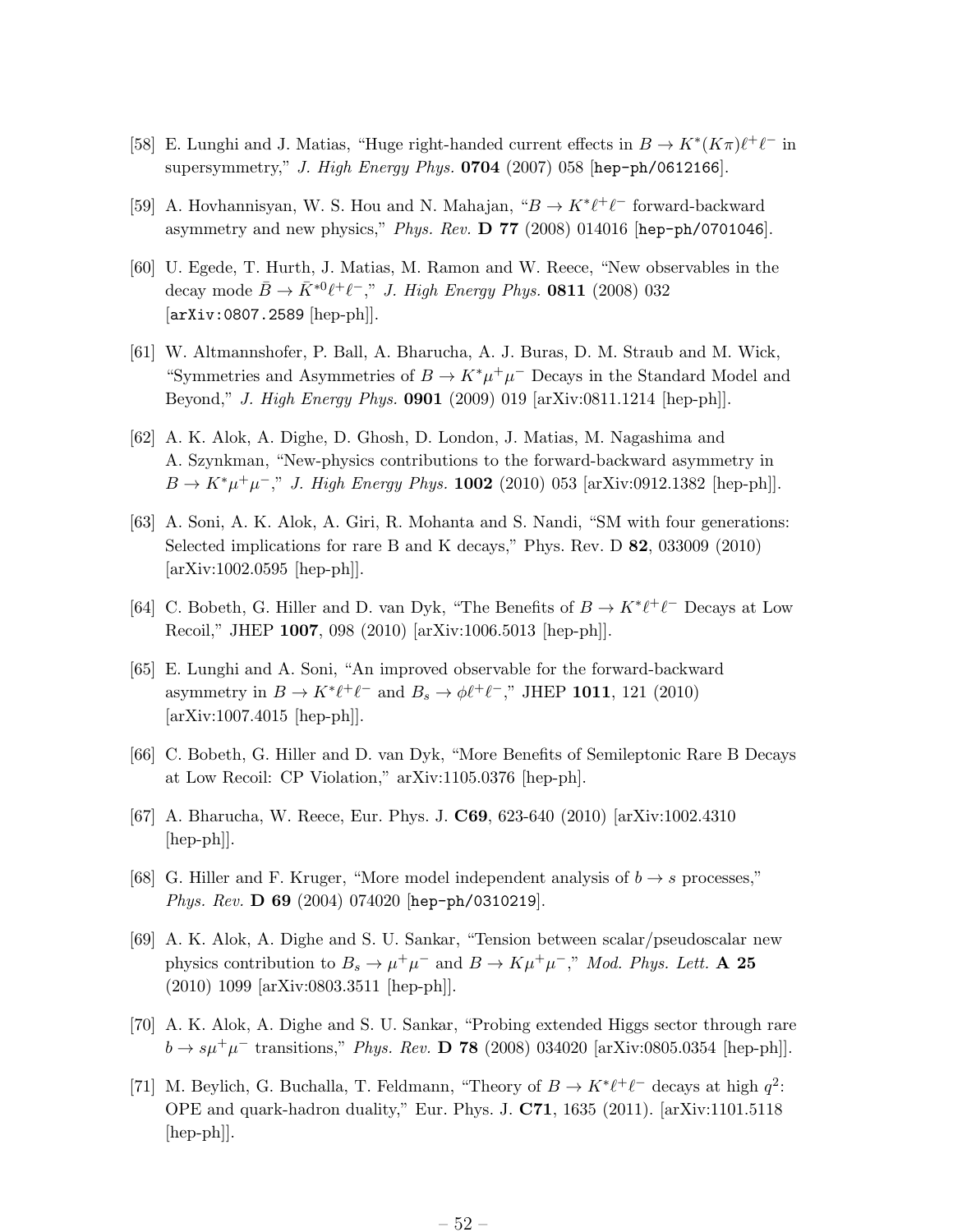[58] E. Lunghi and J. Matias, "Huge right-handed current effects in $B \to K^*(K\pi)\ell^+\ell^-$ in supersymmetry," *J. High Energy Phys.* **0704** (2007) 058 [hep-ph/0612166].

[59] A. Hovhannisyan, W. S. Hou and N. Mahajan, "$B \to K^*\ell^+\ell^-$ forward-backward asymmetry and new physics," *Phys. Rev.* **D 77** (2008) 014016 [hep-ph/0701046].

[60] U. Egede, T. Hurth, J. Matias, M. Ramon and W. Reece, "New observables in the decay mode $\bar{B} \to \bar{K}^{*0}\ell^+\ell^-$," *J. High Energy Phys.* **0811** (2008) 032 [arXiv:0807.2589 [hep-ph]].

[61] W. Altmannshofer, P. Ball, A. Bharucha, A. J. Buras, D. M. Straub and M. Wick, "Symmetries and Asymmetries of $B \to K^*\mu^+\mu^-$ Decays in the Standard Model and Beyond," *J. High Energy Phys.* **0901** (2009) 019 [arXiv:0811.1214 [hep-ph]].

[62] A. K. Alok, A. Dighe, D. Ghosh, D. London, J. Matias, M. Nagashima and A. Szynkman, "New-physics contributions to the forward-backward asymmetry in $B \to K^*\mu^+\mu^-$," *J. High Energy Phys.* **1002** (2010) 053 [arXiv:0912.1382 [hep-ph]].

[63] A. Soni, A. K. Alok, A. Giri, R. Mohanta and S. Nandi, "SM with four generations: Selected implications for rare B and K decays," Phys. Rev. D **82**, 033009 (2010) [arXiv:1002.0595 [hep-ph]].

[64] C. Bobeth, G. Hiller and D. van Dyk, "The Benefits of $B \to K^*\ell^+\ell^-$ Decays at Low Recoil," JHEP **1007**, 098 (2010) [arXiv:1006.5013 [hep-ph]].

[65] E. Lunghi and A. Soni, "An improved observable for the forward-backward asymmetry in $B \to K^*\ell^+\ell^-$ and $B_s \to \phi\ell^+\ell^-$," JHEP **1011**, 121 (2010) [arXiv:1007.4015 [hep-ph]].

[66] C. Bobeth, G. Hiller and D. van Dyk, "More Benefits of Semileptonic Rare B Decays at Low Recoil: CP Violation," arXiv:1105.0376 [hep-ph].

[67] A. Bharucha, W. Reece, Eur. Phys. J. **C69**, 623-640 (2010) [arXiv:1002.4310 [hep-ph]].

[68] G. Hiller and F. Kruger, "More model independent analysis of $b \to s$ processes," *Phys. Rev.* **D 69** (2004) 074020 [hep-ph/0310219].

[69] A. K. Alok, A. Dighe and S. U. Sankar, "Tension between scalar/pseudoscalar new physics contribution to $B_s \to \mu^+\mu^-$ and $B \to K\mu^+\mu^-$," *Mod. Phys. Lett.* **A 25** (2010) 1099 [arXiv:0803.3511 [hep-ph]].

[70] A. K. Alok, A. Dighe and S. U. Sankar, "Probing extended Higgs sector through rare $b \to s\mu^+\mu^-$ transitions," *Phys. Rev.* **D 78** (2008) 034020 [arXiv:0805.0354 [hep-ph]].

[71] M. Beylich, G. Buchalla, T. Feldmann, "Theory of $B \to K^*\ell^+\ell^-$ decays at high $q^2$: OPE and quark-hadron duality," Eur. Phys. J. **C71**, 1635 (2011). [arXiv:1101.5118 [hep-ph]].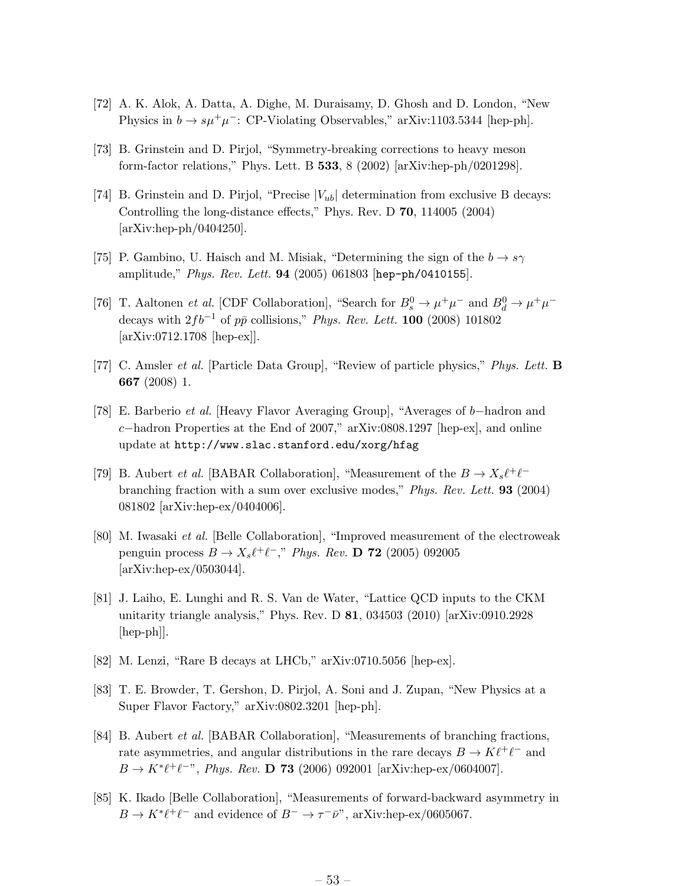[72] A. K. Alok, A. Datta, A. Dighe, M. Duraisamy, D. Ghosh and D. London, "New Physics in $b \to s\mu^+\mu^-$: CP-Violating Observables," arXiv:1103.5344 [hep-ph].

[73] B. Grinstein and D. Pirjol, "Symmetry-breaking corrections to heavy meson form-factor relations," Phys. Lett. B **533**, 8 (2002) [arXiv:hep-ph/0201298].

[74] B. Grinstein and D. Pirjol, "Precise $|V_{ub}|$ determination from exclusive B decays: Controlling the long-distance effects," Phys. Rev. D **70**, 114005 (2004) [arXiv:hep-ph/0404250].

[75] P. Gambino, U. Haisch and M. Misiak, "Determining the sign of the $b \to s\gamma$ amplitude," *Phys. Rev. Lett.* **94** (2005) 061803 [hep-ph/0410155].

[76] T. Aaltonen *et al.* [CDF Collaboration], "Search for $B_s^0 \to \mu^+\mu^-$ and $B_d^0 \to \mu^+\mu^-$ decays with $2fb^{-1}$ of $p\bar{p}$ collisions," *Phys. Rev. Lett.* **100** (2008) 101802 [arXiv:0712.1708 [hep-ex]].

[77] C. Amsler *et al.* [Particle Data Group], "Review of particle physics," *Phys. Lett.* **B 667** (2008) 1.

[78] E. Barberio *et al.* [Heavy Flavor Averaging Group], "Averages of $b-$hadron and $c-$hadron Properties at the End of 2007," arXiv:0808.1297 [hep-ex], and online update at http://www.slac.stanford.edu/xorg/hfag

[79] B. Aubert *et al.* [BABAR Collaboration], "Measurement of the $B \to X_s\ell^+\ell^-$ branching fraction with a sum over exclusive modes," *Phys. Rev. Lett.* **93** (2004) 081802 [arXiv:hep-ex/0404006].

[80] M. Iwasaki *et al.* [Belle Collaboration], "Improved measurement of the electroweak penguin process $B \to X_s\ell^+\ell^-$," *Phys. Rev.* **D 72** (2005) 092005 [arXiv:hep-ex/0503044].

[81] J. Laiho, E. Lunghi and R. S. Van de Water, "Lattice QCD inputs to the CKM unitarity triangle analysis," Phys. Rev. D **81**, 034503 (2010) [arXiv:0910.2928 [hep-ph]].

[82] M. Lenzi, "Rare B decays at LHCb," arXiv:0710.5056 [hep-ex].

[83] T. E. Browder, T. Gershon, D. Pirjol, A. Soni and J. Zupan, "New Physics at a Super Flavor Factory," arXiv:0802.3201 [hep-ph].

[84] B. Aubert *et al.* [BABAR Collaboration], "Measurements of branching fractions, rate asymmetries, and angular distributions in the rare decays $B \to K\ell^+\ell^-$ and $B \to K^*\ell^+\ell^-$", *Phys. Rev.* **D 73** (2006) 092001 [arXiv:hep-ex/0604007].

[85] K. Ikado [Belle Collaboration], "Measurements of forward-backward asymmetry in $B \to K^*\ell^+\ell^-$ and evidence of $B^- \to \tau^-\bar{\nu}$", arXiv:hep-ex/0605067.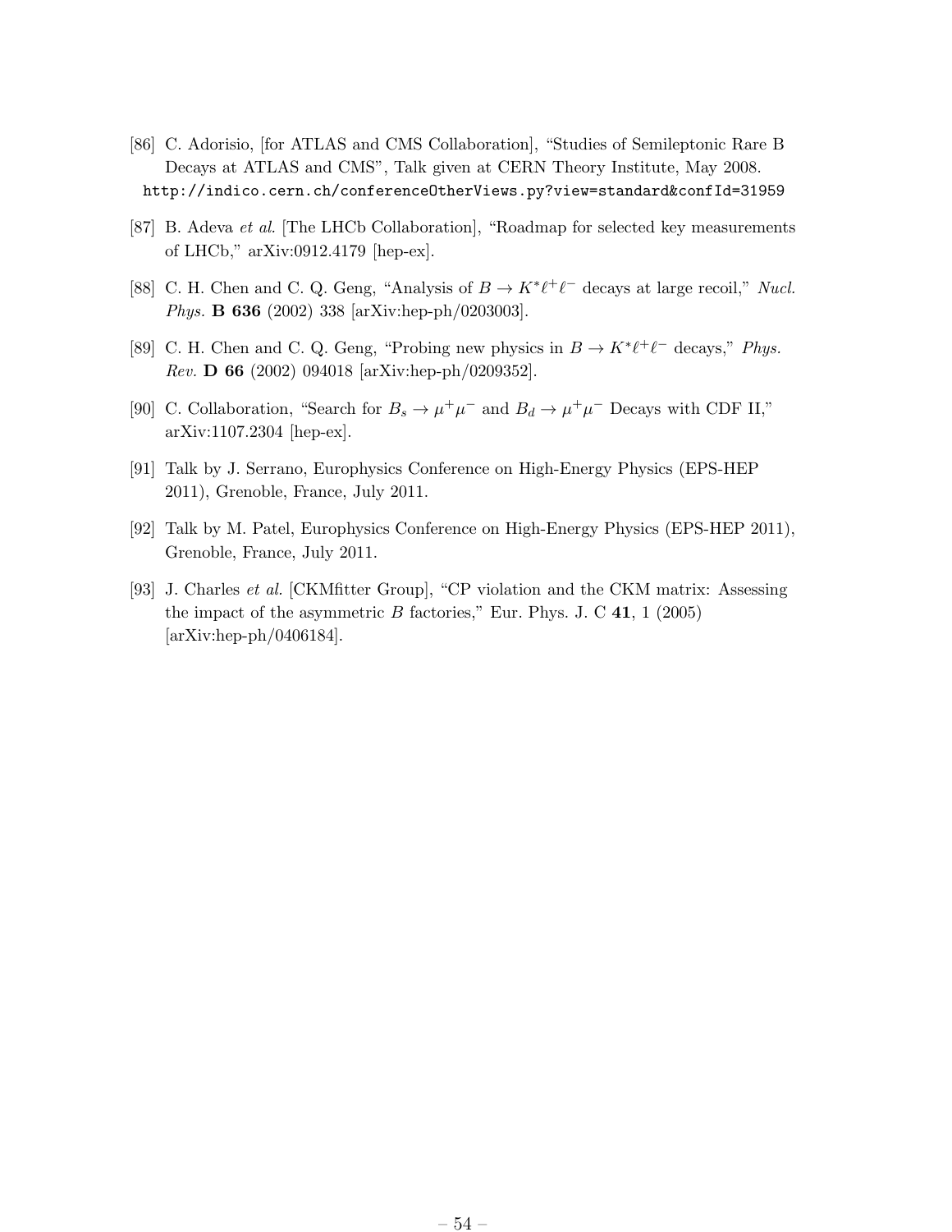[86] C. Adorisio, [for ATLAS and CMS Collaboration], "Studies of Semileptonic Rare B Decays at ATLAS and CMS", Talk given at CERN Theory Institute, May 2008. http://indico.cern.ch/conferenceOtherViews.py?view=standard&confId=31959

[87] B. Adeva *et al.* [The LHCb Collaboration], "Roadmap for selected key measurements of LHCb," arXiv:0912.4179 [hep-ex].

[88] C. H. Chen and C. Q. Geng, "Analysis of $B \to K^* \ell^+ \ell^-$ decays at large recoil," *Nucl. Phys.* **B 636** (2002) 338 [arXiv:hep-ph/0203003].

[89] C. H. Chen and C. Q. Geng, "Probing new physics in $B \to K^* \ell^+ \ell^-$ decays," *Phys. Rev.* **D 66** (2002) 094018 [arXiv:hep-ph/0209352].

[90] C. Collaboration, "Search for $B_s \to \mu^+ \mu^-$ and $B_d \to \mu^+ \mu^-$ Decays with CDF II," arXiv:1107.2304 [hep-ex].

[91] Talk by J. Serrano, Europhysics Conference on High-Energy Physics (EPS-HEP 2011), Grenoble, France, July 2011.

[92] Talk by M. Patel, Europhysics Conference on High-Energy Physics (EPS-HEP 2011), Grenoble, France, July 2011.

[93] J. Charles *et al.* [CKMfitter Group], "CP violation and the CKM matrix: Assessing the impact of the asymmetric $B$ factories," Eur. Phys. J. C **41**, 1 (2005) [arXiv:hep-ph/0406184].